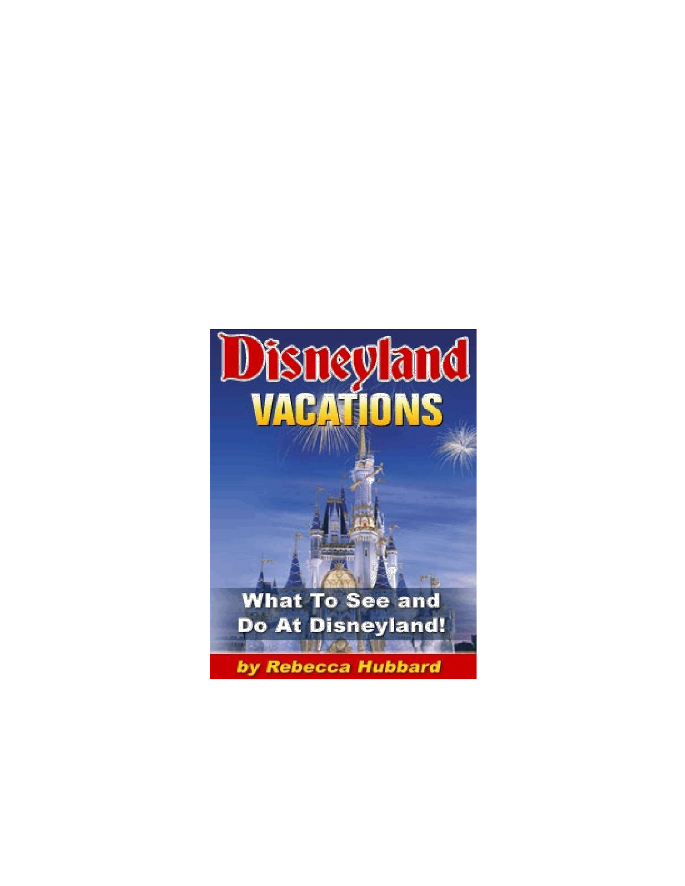# Disneyland VACATIONS

## What To See and Do At Disneyland!

**by Rebecca Hubbard**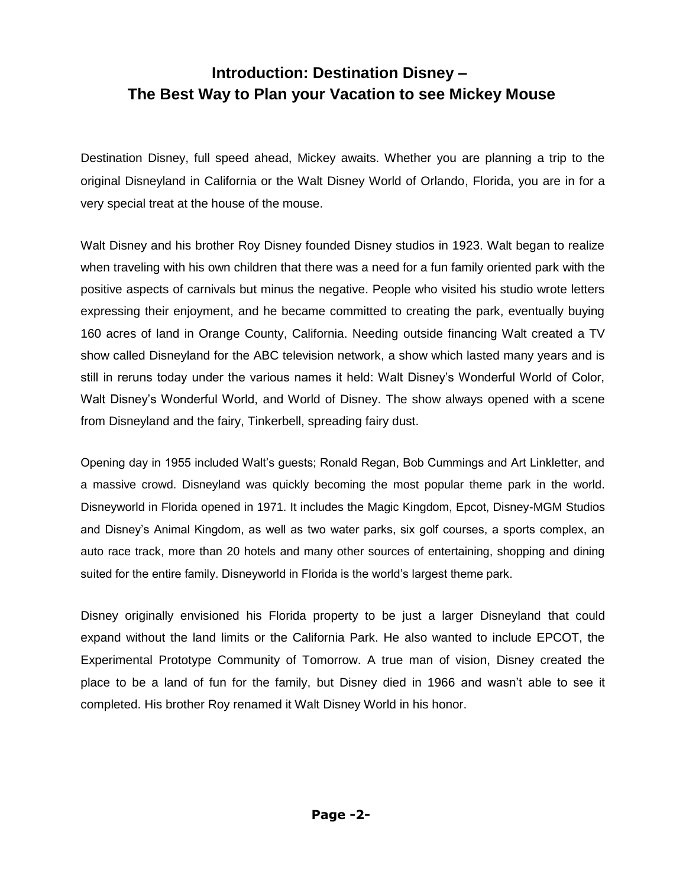# Introduction: Destination Disney – The Best Way to Plan your Vacation to see Mickey Mouse

Destination Disney, full speed ahead, Mickey awaits. Whether you are planning a trip to the original Disneyland in California or the Walt Disney World of Orlando, Florida, you are in for a very special treat at the house of the mouse.

Walt Disney and his brother Roy Disney founded Disney studios in 1923. Walt began to realize when traveling with his own children that there was a need for a fun family oriented park with the positive aspects of carnivals but minus the negative. People who visited his studio wrote letters expressing their enjoyment, and he became committed to creating the park, eventually buying 160 acres of land in Orange County, California. Needing outside financing Walt created a TV show called Disneyland for the ABC television network, a show which lasted many years and is still in reruns today under the various names it held: Walt Disney's Wonderful World of Color, Walt Disney's Wonderful World, and World of Disney. The show always opened with a scene from Disneyland and the fairy, Tinkerbell, spreading fairy dust.

Opening day in 1955 included Walt's guests; Ronald Regan, Bob Cummings and Art Linkletter, and a massive crowd. Disneyland was quickly becoming the most popular theme park in the world. Disneyworld in Florida opened in 1971. It includes the Magic Kingdom, Epcot, Disney-MGM Studios and Disney's Animal Kingdom, as well as two water parks, six golf courses, a sports complex, an auto race track, more than 20 hotels and many other sources of entertaining, shopping and dining suited for the entire family. Disneyworld in Florida is the world's largest theme park.

Disney originally envisioned his Florida property to be just a larger Disneyland that could expand without the land limits or the California Park. He also wanted to include EPCOT, the Experimental Prototype Community of Tomorrow. A true man of vision, Disney created the place to be a land of fun for the family, but Disney died in 1966 and wasn't able to see it completed. His brother Roy renamed it Walt Disney World in his honor.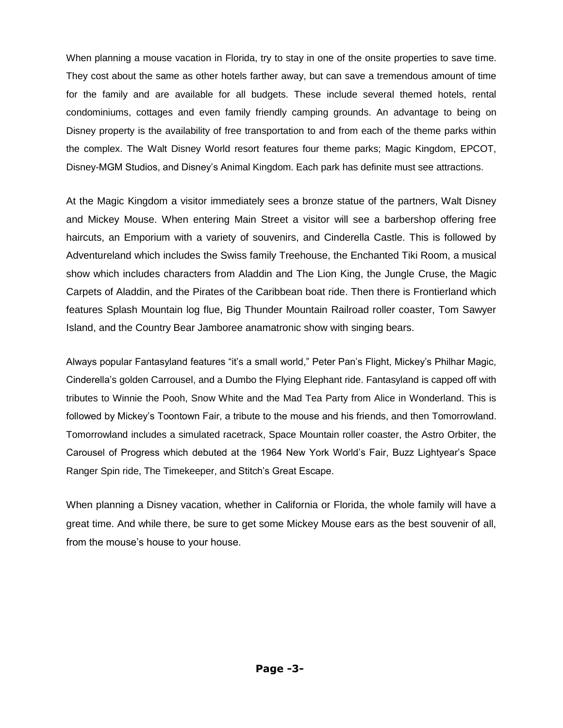When planning a mouse vacation in Florida, try to stay in one of the onsite properties to save time. They cost about the same as other hotels farther away, but can save a tremendous amount of time for the family and are available for all budgets. These include several themed hotels, rental condominiums, cottages and even family friendly camping grounds. An advantage to being on Disney property is the availability of free transportation to and from each of the theme parks within the complex. The Walt Disney World resort features four theme parks; Magic Kingdom, EPCOT, Disney-MGM Studios, and Disney's Animal Kingdom. Each park has definite must see attractions.

At the Magic Kingdom a visitor immediately sees a bronze statue of the partners, Walt Disney and Mickey Mouse. When entering Main Street a visitor will see a barbershop offering free haircuts, an Emporium with a variety of souvenirs, and Cinderella Castle. This is followed by Adventureland which includes the Swiss family Treehouse, the Enchanted Tiki Room, a musical show which includes characters from Aladdin and The Lion King, the Jungle Cruse, the Magic Carpets of Aladdin, and the Pirates of the Caribbean boat ride. Then there is Frontierland which features Splash Mountain log flue, Big Thunder Mountain Railroad roller coaster, Tom Sawyer Island, and the Country Bear Jamboree anamatronic show with singing bears.

Always popular Fantasyland features "it's a small world," Peter Pan's Flight, Mickey's Philhar Magic, Cinderella's golden Carrousel, and a Dumbo the Flying Elephant ride. Fantasyland is capped off with tributes to Winnie the Pooh, Snow White and the Mad Tea Party from Alice in Wonderland. This is followed by Mickey's Toontown Fair, a tribute to the mouse and his friends, and then Tomorrowland. Tomorrowland includes a simulated racetrack, Space Mountain roller coaster, the Astro Orbiter, the Carousel of Progress which debuted at the 1964 New York World's Fair, Buzz Lightyear's Space Ranger Spin ride, The Timekeeper, and Stitch's Great Escape.

When planning a Disney vacation, whether in California or Florida, the whole family will have a great time. And while there, be sure to get some Mickey Mouse ears as the best souvenir of all, from the mouse's house to your house.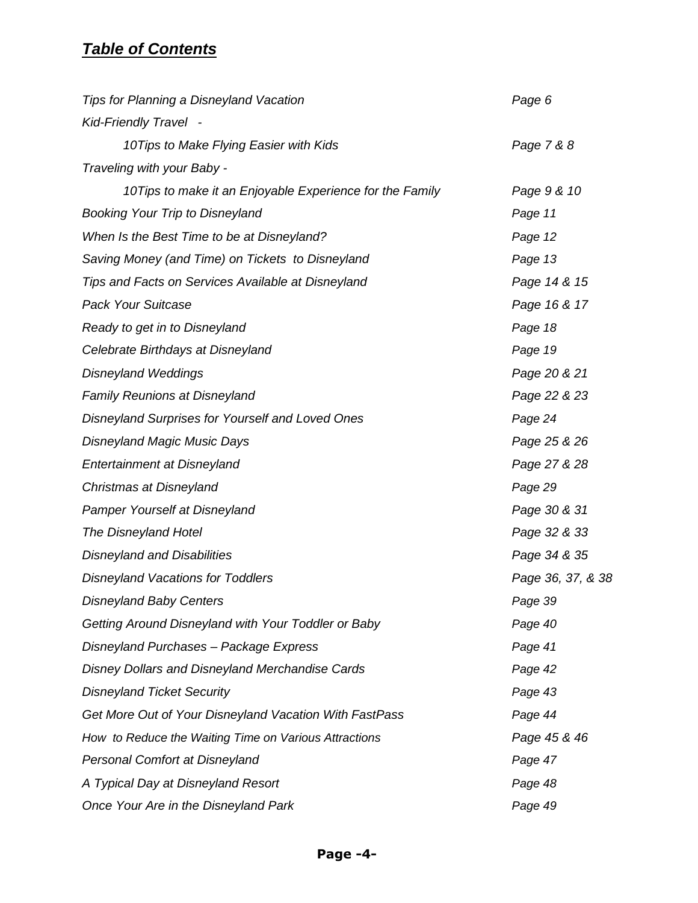## *Table of Contents*

| | |
|---|---|
| *Tips for Planning a Disneyland Vacation* | *Page 6* |
| *Kid-Friendly Travel -* | |
| *10Tips to Make Flying Easier with Kids* | *Page 7 & 8* |
| *Traveling with your Baby -* | |
| *10Tips to make it an Enjoyable Experience for the Family* | *Page 9 & 10* |
| *Booking Your Trip to Disneyland* | *Page 11* |
| *When Is the Best Time to be at Disneyland?* | *Page 12* |
| *Saving Money (and Time) on Tickets to Disneyland* | *Page 13* |
| *Tips and Facts on Services Available at Disneyland* | *Page 14 & 15* |
| *Pack Your Suitcase* | *Page 16 & 17* |
| *Ready to get in to Disneyland* | *Page 18* |
| *Celebrate Birthdays at Disneyland* | *Page 19* |
| *Disneyland Weddings* | *Page 20 & 21* |
| *Family Reunions at Disneyland* | *Page 22 & 23* |
| *Disneyland Surprises for Yourself and Loved Ones* | *Page 24* |
| *Disneyland Magic Music Days* | *Page 25 & 26* |
| *Entertainment at Disneyland* | *Page 27 & 28* |
| *Christmas at Disneyland* | *Page 29* |
| *Pamper Yourself at Disneyland* | *Page 30 & 31* |
| *The Disneyland Hotel* | *Page 32 & 33* |
| *Disneyland and Disabilities* | *Page 34 & 35* |
| *Disneyland Vacations for Toddlers* | *Page 36, 37, & 38* |
| *Disneyland Baby Centers* | *Page 39* |
| *Getting Around Disneyland with Your Toddler or Baby* | *Page 40* |
| *Disneyland Purchases – Package Express* | *Page 41* |
| *Disney Dollars and Disneyland Merchandise Cards* | *Page 42* |
| *Disneyland Ticket Security* | *Page 43* |
| *Get More Out of Your Disneyland Vacation With FastPass* | *Page 44* |
| *How to Reduce the Waiting Time on Various Attractions* | *Page 45 & 46* |
| *Personal Comfort at Disneyland* | *Page 47* |
| *A Typical Day at Disneyland Resort* | *Page 48* |
| *Once Your Are in the Disneyland Park* | *Page 49* |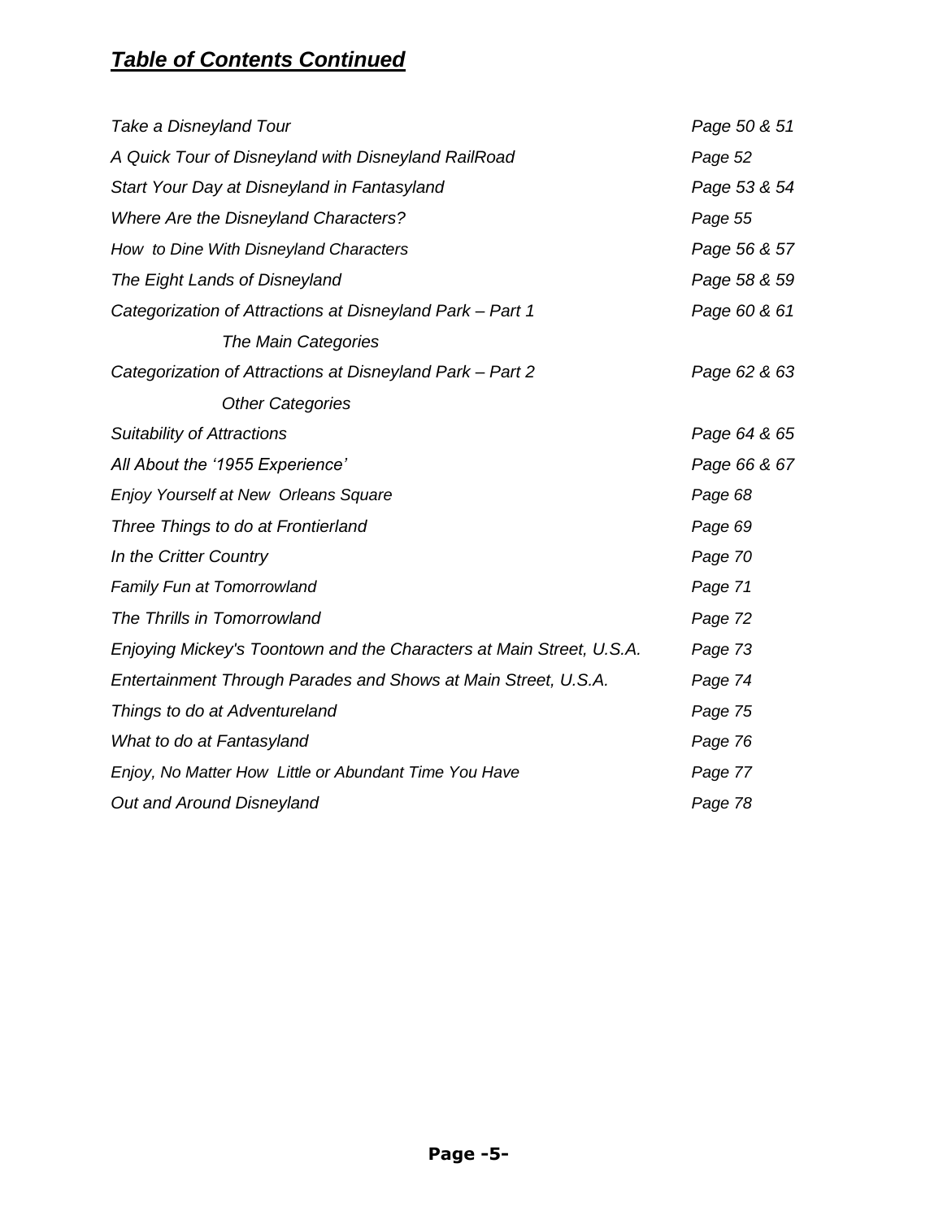## ***Table of Contents Continued***

| | |
|---|---|
| *Take a Disneyland Tour* | *Page 50 & 51* |
| *A Quick Tour of Disneyland with Disneyland RailRoad* | *Page 52* |
| *Start Your Day at Disneyland in Fantasyland* | *Page 53 & 54* |
| *Where Are the Disneyland Characters?* | *Page 55* |
| *How to Dine With Disneyland Characters* | *Page 56 & 57* |
| *The Eight Lands of Disneyland* | *Page 58 & 59* |
| *Categorization of Attractions at Disneyland Park – Part 1* | *Page 60 & 61* |
| *The Main Categories* | |
| *Categorization of Attractions at Disneyland Park – Part 2* | *Page 62 & 63* |
| *Other Categories* | |
| *Suitability of Attractions* | *Page 64 & 65* |
| *All About the '1955 Experience'* | *Page 66 & 67* |
| *Enjoy Yourself at New Orleans Square* | *Page 68* |
| *Three Things to do at Frontierland* | *Page 69* |
| *In the Critter Country* | *Page 70* |
| *Family Fun at Tomorrowland* | *Page 71* |
| *The Thrills in Tomorrowland* | *Page 72* |
| *Enjoying Mickey's Toontown and the Characters at Main Street, U.S.A.* | *Page 73* |
| *Entertainment Through Parades and Shows at Main Street, U.S.A.* | *Page 74* |
| *Things to do at Adventureland* | *Page 75* |
| *What to do at Fantasyland* | *Page 76* |
| *Enjoy, No Matter How Little or Abundant Time You Have* | *Page 77* |
| *Out and Around Disneyland* | *Page 78* |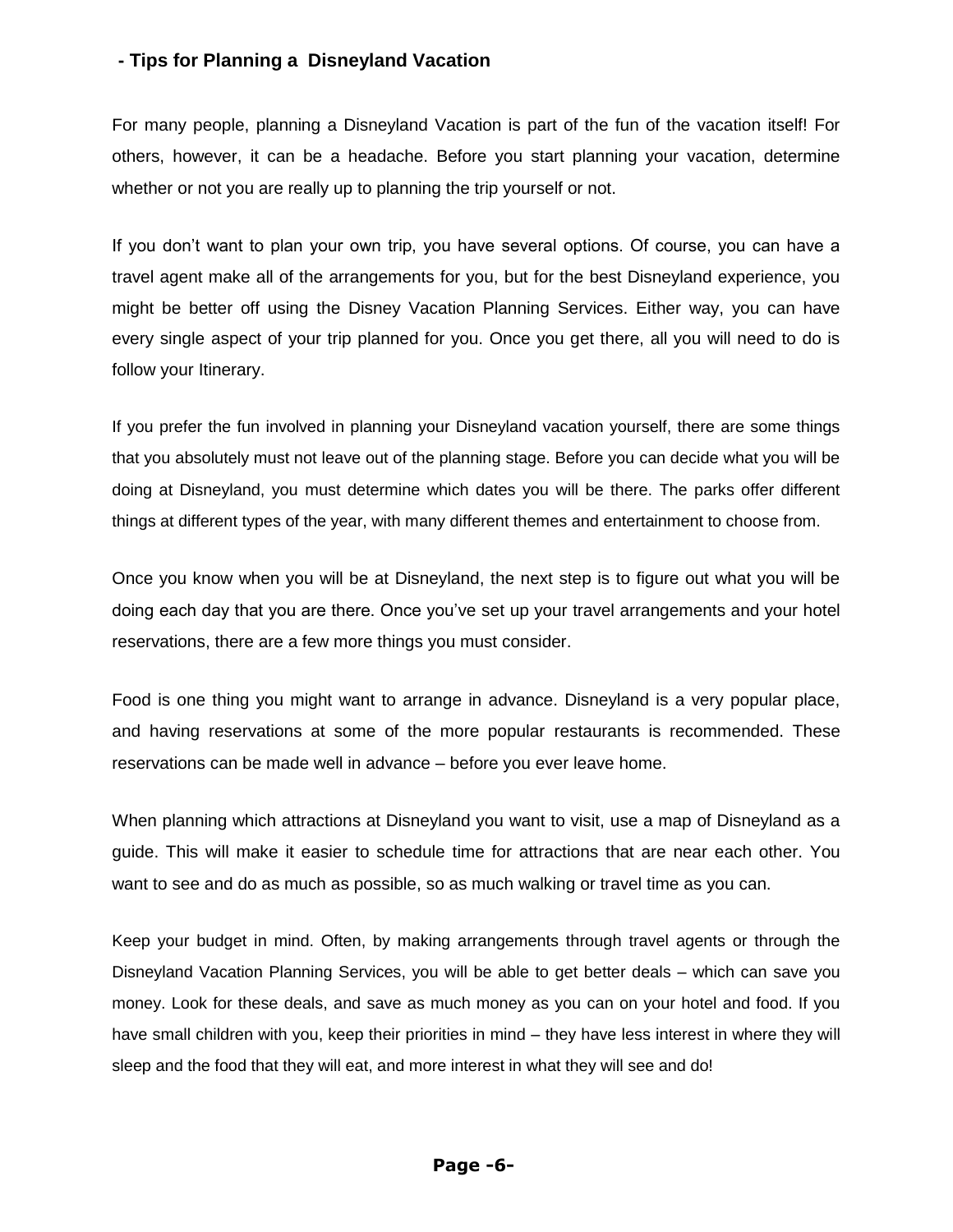## - Tips for Planning a Disneyland Vacation

For many people, planning a Disneyland Vacation is part of the fun of the vacation itself! For others, however, it can be a headache. Before you start planning your vacation, determine whether or not you are really up to planning the trip yourself or not.

If you don't want to plan your own trip, you have several options. Of course, you can have a travel agent make all of the arrangements for you, but for the best Disneyland experience, you might be better off using the Disney Vacation Planning Services. Either way, you can have every single aspect of your trip planned for you. Once you get there, all you will need to do is follow your Itinerary.

If you prefer the fun involved in planning your Disneyland vacation yourself, there are some things that you absolutely must not leave out of the planning stage. Before you can decide what you will be doing at Disneyland, you must determine which dates you will be there. The parks offer different things at different types of the year, with many different themes and entertainment to choose from.

Once you know when you will be at Disneyland, the next step is to figure out what you will be doing each day that you are there. Once you've set up your travel arrangements and your hotel reservations, there are a few more things you must consider.

Food is one thing you might want to arrange in advance. Disneyland is a very popular place, and having reservations at some of the more popular restaurants is recommended. These reservations can be made well in advance – before you ever leave home.

When planning which attractions at Disneyland you want to visit, use a map of Disneyland as a guide. This will make it easier to schedule time for attractions that are near each other. You want to see and do as much as possible, so as much walking or travel time as you can.

Keep your budget in mind. Often, by making arrangements through travel agents or through the Disneyland Vacation Planning Services, you will be able to get better deals – which can save you money. Look for these deals, and save as much money as you can on your hotel and food. If you have small children with you, keep their priorities in mind – they have less interest in where they will sleep and the food that they will eat, and more interest in what they will see and do!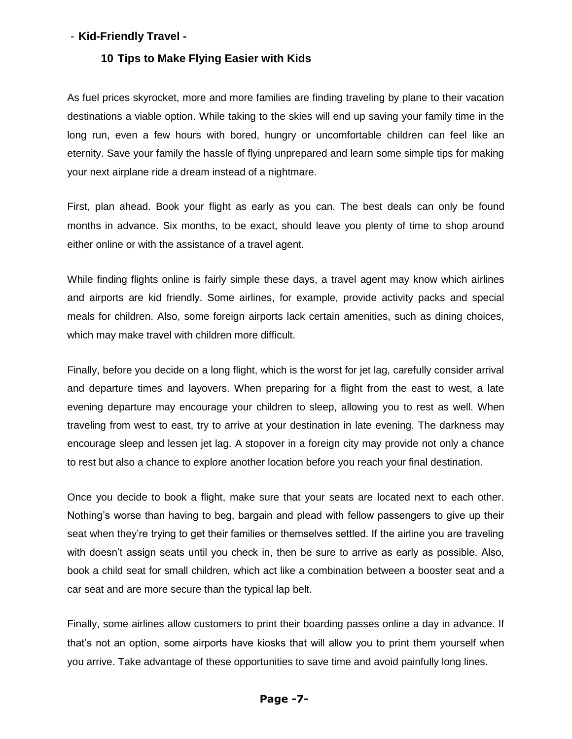- **Kid-Friendly Travel -**

## 10 Tips to Make Flying Easier with Kids

As fuel prices skyrocket, more and more families are finding traveling by plane to their vacation destinations a viable option. While taking to the skies will end up saving your family time in the long run, even a few hours with bored, hungry or uncomfortable children can feel like an eternity. Save your family the hassle of flying unprepared and learn some simple tips for making your next airplane ride a dream instead of a nightmare.

First, plan ahead. Book your flight as early as you can. The best deals can only be found months in advance. Six months, to be exact, should leave you plenty of time to shop around either online or with the assistance of a travel agent.

While finding flights online is fairly simple these days, a travel agent may know which airlines and airports are kid friendly. Some airlines, for example, provide activity packs and special meals for children. Also, some foreign airports lack certain amenities, such as dining choices, which may make travel with children more difficult.

Finally, before you decide on a long flight, which is the worst for jet lag, carefully consider arrival and departure times and layovers. When preparing for a flight from the east to west, a late evening departure may encourage your children to sleep, allowing you to rest as well. When traveling from west to east, try to arrive at your destination in late evening. The darkness may encourage sleep and lessen jet lag. A stopover in a foreign city may provide not only a chance to rest but also a chance to explore another location before you reach your final destination.

Once you decide to book a flight, make sure that your seats are located next to each other. Nothing's worse than having to beg, bargain and plead with fellow passengers to give up their seat when they're trying to get their families or themselves settled. If the airline you are traveling with doesn't assign seats until you check in, then be sure to arrive as early as possible. Also, book a child seat for small children, which act like a combination between a booster seat and a car seat and are more secure than the typical lap belt.

Finally, some airlines allow customers to print their boarding passes online a day in advance. If that's not an option, some airports have kiosks that will allow you to print them yourself when you arrive. Take advantage of these opportunities to save time and avoid painfully long lines.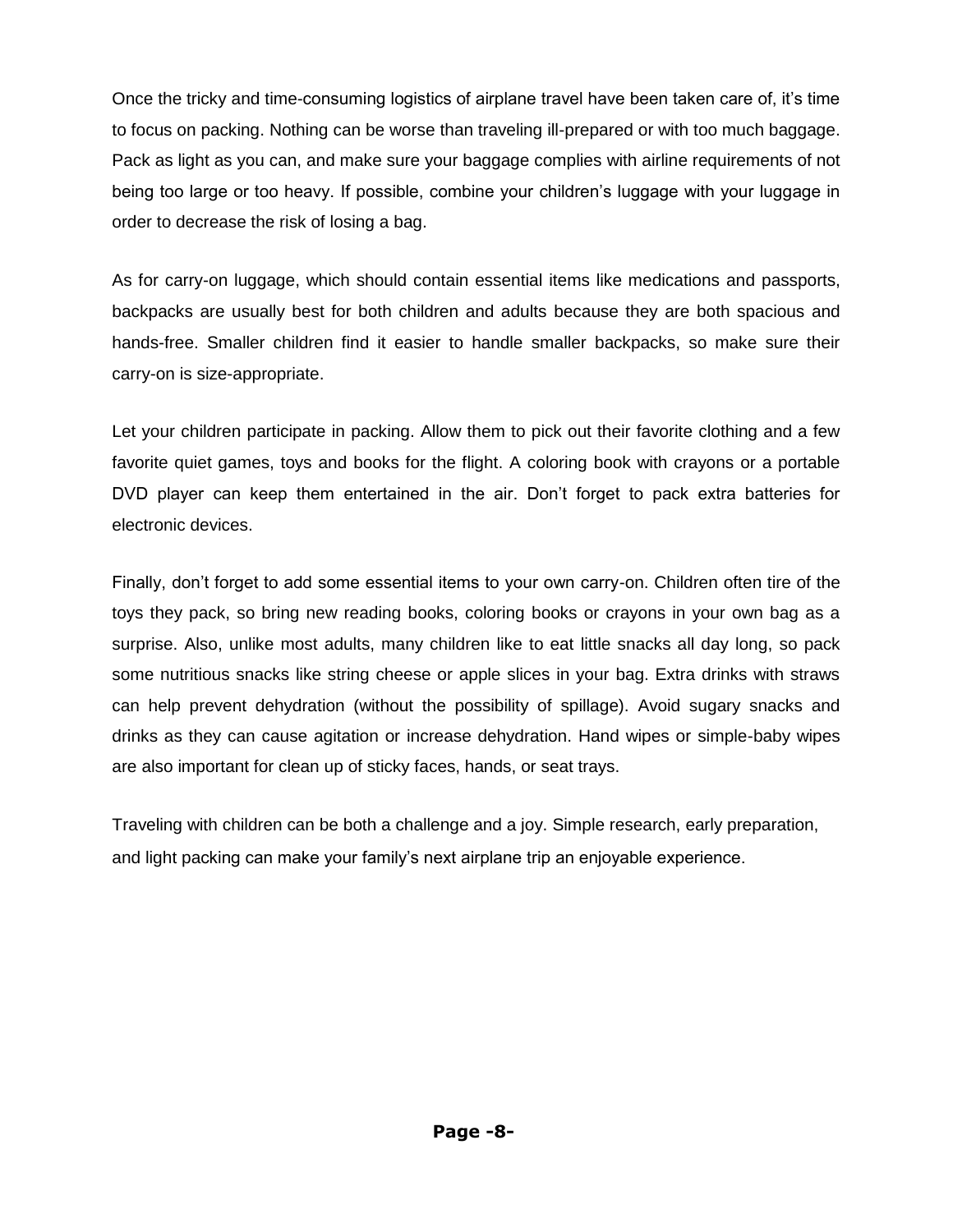Once the tricky and time-consuming logistics of airplane travel have been taken care of, it's time to focus on packing. Nothing can be worse than traveling ill-prepared or with too much baggage. Pack as light as you can, and make sure your baggage complies with airline requirements of not being too large or too heavy. If possible, combine your children's luggage with your luggage in order to decrease the risk of losing a bag.

As for carry-on luggage, which should contain essential items like medications and passports, backpacks are usually best for both children and adults because they are both spacious and hands-free. Smaller children find it easier to handle smaller backpacks, so make sure their carry-on is size-appropriate.

Let your children participate in packing. Allow them to pick out their favorite clothing and a few favorite quiet games, toys and books for the flight. A coloring book with crayons or a portable DVD player can keep them entertained in the air. Don't forget to pack extra batteries for electronic devices.

Finally, don't forget to add some essential items to your own carry-on. Children often tire of the toys they pack, so bring new reading books, coloring books or crayons in your own bag as a surprise. Also, unlike most adults, many children like to eat little snacks all day long, so pack some nutritious snacks like string cheese or apple slices in your bag. Extra drinks with straws can help prevent dehydration (without the possibility of spillage). Avoid sugary snacks and drinks as they can cause agitation or increase dehydration. Hand wipes or simple-baby wipes are also important for clean up of sticky faces, hands, or seat trays.

Traveling with children can be both a challenge and a joy. Simple research, early preparation, and light packing can make your family's next airplane trip an enjoyable experience.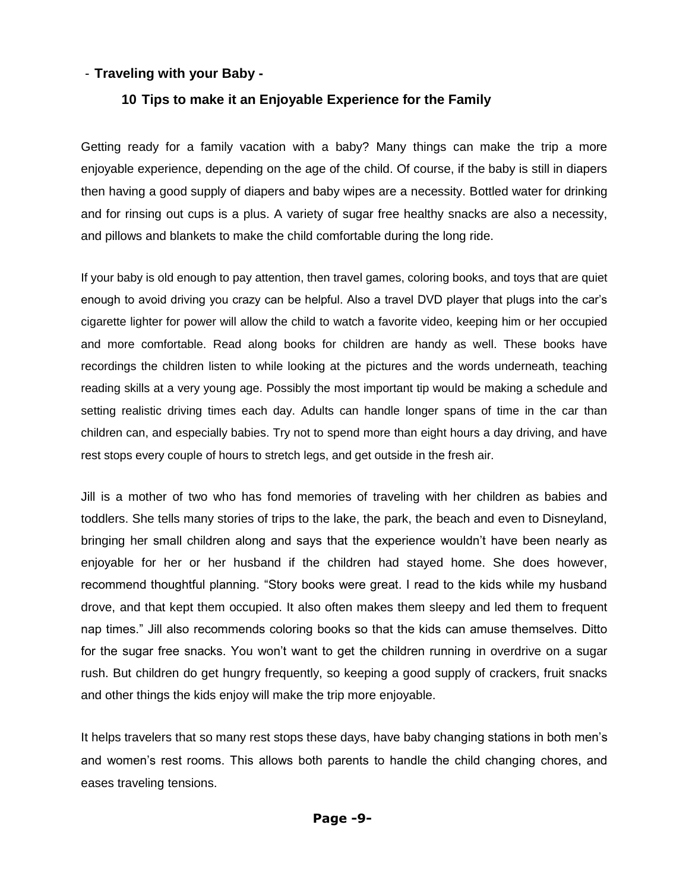## - Traveling with your Baby -

### 10 Tips to make it an Enjoyable Experience for the Family

Getting ready for a family vacation with a baby? Many things can make the trip a more enjoyable experience, depending on the age of the child. Of course, if the baby is still in diapers then having a good supply of diapers and baby wipes are a necessity. Bottled water for drinking and for rinsing out cups is a plus. A variety of sugar free healthy snacks are also a necessity, and pillows and blankets to make the child comfortable during the long ride.

If your baby is old enough to pay attention, then travel games, coloring books, and toys that are quiet enough to avoid driving you crazy can be helpful. Also a travel DVD player that plugs into the car's cigarette lighter for power will allow the child to watch a favorite video, keeping him or her occupied and more comfortable. Read along books for children are handy as well. These books have recordings the children listen to while looking at the pictures and the words underneath, teaching reading skills at a very young age. Possibly the most important tip would be making a schedule and setting realistic driving times each day. Adults can handle longer spans of time in the car than children can, and especially babies. Try not to spend more than eight hours a day driving, and have rest stops every couple of hours to stretch legs, and get outside in the fresh air.

Jill is a mother of two who has fond memories of traveling with her children as babies and toddlers. She tells many stories of trips to the lake, the park, the beach and even to Disneyland, bringing her small children along and says that the experience wouldn't have been nearly as enjoyable for her or her husband if the children had stayed home. She does however, recommend thoughtful planning. "Story books were great. I read to the kids while my husband drove, and that kept them occupied. It also often makes them sleepy and led them to frequent nap times." Jill also recommends coloring books so that the kids can amuse themselves. Ditto for the sugar free snacks. You won't want to get the children running in overdrive on a sugar rush. But children do get hungry frequently, so keeping a good supply of crackers, fruit snacks and other things the kids enjoy will make the trip more enjoyable.

It helps travelers that so many rest stops these days, have baby changing stations in both men's and women's rest rooms. This allows both parents to handle the child changing chores, and eases traveling tensions.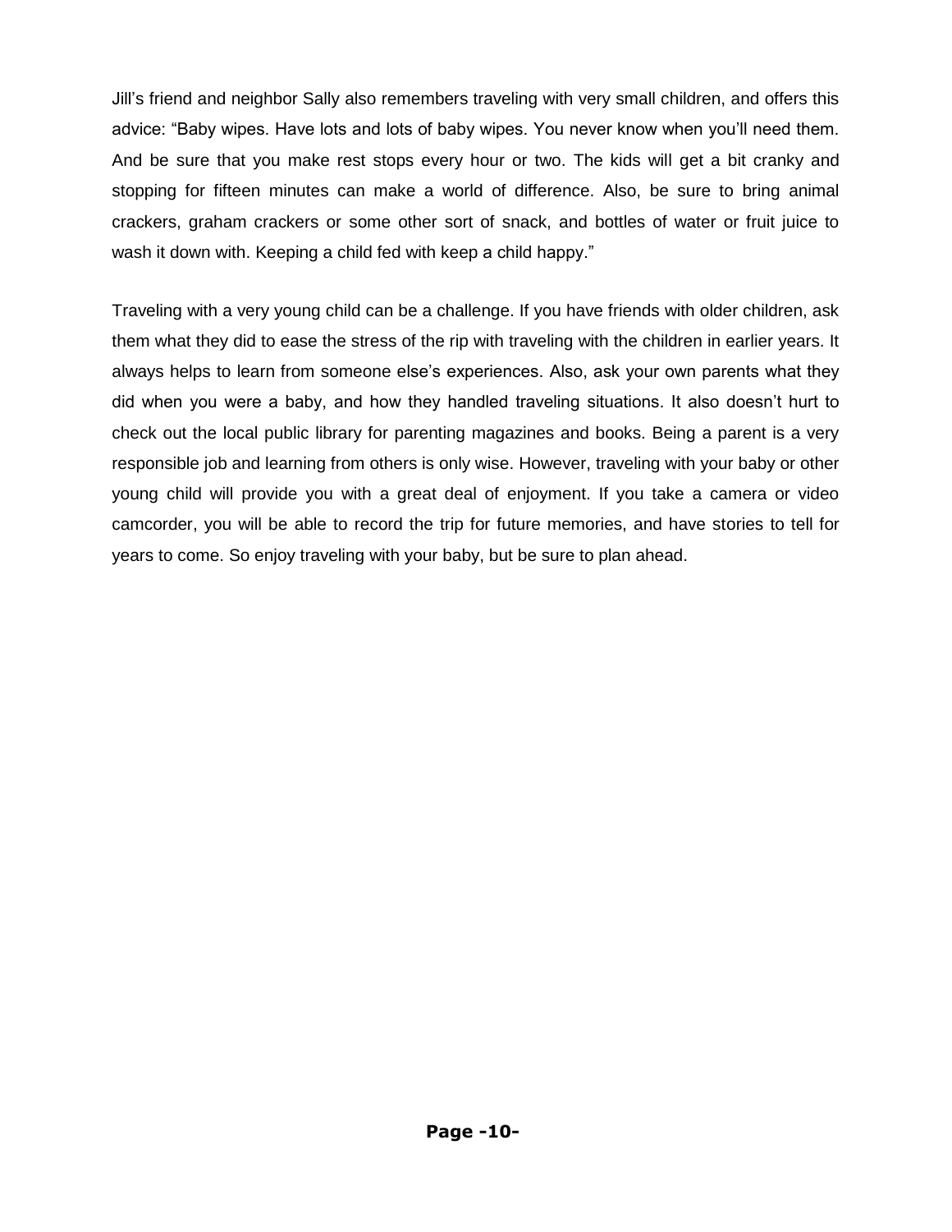Jill's friend and neighbor Sally also remembers traveling with very small children, and offers this advice: "Baby wipes. Have lots and lots of baby wipes. You never know when you'll need them. And be sure that you make rest stops every hour or two. The kids will get a bit cranky and stopping for fifteen minutes can make a world of difference. Also, be sure to bring animal crackers, graham crackers or some other sort of snack, and bottles of water or fruit juice to wash it down with. Keeping a child fed with keep a child happy."

Traveling with a very young child can be a challenge. If you have friends with older children, ask them what they did to ease the stress of the rip with traveling with the children in earlier years. It always helps to learn from someone else's experiences. Also, ask your own parents what they did when you were a baby, and how they handled traveling situations. It also doesn't hurt to check out the local public library for parenting magazines and books. Being a parent is a very responsible job and learning from others is only wise. However, traveling with your baby or other young child will provide you with a great deal of enjoyment. If you take a camera or video camcorder, you will be able to record the trip for future memories, and have stories to tell for years to come. So enjoy traveling with your baby, but be sure to plan ahead.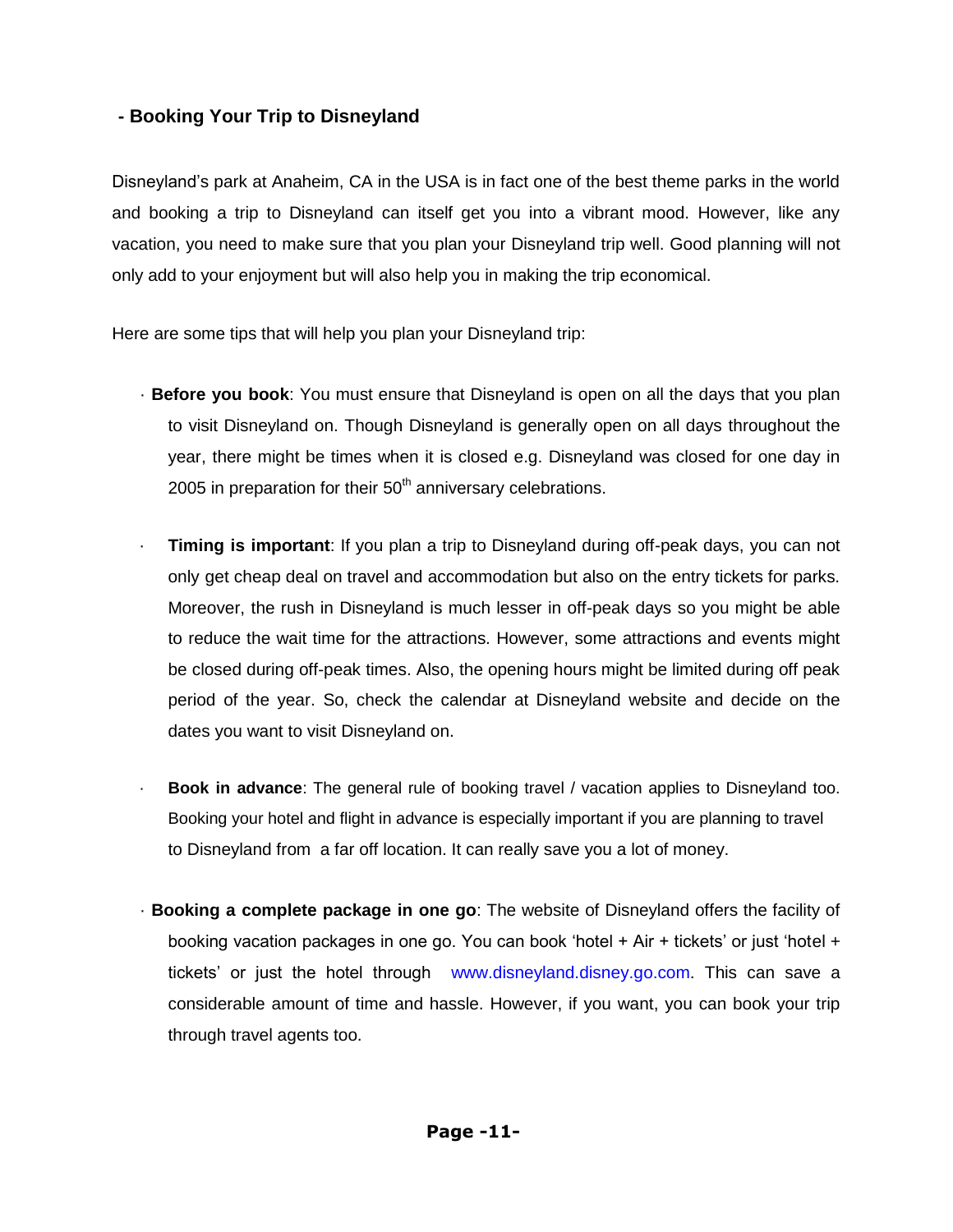## - Booking Your Trip to Disneyland

Disneyland's park at Anaheim, CA in the USA is in fact one of the best theme parks in the world and booking a trip to Disneyland can itself get you into a vibrant mood. However, like any vacation, you need to make sure that you plan your Disneyland trip well. Good planning will not only add to your enjoyment but will also help you in making the trip economical.

Here are some tips that will help you plan your Disneyland trip:

- **Before you book**: You must ensure that Disneyland is open on all the days that you plan to visit Disneyland on. Though Disneyland is generally open on all days throughout the year, there might be times when it is closed e.g. Disneyland was closed for one day in 2005 in preparation for their 50th anniversary celebrations.

- **Timing is important**: If you plan a trip to Disneyland during off-peak days, you can not only get cheap deal on travel and accommodation but also on the entry tickets for parks. Moreover, the rush in Disneyland is much lesser in off-peak days so you might be able to reduce the wait time for the attractions. However, some attractions and events might be closed during off-peak times. Also, the opening hours might be limited during off peak period of the year. So, check the calendar at Disneyland website and decide on the dates you want to visit Disneyland on.

- **Book in advance**: The general rule of booking travel / vacation applies to Disneyland too. Booking your hotel and flight in advance is especially important if you are planning to travel to Disneyland from a far off location. It can really save you a lot of money.

- **Booking a complete package in one go**: The website of Disneyland offers the facility of booking vacation packages in one go. You can book 'hotel + Air + tickets' or just 'hotel + tickets' or just the hotel through www.disneyland.disney.go.com. This can save a considerable amount of time and hassle. However, if you want, you can book your trip through travel agents too.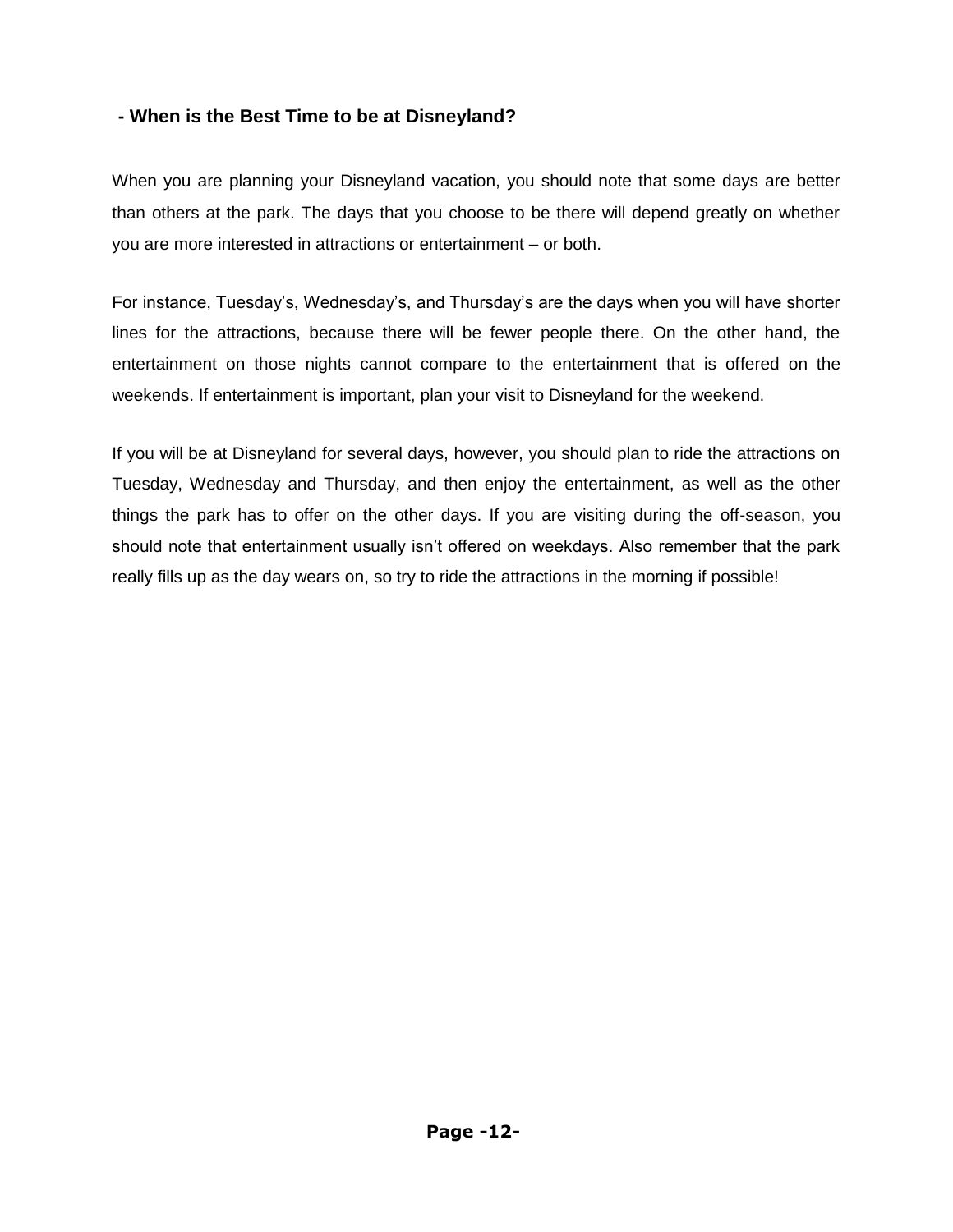### - When is the Best Time to be at Disneyland?

When you are planning your Disneyland vacation, you should note that some days are better than others at the park. The days that you choose to be there will depend greatly on whether you are more interested in attractions or entertainment – or both.

For instance, Tuesday's, Wednesday's, and Thursday's are the days when you will have shorter lines for the attractions, because there will be fewer people there. On the other hand, the entertainment on those nights cannot compare to the entertainment that is offered on the weekends. If entertainment is important, plan your visit to Disneyland for the weekend.

If you will be at Disneyland for several days, however, you should plan to ride the attractions on Tuesday, Wednesday and Thursday, and then enjoy the entertainment, as well as the other things the park has to offer on the other days. If you are visiting during the off-season, you should note that entertainment usually isn't offered on weekdays. Also remember that the park really fills up as the day wears on, so try to ride the attractions in the morning if possible!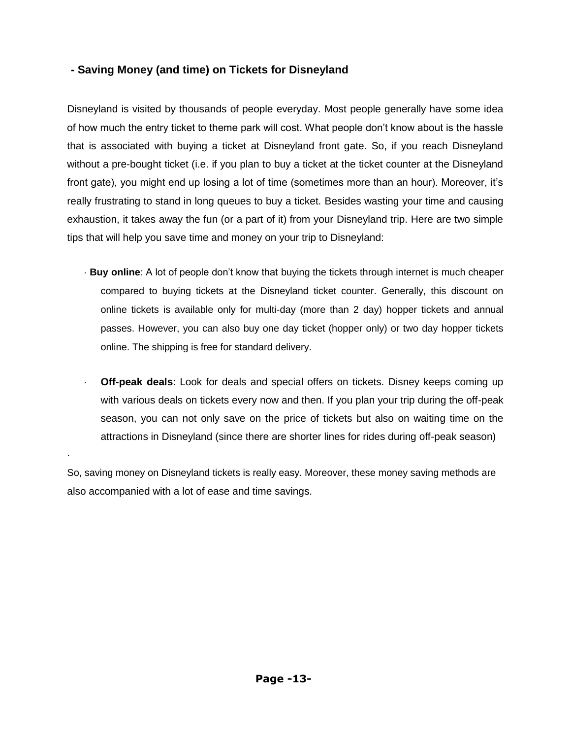## - Saving Money (and time) on Tickets for Disneyland

Disneyland is visited by thousands of people everyday. Most people generally have some idea of how much the entry ticket to theme park will cost. What people don't know about is the hassle that is associated with buying a ticket at Disneyland front gate. So, if you reach Disneyland without a pre-bought ticket (i.e. if you plan to buy a ticket at the ticket counter at the Disneyland front gate), you might end up losing a lot of time (sometimes more than an hour). Moreover, it's really frustrating to stand in long queues to buy a ticket. Besides wasting your time and causing exhaustion, it takes away the fun (or a part of it) from your Disneyland trip. Here are two simple tips that will help you save time and money on your trip to Disneyland:

- **Buy online**: A lot of people don't know that buying the tickets through internet is much cheaper compared to buying tickets at the Disneyland ticket counter. Generally, this discount on online tickets is available only for multi-day (more than 2 day) hopper tickets and annual passes. However, you can also buy one day ticket (hopper only) or two day hopper tickets online. The shipping is free for standard delivery.

- **Off-peak deals**: Look for deals and special offers on tickets. Disney keeps coming up with various deals on tickets every now and then. If you plan your trip during the off-peak season, you can not only save on the price of tickets but also on waiting time on the attractions in Disneyland (since there are shorter lines for rides during off-peak season)

So, saving money on Disneyland tickets is really easy. Moreover, these money saving methods are also accompanied with a lot of ease and time savings.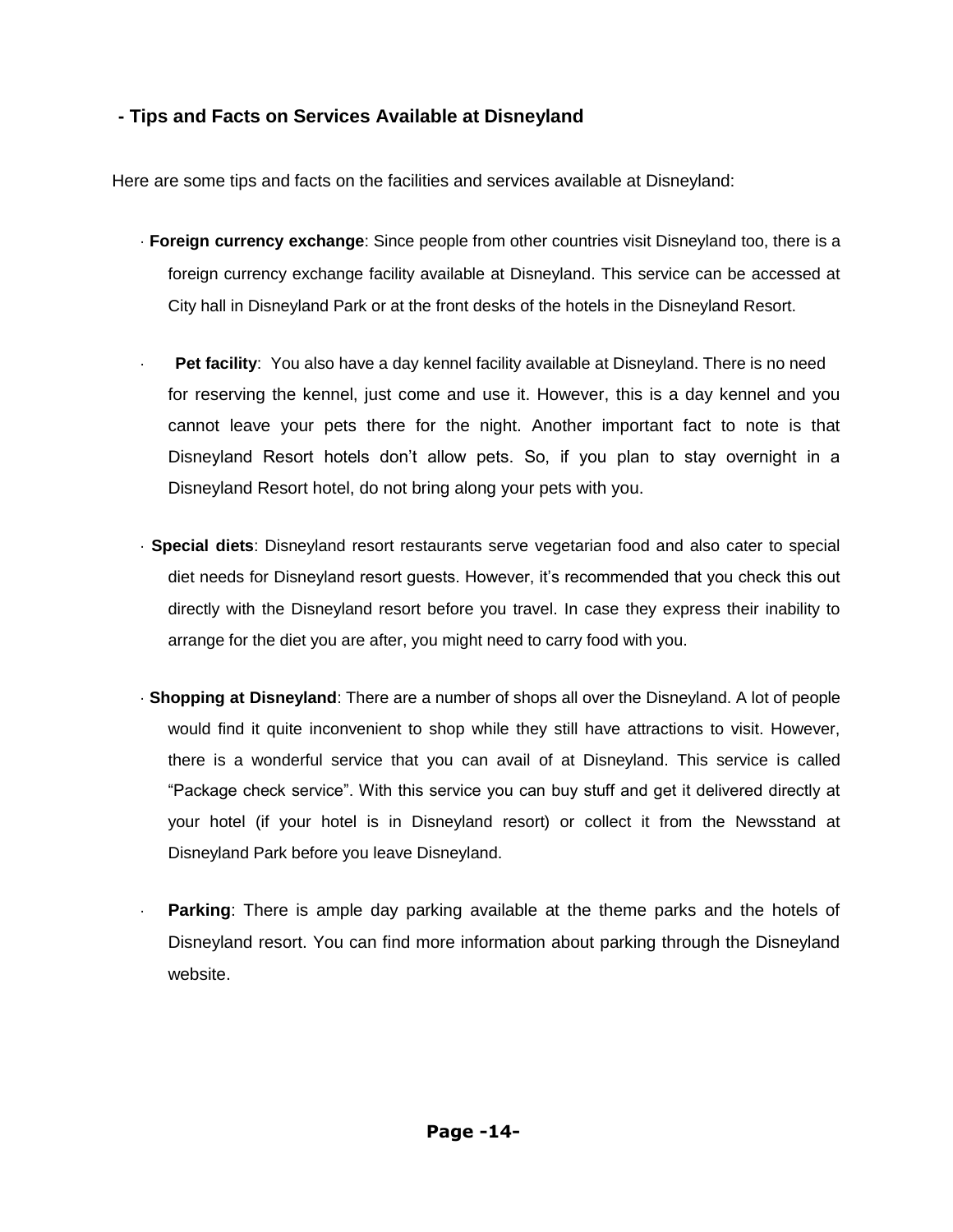## - Tips and Facts on Services Available at Disneyland

Here are some tips and facts on the facilities and services available at Disneyland:

- **Foreign currency exchange**: Since people from other countries visit Disneyland too, there is a foreign currency exchange facility available at Disneyland. This service can be accessed at City hall in Disneyland Park or at the front desks of the hotels in the Disneyland Resort.

- **Pet facility**: You also have a day kennel facility available at Disneyland. There is no need for reserving the kennel, just come and use it. However, this is a day kennel and you cannot leave your pets there for the night. Another important fact to note is that Disneyland Resort hotels don't allow pets. So, if you plan to stay overnight in a Disneyland Resort hotel, do not bring along your pets with you.

- **Special diets**: Disneyland resort restaurants serve vegetarian food and also cater to special diet needs for Disneyland resort guests. However, it's recommended that you check this out directly with the Disneyland resort before you travel. In case they express their inability to arrange for the diet you are after, you might need to carry food with you.

- **Shopping at Disneyland**: There are a number of shops all over the Disneyland. A lot of people would find it quite inconvenient to shop while they still have attractions to visit. However, there is a wonderful service that you can avail of at Disneyland. This service is called "Package check service". With this service you can buy stuff and get it delivered directly at your hotel (if your hotel is in Disneyland resort) or collect it from the Newsstand at Disneyland Park before you leave Disneyland.

- **Parking**: There is ample day parking available at the theme parks and the hotels of Disneyland resort. You can find more information about parking through the Disneyland website.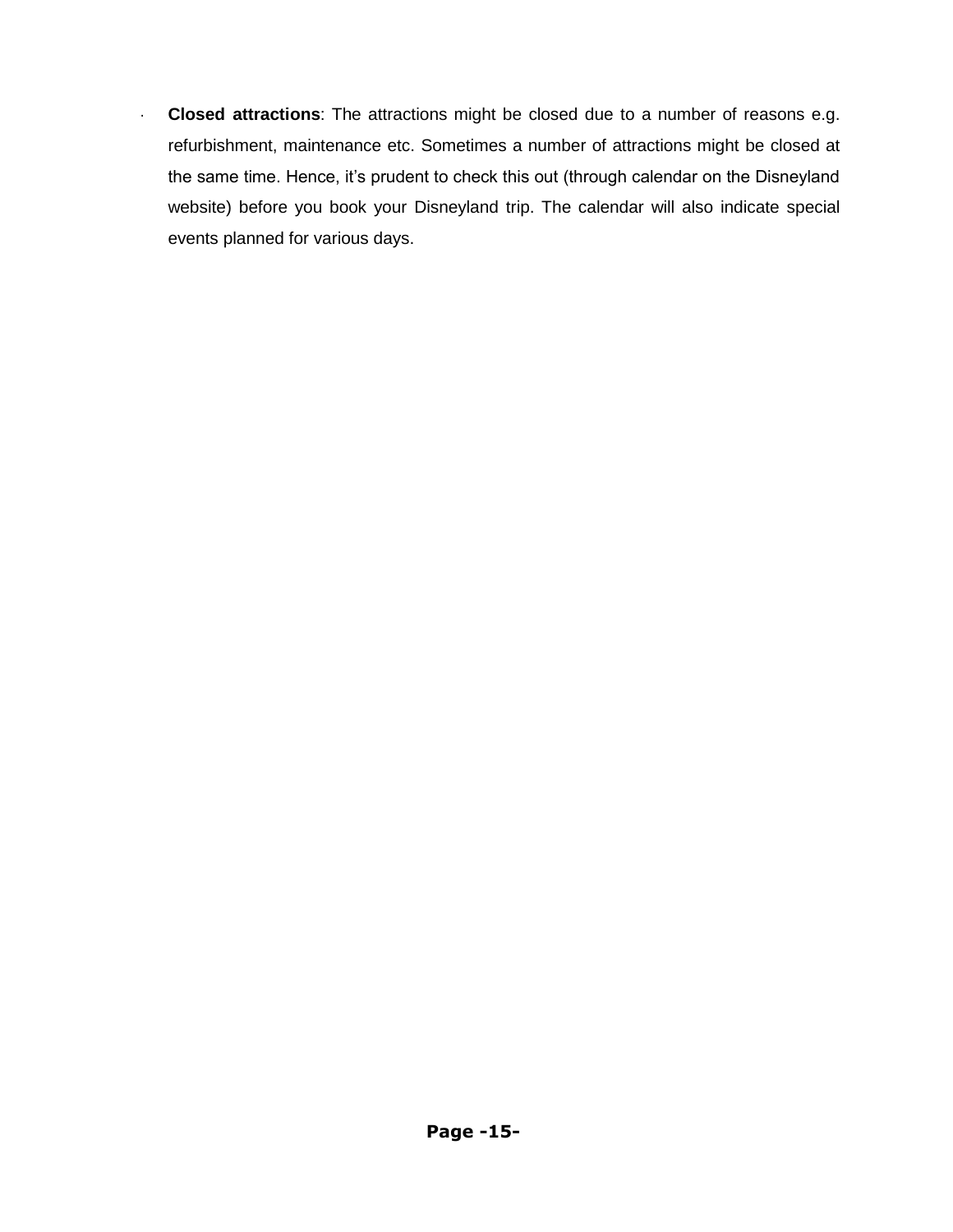- **Closed attractions**: The attractions might be closed due to a number of reasons e.g. refurbishment, maintenance etc. Sometimes a number of attractions might be closed at the same time. Hence, it's prudent to check this out (through calendar on the Disneyland website) before you book your Disneyland trip. The calendar will also indicate special events planned for various days.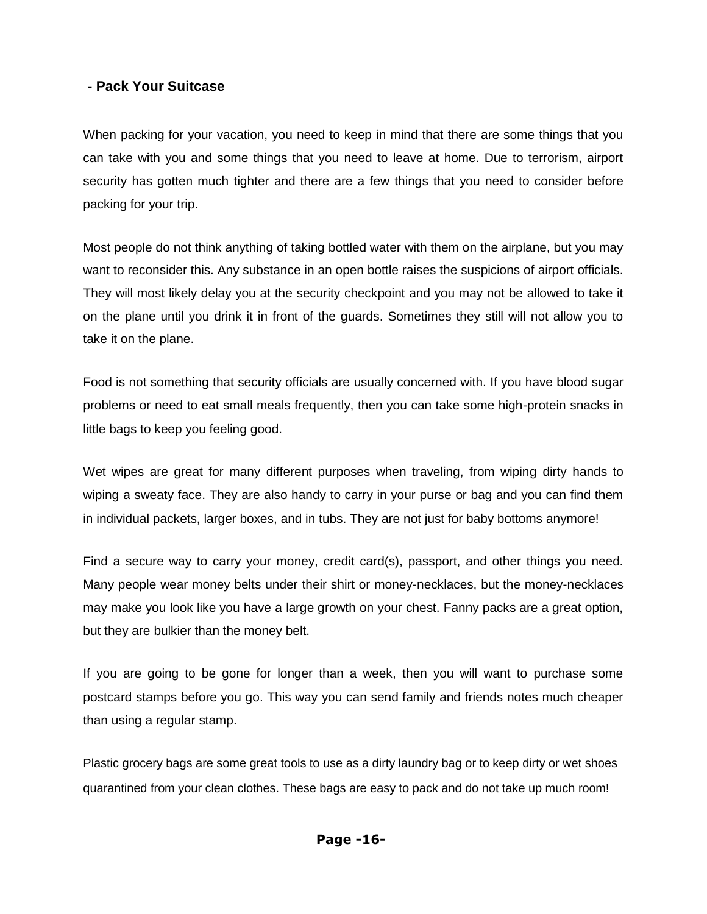## - Pack Your Suitcase

When packing for your vacation, you need to keep in mind that there are some things that you can take with you and some things that you need to leave at home. Due to terrorism, airport security has gotten much tighter and there are a few things that you need to consider before packing for your trip.

Most people do not think anything of taking bottled water with them on the airplane, but you may want to reconsider this. Any substance in an open bottle raises the suspicions of airport officials. They will most likely delay you at the security checkpoint and you may not be allowed to take it on the plane until you drink it in front of the guards. Sometimes they still will not allow you to take it on the plane.

Food is not something that security officials are usually concerned with. If you have blood sugar problems or need to eat small meals frequently, then you can take some high-protein snacks in little bags to keep you feeling good.

Wet wipes are great for many different purposes when traveling, from wiping dirty hands to wiping a sweaty face. They are also handy to carry in your purse or bag and you can find them in individual packets, larger boxes, and in tubs. They are not just for baby bottoms anymore!

Find a secure way to carry your money, credit card(s), passport, and other things you need. Many people wear money belts under their shirt or money-necklaces, but the money-necklaces may make you look like you have a large growth on your chest. Fanny packs are a great option, but they are bulkier than the money belt.

If you are going to be gone for longer than a week, then you will want to purchase some postcard stamps before you go. This way you can send family and friends notes much cheaper than using a regular stamp.

Plastic grocery bags are some great tools to use as a dirty laundry bag or to keep dirty or wet shoes quarantined from your clean clothes. These bags are easy to pack and do not take up much room!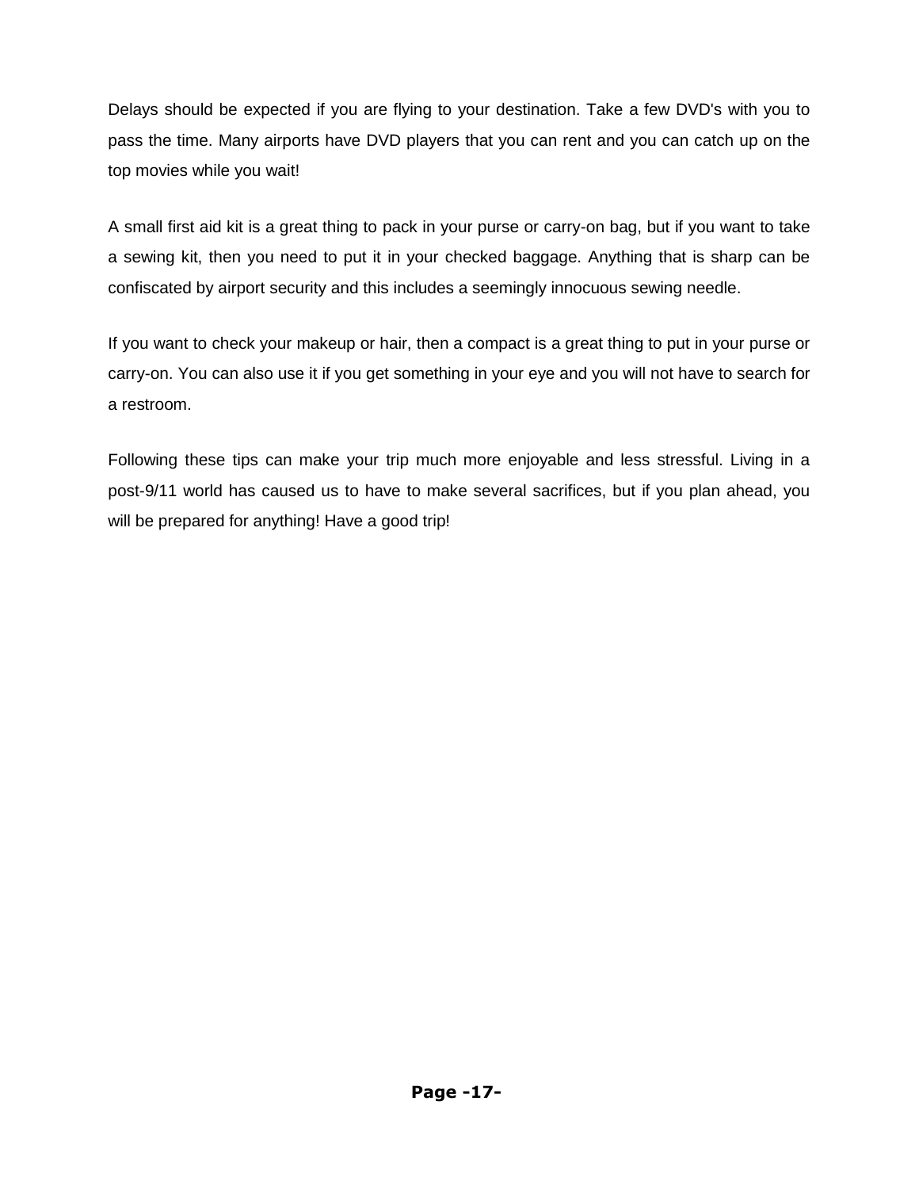Delays should be expected if you are flying to your destination. Take a few DVD's with you to pass the time. Many airports have DVD players that you can rent and you can catch up on the top movies while you wait!

A small first aid kit is a great thing to pack in your purse or carry-on bag, but if you want to take a sewing kit, then you need to put it in your checked baggage. Anything that is sharp can be confiscated by airport security and this includes a seemingly innocuous sewing needle.

If you want to check your makeup or hair, then a compact is a great thing to put in your purse or carry-on. You can also use it if you get something in your eye and you will not have to search for a restroom.

Following these tips can make your trip much more enjoyable and less stressful. Living in a post-9/11 world has caused us to have to make several sacrifices, but if you plan ahead, you will be prepared for anything! Have a good trip!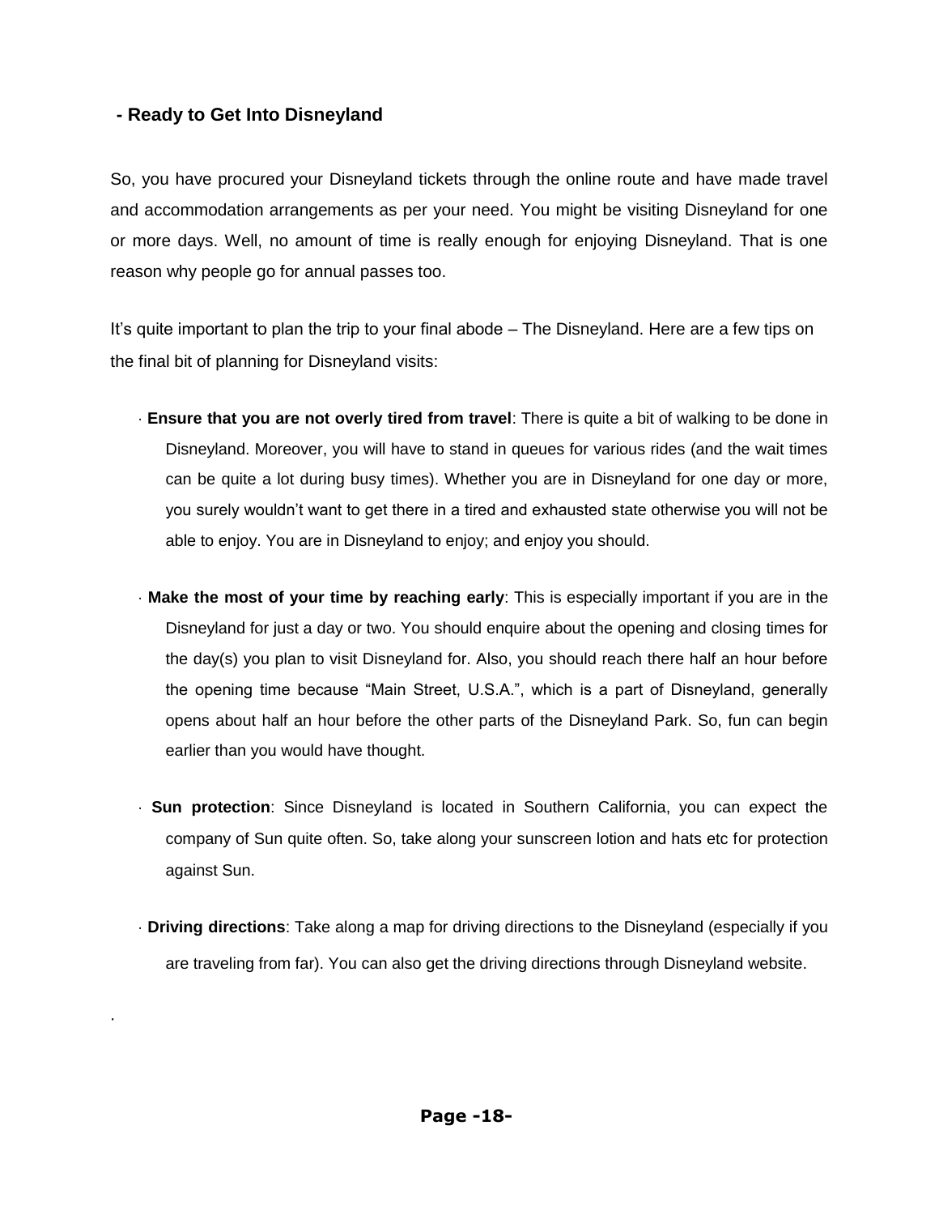## - Ready to Get Into Disneyland

So, you have procured your Disneyland tickets through the online route and have made travel and accommodation arrangements as per your need. You might be visiting Disneyland for one or more days. Well, no amount of time is really enough for enjoying Disneyland. That is one reason why people go for annual passes too.

It's quite important to plan the trip to your final abode – The Disneyland. Here are a few tips on the final bit of planning for Disneyland visits:

- **Ensure that you are not overly tired from travel**: There is quite a bit of walking to be done in Disneyland. Moreover, you will have to stand in queues for various rides (and the wait times can be quite a lot during busy times). Whether you are in Disneyland for one day or more, you surely wouldn't want to get there in a tired and exhausted state otherwise you will not be able to enjoy. You are in Disneyland to enjoy; and enjoy you should.

- **Make the most of your time by reaching early**: This is especially important if you are in the Disneyland for just a day or two. You should enquire about the opening and closing times for the day(s) you plan to visit Disneyland for. Also, you should reach there half an hour before the opening time because "Main Street, U.S.A.", which is a part of Disneyland, generally opens about half an hour before the other parts of the Disneyland Park. So, fun can begin earlier than you would have thought.

- **Sun protection**: Since Disneyland is located in Southern California, you can expect the company of Sun quite often. So, take along your sunscreen lotion and hats etc for protection against Sun.

- **Driving directions**: Take along a map for driving directions to the Disneyland (especially if you are traveling from far). You can also get the driving directions through Disneyland website.

.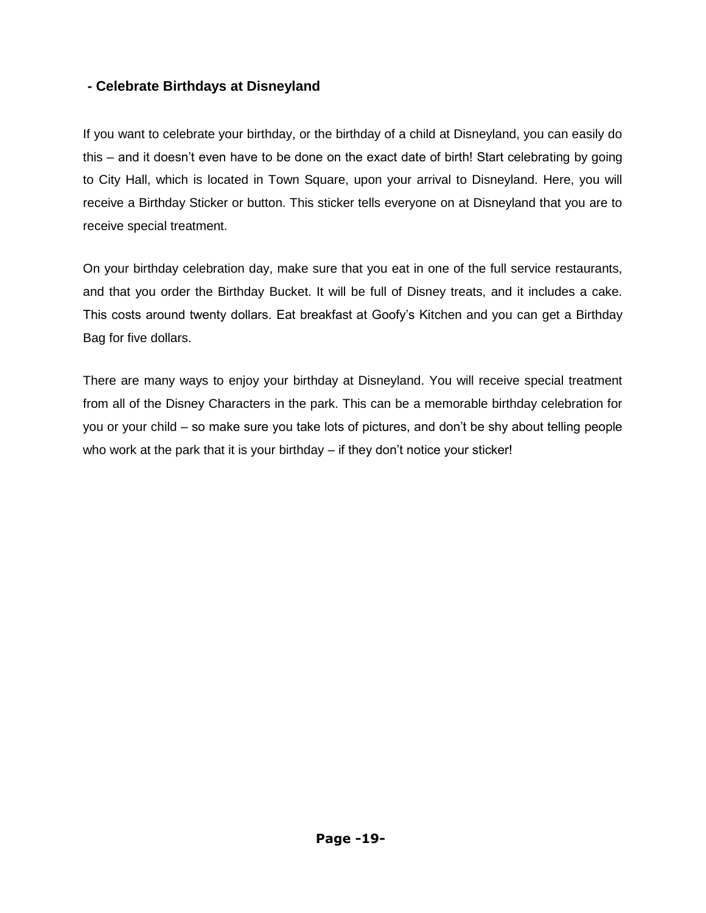## - Celebrate Birthdays at Disneyland

If you want to celebrate your birthday, or the birthday of a child at Disneyland, you can easily do this – and it doesn't even have to be done on the exact date of birth! Start celebrating by going to City Hall, which is located in Town Square, upon your arrival to Disneyland. Here, you will receive a Birthday Sticker or button. This sticker tells everyone on at Disneyland that you are to receive special treatment.

On your birthday celebration day, make sure that you eat in one of the full service restaurants, and that you order the Birthday Bucket. It will be full of Disney treats, and it includes a cake. This costs around twenty dollars. Eat breakfast at Goofy's Kitchen and you can get a Birthday Bag for five dollars.

There are many ways to enjoy your birthday at Disneyland. You will receive special treatment from all of the Disney Characters in the park. This can be a memorable birthday celebration for you or your child – so make sure you take lots of pictures, and don't be shy about telling people who work at the park that it is your birthday – if they don't notice your sticker!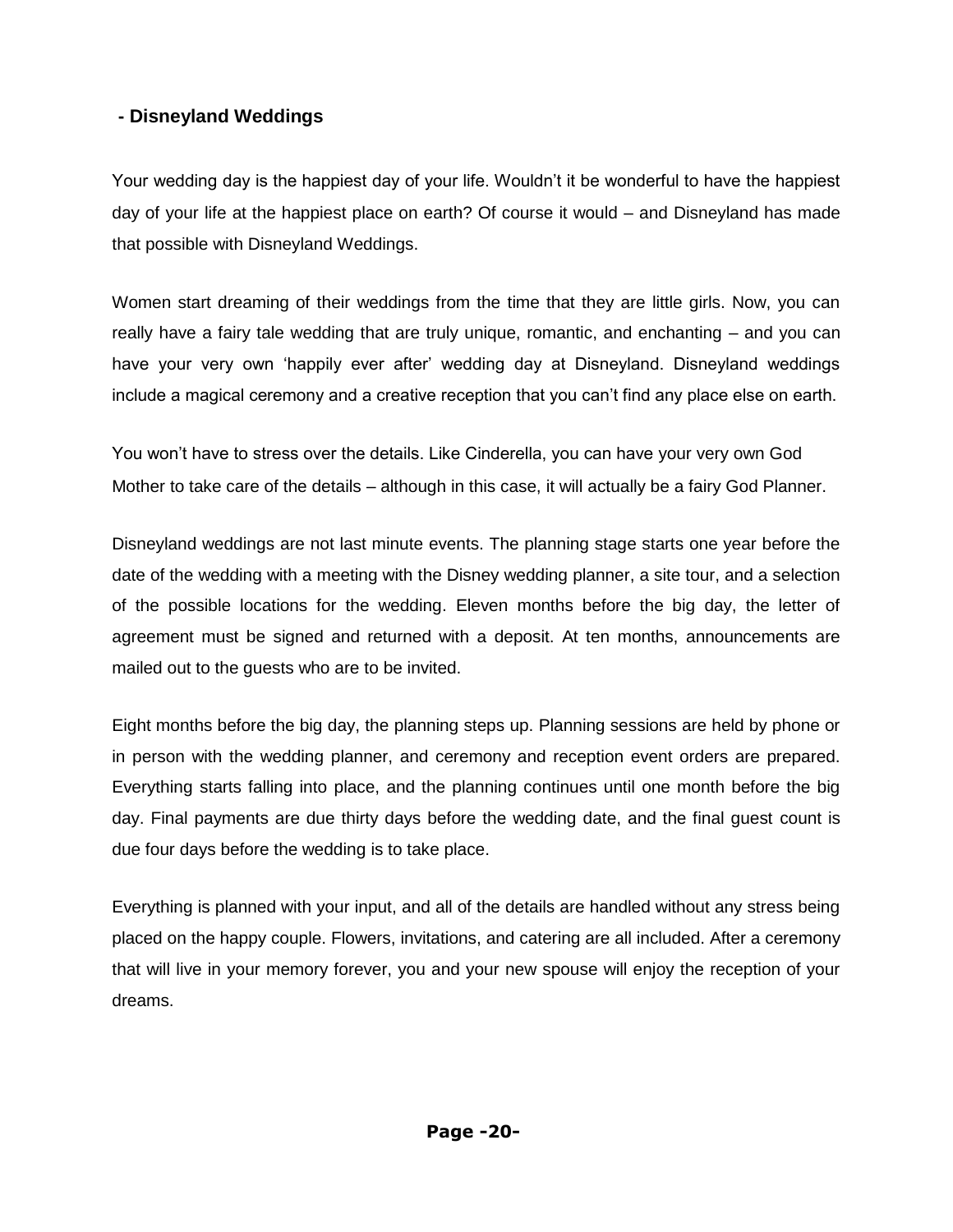### - Disneyland Weddings

Your wedding day is the happiest day of your life. Wouldn't it be wonderful to have the happiest day of your life at the happiest place on earth? Of course it would – and Disneyland has made that possible with Disneyland Weddings.

Women start dreaming of their weddings from the time that they are little girls. Now, you can really have a fairy tale wedding that are truly unique, romantic, and enchanting – and you can have your very own 'happily ever after' wedding day at Disneyland. Disneyland weddings include a magical ceremony and a creative reception that you can't find any place else on earth.

You won't have to stress over the details. Like Cinderella, you can have your very own God Mother to take care of the details – although in this case, it will actually be a fairy God Planner.

Disneyland weddings are not last minute events. The planning stage starts one year before the date of the wedding with a meeting with the Disney wedding planner, a site tour, and a selection of the possible locations for the wedding. Eleven months before the big day, the letter of agreement must be signed and returned with a deposit. At ten months, announcements are mailed out to the guests who are to be invited.

Eight months before the big day, the planning steps up. Planning sessions are held by phone or in person with the wedding planner, and ceremony and reception event orders are prepared. Everything starts falling into place, and the planning continues until one month before the big day. Final payments are due thirty days before the wedding date, and the final guest count is due four days before the wedding is to take place.

Everything is planned with your input, and all of the details are handled without any stress being placed on the happy couple. Flowers, invitations, and catering are all included. After a ceremony that will live in your memory forever, you and your new spouse will enjoy the reception of your dreams.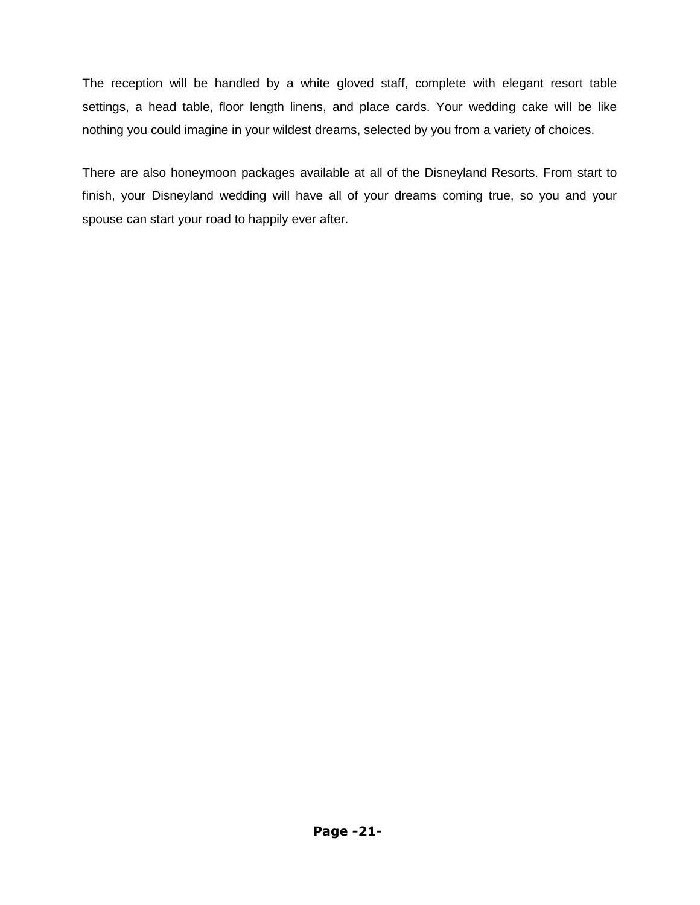The reception will be handled by a white gloved staff, complete with elegant resort table settings, a head table, floor length linens, and place cards. Your wedding cake will be like nothing you could imagine in your wildest dreams, selected by you from a variety of choices.

There are also honeymoon packages available at all of the Disneyland Resorts. From start to finish, your Disneyland wedding will have all of your dreams coming true, so you and your spouse can start your road to happily ever after.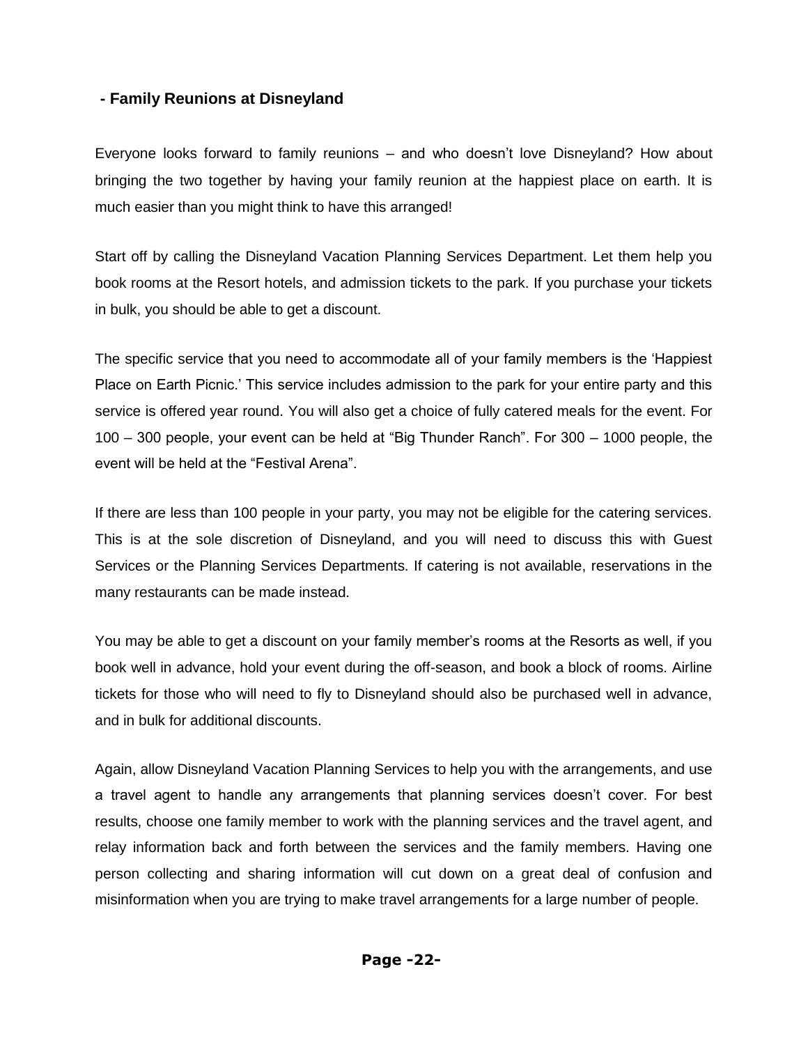## - Family Reunions at Disneyland

Everyone looks forward to family reunions – and who doesn't love Disneyland? How about bringing the two together by having your family reunion at the happiest place on earth. It is much easier than you might think to have this arranged!

Start off by calling the Disneyland Vacation Planning Services Department. Let them help you book rooms at the Resort hotels, and admission tickets to the park. If you purchase your tickets in bulk, you should be able to get a discount.

The specific service that you need to accommodate all of your family members is the 'Happiest Place on Earth Picnic.' This service includes admission to the park for your entire party and this service is offered year round. You will also get a choice of fully catered meals for the event. For 100 – 300 people, your event can be held at "Big Thunder Ranch". For 300 – 1000 people, the event will be held at the "Festival Arena".

If there are less than 100 people in your party, you may not be eligible for the catering services. This is at the sole discretion of Disneyland, and you will need to discuss this with Guest Services or the Planning Services Departments. If catering is not available, reservations in the many restaurants can be made instead.

You may be able to get a discount on your family member's rooms at the Resorts as well, if you book well in advance, hold your event during the off-season, and book a block of rooms. Airline tickets for those who will need to fly to Disneyland should also be purchased well in advance, and in bulk for additional discounts.

Again, allow Disneyland Vacation Planning Services to help you with the arrangements, and use a travel agent to handle any arrangements that planning services doesn't cover. For best results, choose one family member to work with the planning services and the travel agent, and relay information back and forth between the services and the family members. Having one person collecting and sharing information will cut down on a great deal of confusion and misinformation when you are trying to make travel arrangements for a large number of people.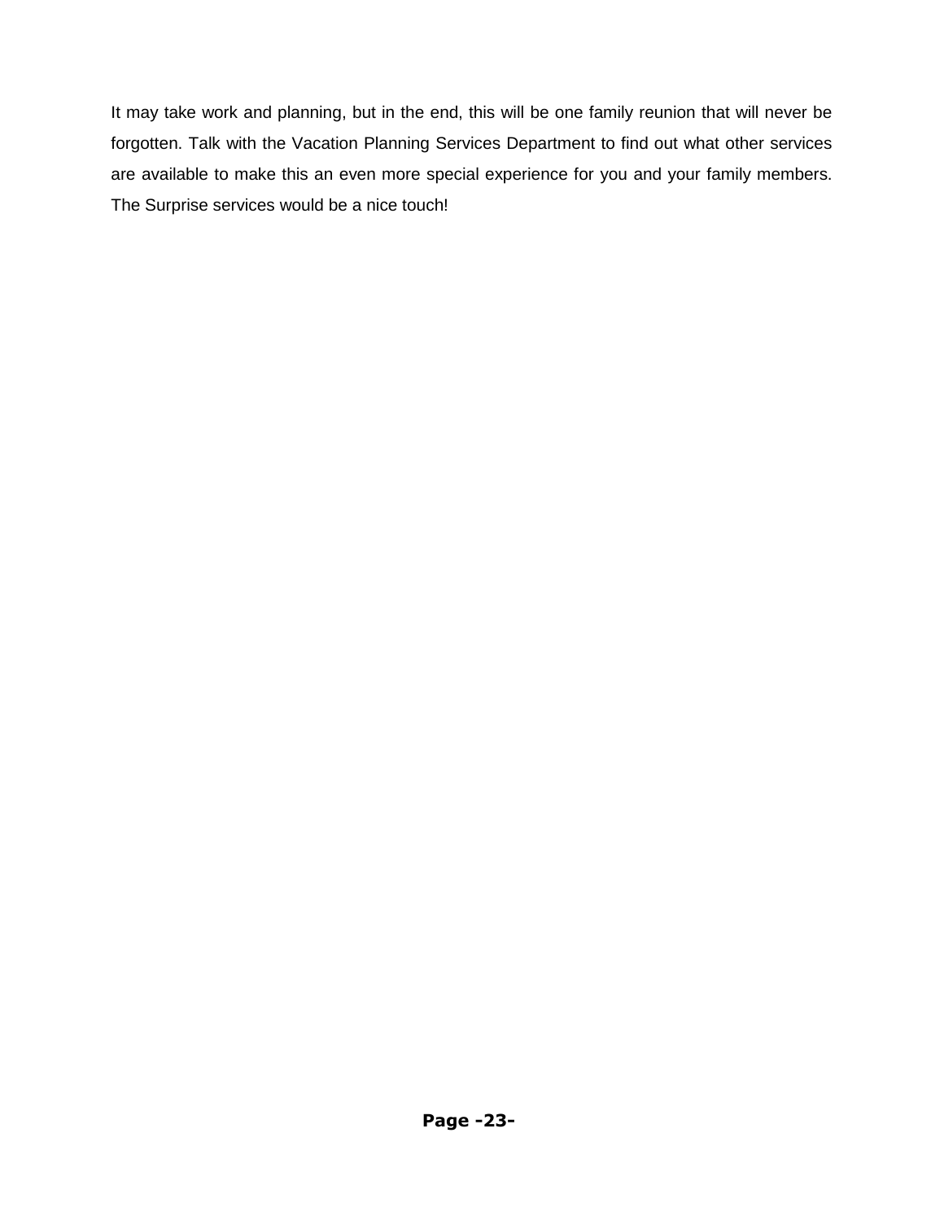It may take work and planning, but in the end, this will be one family reunion that will never be forgotten. Talk with the Vacation Planning Services Department to find out what other services are available to make this an even more special experience for you and your family members. The Surprise services would be a nice touch!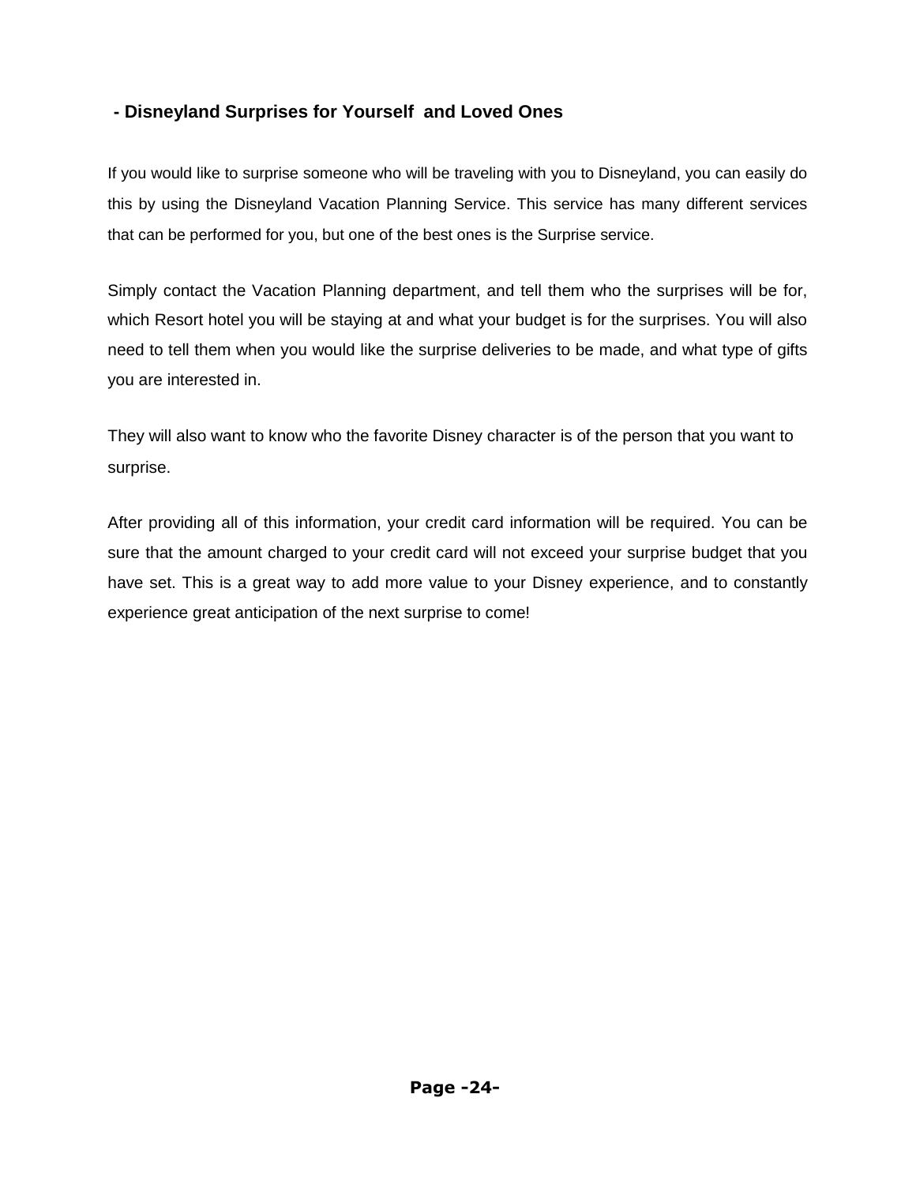## - Disneyland Surprises for Yourself and Loved Ones

If you would like to surprise someone who will be traveling with you to Disneyland, you can easily do this by using the Disneyland Vacation Planning Service. This service has many different services that can be performed for you, but one of the best ones is the Surprise service.

Simply contact the Vacation Planning department, and tell them who the surprises will be for, which Resort hotel you will be staying at and what your budget is for the surprises. You will also need to tell them when you would like the surprise deliveries to be made, and what type of gifts you are interested in.

They will also want to know who the favorite Disney character is of the person that you want to surprise.

After providing all of this information, your credit card information will be required. You can be sure that the amount charged to your credit card will not exceed your surprise budget that you have set. This is a great way to add more value to your Disney experience, and to constantly experience great anticipation of the next surprise to come!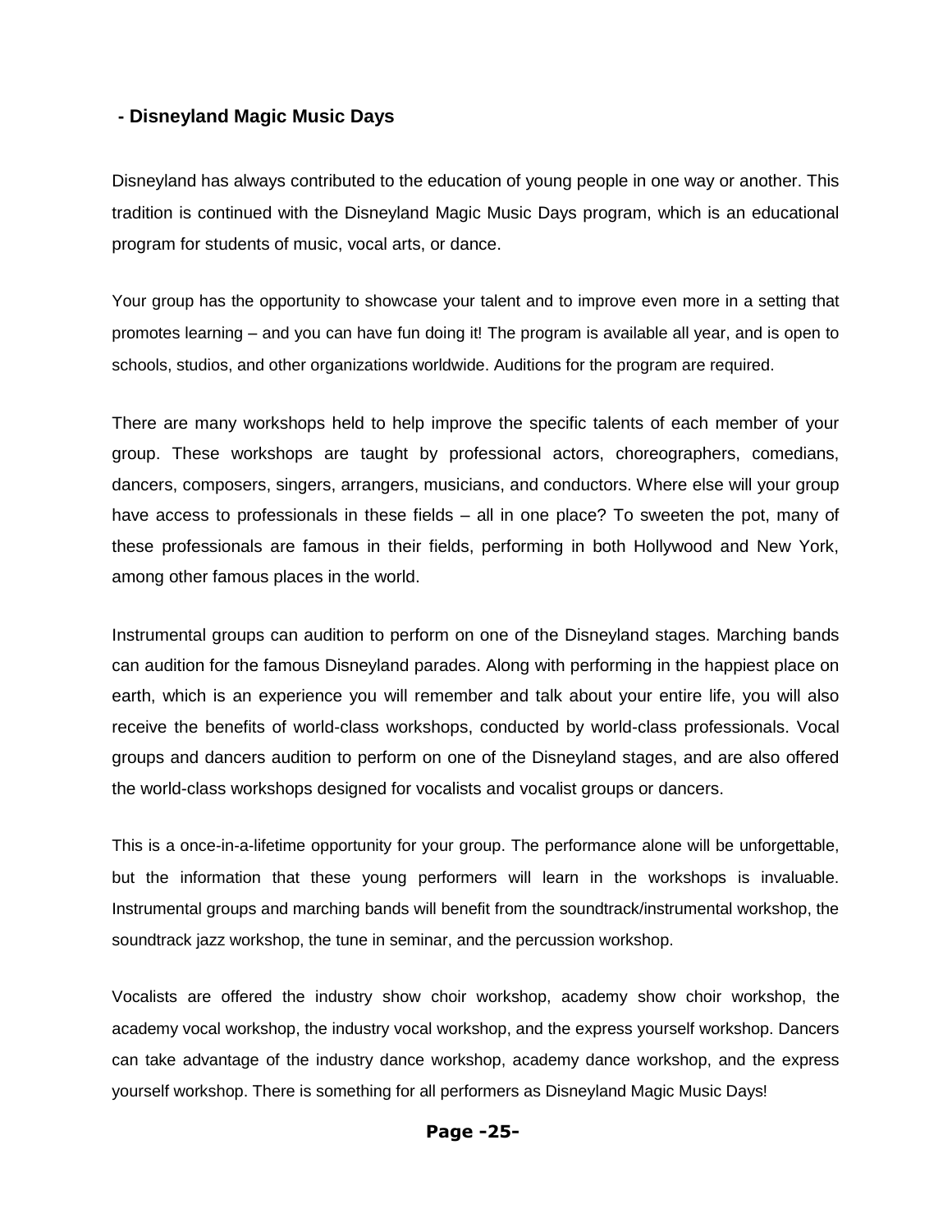## - Disneyland Magic Music Days

Disneyland has always contributed to the education of young people in one way or another. This tradition is continued with the Disneyland Magic Music Days program, which is an educational program for students of music, vocal arts, or dance.

Your group has the opportunity to showcase your talent and to improve even more in a setting that promotes learning – and you can have fun doing it! The program is available all year, and is open to schools, studios, and other organizations worldwide. Auditions for the program are required.

There are many workshops held to help improve the specific talents of each member of your group. These workshops are taught by professional actors, choreographers, comedians, dancers, composers, singers, arrangers, musicians, and conductors. Where else will your group have access to professionals in these fields – all in one place? To sweeten the pot, many of these professionals are famous in their fields, performing in both Hollywood and New York, among other famous places in the world.

Instrumental groups can audition to perform on one of the Disneyland stages. Marching bands can audition for the famous Disneyland parades. Along with performing in the happiest place on earth, which is an experience you will remember and talk about your entire life, you will also receive the benefits of world-class workshops, conducted by world-class professionals. Vocal groups and dancers audition to perform on one of the Disneyland stages, and are also offered the world-class workshops designed for vocalists and vocalist groups or dancers.

This is a once-in-a-lifetime opportunity for your group. The performance alone will be unforgettable, but the information that these young performers will learn in the workshops is invaluable. Instrumental groups and marching bands will benefit from the soundtrack/instrumental workshop, the soundtrack jazz workshop, the tune in seminar, and the percussion workshop.

Vocalists are offered the industry show choir workshop, academy show choir workshop, the academy vocal workshop, the industry vocal workshop, and the express yourself workshop. Dancers can take advantage of the industry dance workshop, academy dance workshop, and the express yourself workshop. There is something for all performers as Disneyland Magic Music Days!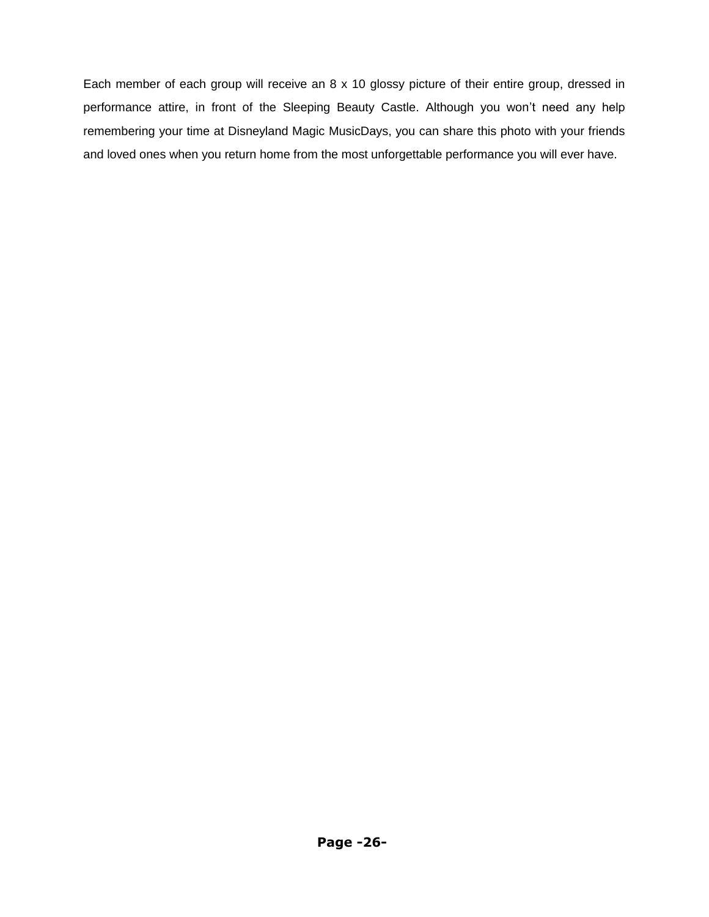Each member of each group will receive an 8 x 10 glossy picture of their entire group, dressed in performance attire, in front of the Sleeping Beauty Castle. Although you won’t need any help remembering your time at Disneyland Magic MusicDays, you can share this photo with your friends and loved ones when you return home from the most unforgettable performance you will ever have.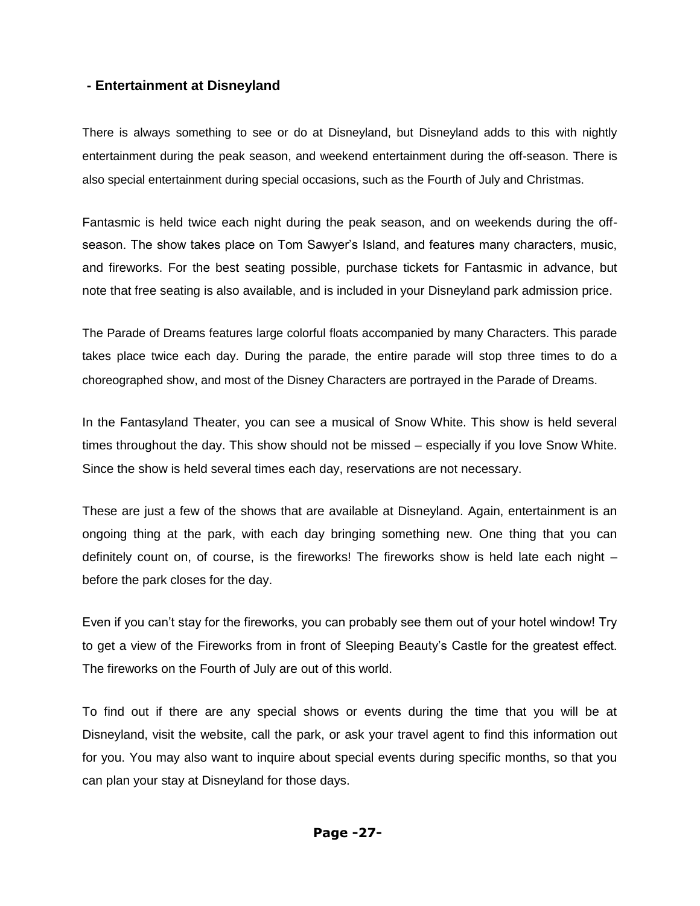## - Entertainment at Disneyland

There is always something to see or do at Disneyland, but Disneyland adds to this with nightly entertainment during the peak season, and weekend entertainment during the off-season. There is also special entertainment during special occasions, such as the Fourth of July and Christmas.

Fantasmic is held twice each night during the peak season, and on weekends during the off-season. The show takes place on Tom Sawyer's Island, and features many characters, music, and fireworks. For the best seating possible, purchase tickets for Fantasmic in advance, but note that free seating is also available, and is included in your Disneyland park admission price.

The Parade of Dreams features large colorful floats accompanied by many Characters. This parade takes place twice each day. During the parade, the entire parade will stop three times to do a choreographed show, and most of the Disney Characters are portrayed in the Parade of Dreams.

In the Fantasyland Theater, you can see a musical of Snow White. This show is held several times throughout the day. This show should not be missed – especially if you love Snow White. Since the show is held several times each day, reservations are not necessary.

These are just a few of the shows that are available at Disneyland. Again, entertainment is an ongoing thing at the park, with each day bringing something new. One thing that you can definitely count on, of course, is the fireworks! The fireworks show is held late each night – before the park closes for the day.

Even if you can't stay for the fireworks, you can probably see them out of your hotel window! Try to get a view of the Fireworks from in front of Sleeping Beauty's Castle for the greatest effect. The fireworks on the Fourth of July are out of this world.

To find out if there are any special shows or events during the time that you will be at Disneyland, visit the website, call the park, or ask your travel agent to find this information out for you. You may also want to inquire about special events during specific months, so that you can plan your stay at Disneyland for those days.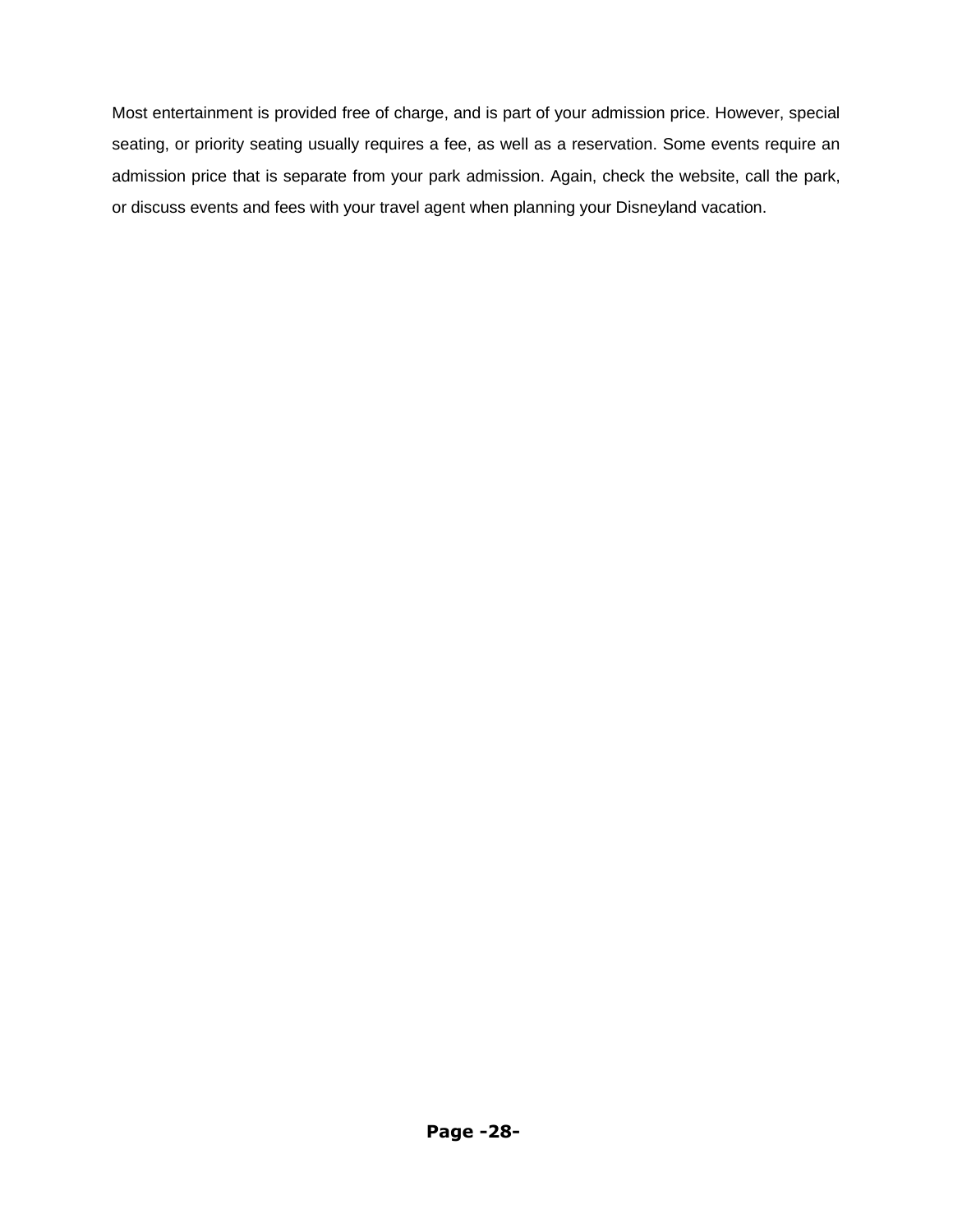Most entertainment is provided free of charge, and is part of your admission price. However, special seating, or priority seating usually requires a fee, as well as a reservation. Some events require an admission price that is separate from your park admission. Again, check the website, call the park, or discuss events and fees with your travel agent when planning your Disneyland vacation.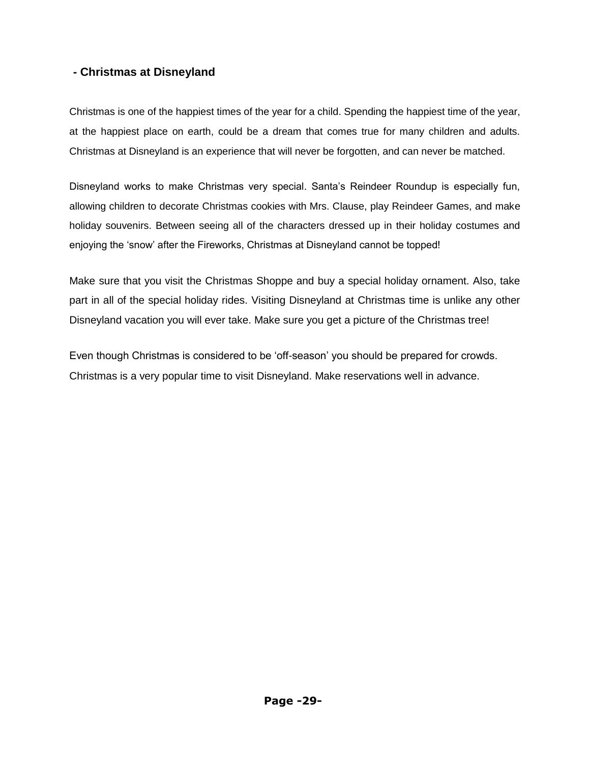## - Christmas at Disneyland

Christmas is one of the happiest times of the year for a child. Spending the happiest time of the year, at the happiest place on earth, could be a dream that comes true for many children and adults. Christmas at Disneyland is an experience that will never be forgotten, and can never be matched.

Disneyland works to make Christmas very special. Santa's Reindeer Roundup is especially fun, allowing children to decorate Christmas cookies with Mrs. Clause, play Reindeer Games, and make holiday souvenirs. Between seeing all of the characters dressed up in their holiday costumes and enjoying the 'snow' after the Fireworks, Christmas at Disneyland cannot be topped!

Make sure that you visit the Christmas Shoppe and buy a special holiday ornament. Also, take part in all of the special holiday rides. Visiting Disneyland at Christmas time is unlike any other Disneyland vacation you will ever take. Make sure you get a picture of the Christmas tree!

Even though Christmas is considered to be 'off-season' you should be prepared for crowds. Christmas is a very popular time to visit Disneyland. Make reservations well in advance.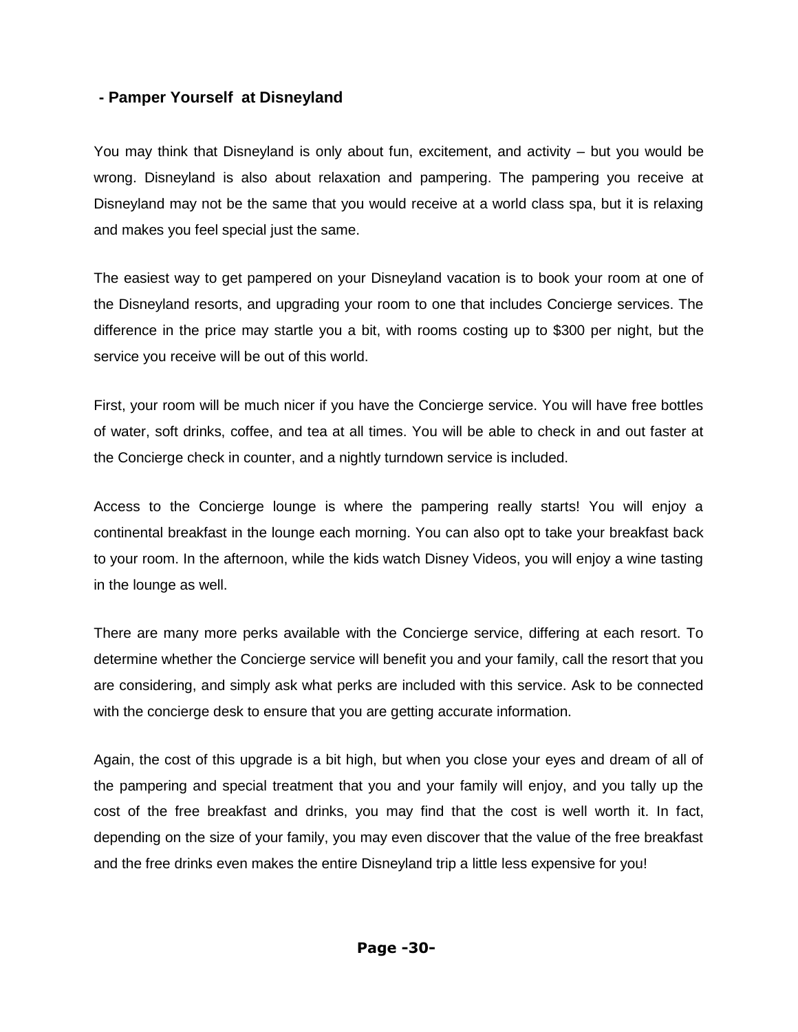## - Pamper Yourself  at Disneyland

You may think that Disneyland is only about fun, excitement, and activity – but you would be wrong. Disneyland is also about relaxation and pampering. The pampering you receive at Disneyland may not be the same that you would receive at a world class spa, but it is relaxing and makes you feel special just the same.

The easiest way to get pampered on your Disneyland vacation is to book your room at one of the Disneyland resorts, and upgrading your room to one that includes Concierge services. The difference in the price may startle you a bit, with rooms costing up to $300 per night, but the service you receive will be out of this world.

First, your room will be much nicer if you have the Concierge service. You will have free bottles of water, soft drinks, coffee, and tea at all times. You will be able to check in and out faster at the Concierge check in counter, and a nightly turndown service is included.

Access to the Concierge lounge is where the pampering really starts! You will enjoy a continental breakfast in the lounge each morning. You can also opt to take your breakfast back to your room. In the afternoon, while the kids watch Disney Videos, you will enjoy a wine tasting in the lounge as well.

There are many more perks available with the Concierge service, differing at each resort. To determine whether the Concierge service will benefit you and your family, call the resort that you are considering, and simply ask what perks are included with this service. Ask to be connected with the concierge desk to ensure that you are getting accurate information.

Again, the cost of this upgrade is a bit high, but when you close your eyes and dream of all of the pampering and special treatment that you and your family will enjoy, and you tally up the cost of the free breakfast and drinks, you may find that the cost is well worth it. In fact, depending on the size of your family, you may even discover that the value of the free breakfast and the free drinks even makes the entire Disneyland trip a little less expensive for you!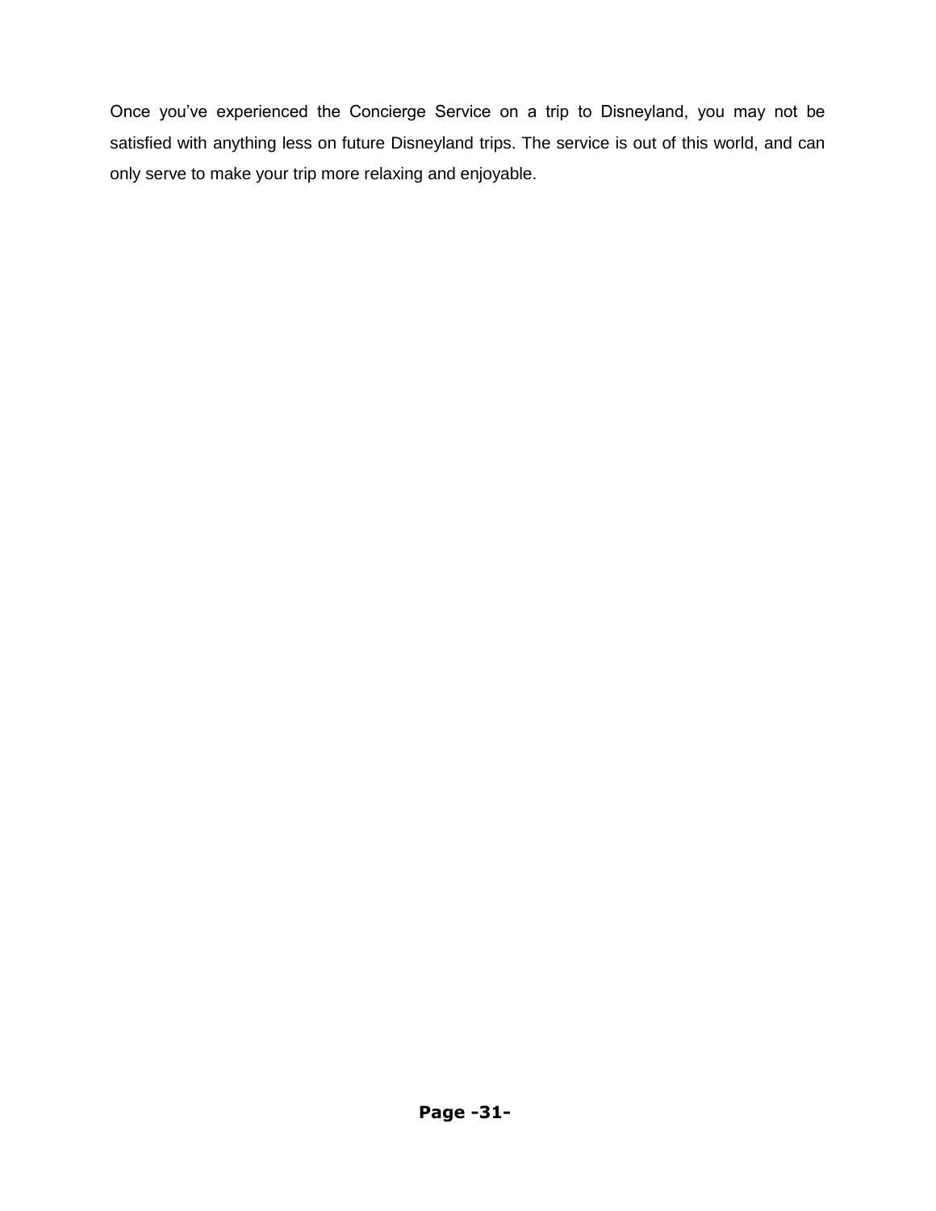Once you've experienced the Concierge Service on a trip to Disneyland, you may not be satisfied with anything less on future Disneyland trips. The service is out of this world, and can only serve to make your trip more relaxing and enjoyable.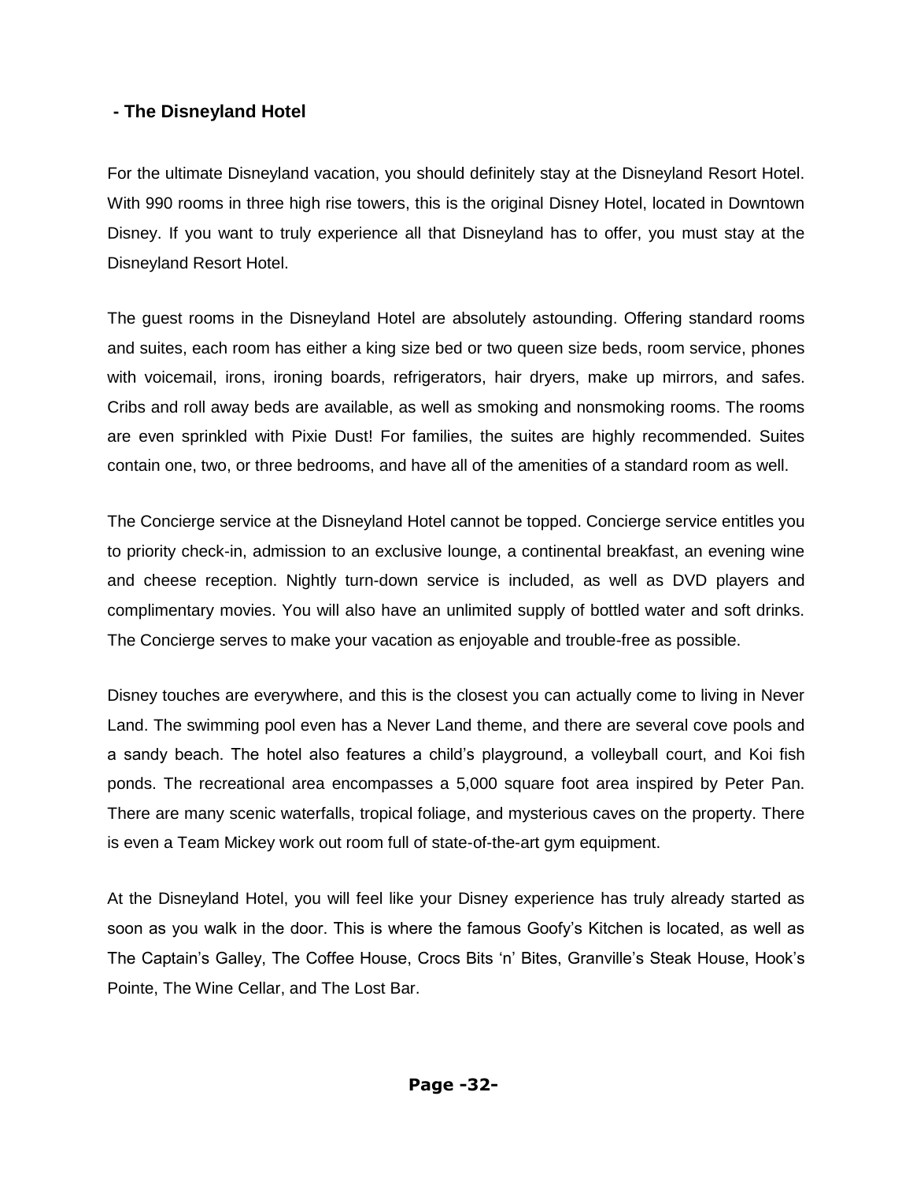## - The Disneyland Hotel

For the ultimate Disneyland vacation, you should definitely stay at the Disneyland Resort Hotel. With 990 rooms in three high rise towers, this is the original Disney Hotel, located in Downtown Disney. If you want to truly experience all that Disneyland has to offer, you must stay at the Disneyland Resort Hotel.

The guest rooms in the Disneyland Hotel are absolutely astounding. Offering standard rooms and suites, each room has either a king size bed or two queen size beds, room service, phones with voicemail, irons, ironing boards, refrigerators, hair dryers, make up mirrors, and safes. Cribs and roll away beds are available, as well as smoking and nonsmoking rooms. The rooms are even sprinkled with Pixie Dust! For families, the suites are highly recommended. Suites contain one, two, or three bedrooms, and have all of the amenities of a standard room as well.

The Concierge service at the Disneyland Hotel cannot be topped. Concierge service entitles you to priority check-in, admission to an exclusive lounge, a continental breakfast, an evening wine and cheese reception. Nightly turn-down service is included, as well as DVD players and complimentary movies. You will also have an unlimited supply of bottled water and soft drinks. The Concierge serves to make your vacation as enjoyable and trouble-free as possible.

Disney touches are everywhere, and this is the closest you can actually come to living in Never Land. The swimming pool even has a Never Land theme, and there are several cove pools and a sandy beach. The hotel also features a child's playground, a volleyball court, and Koi fish ponds. The recreational area encompasses a 5,000 square foot area inspired by Peter Pan. There are many scenic waterfalls, tropical foliage, and mysterious caves on the property. There is even a Team Mickey work out room full of state-of-the-art gym equipment.

At the Disneyland Hotel, you will feel like your Disney experience has truly already started as soon as you walk in the door. This is where the famous Goofy's Kitchen is located, as well as The Captain's Galley, The Coffee House, Crocs Bits 'n' Bites, Granville's Steak House, Hook's Pointe, The Wine Cellar, and The Lost Bar.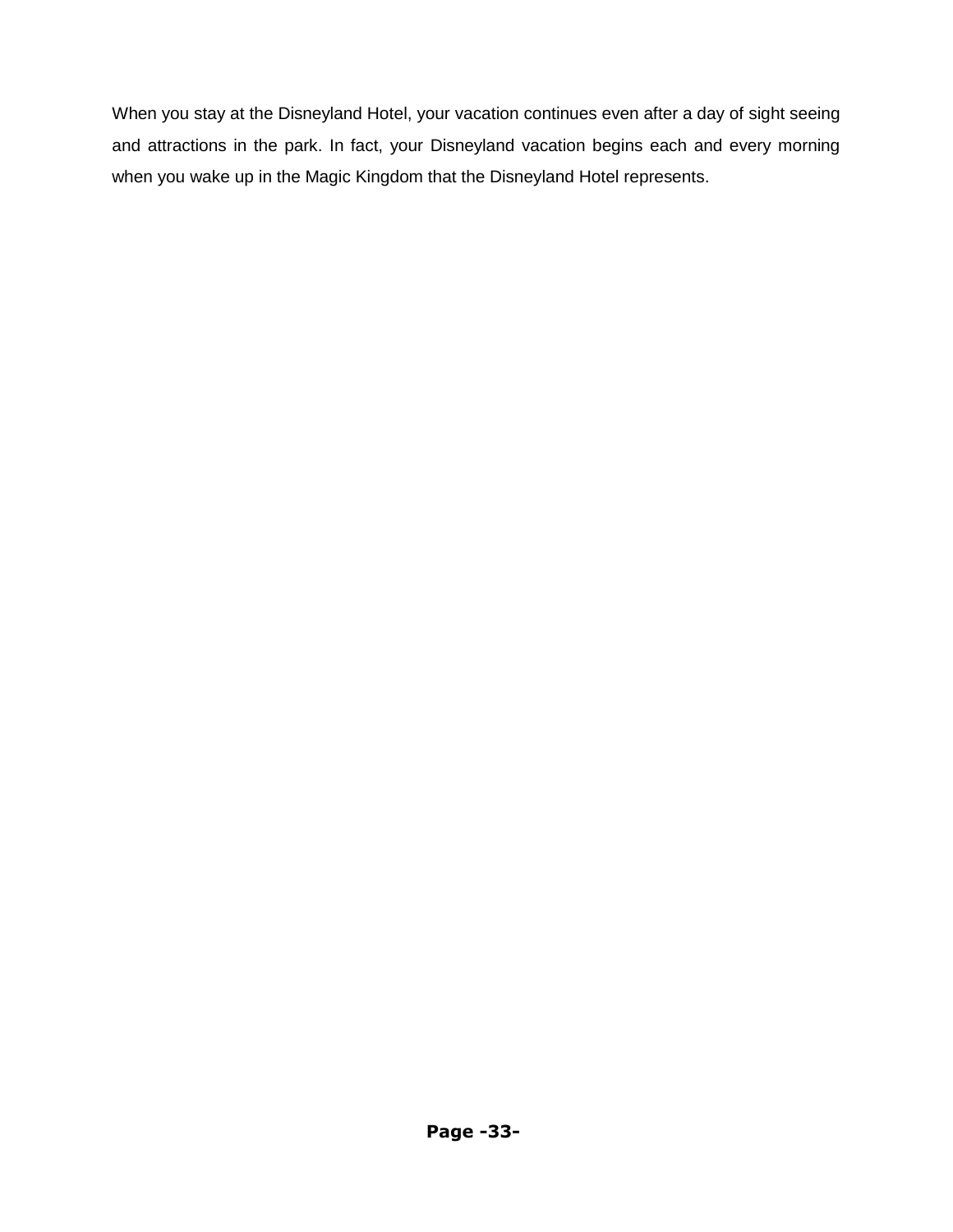When you stay at the Disneyland Hotel, your vacation continues even after a day of sight seeing and attractions in the park. In fact, your Disneyland vacation begins each and every morning when you wake up in the Magic Kingdom that the Disneyland Hotel represents.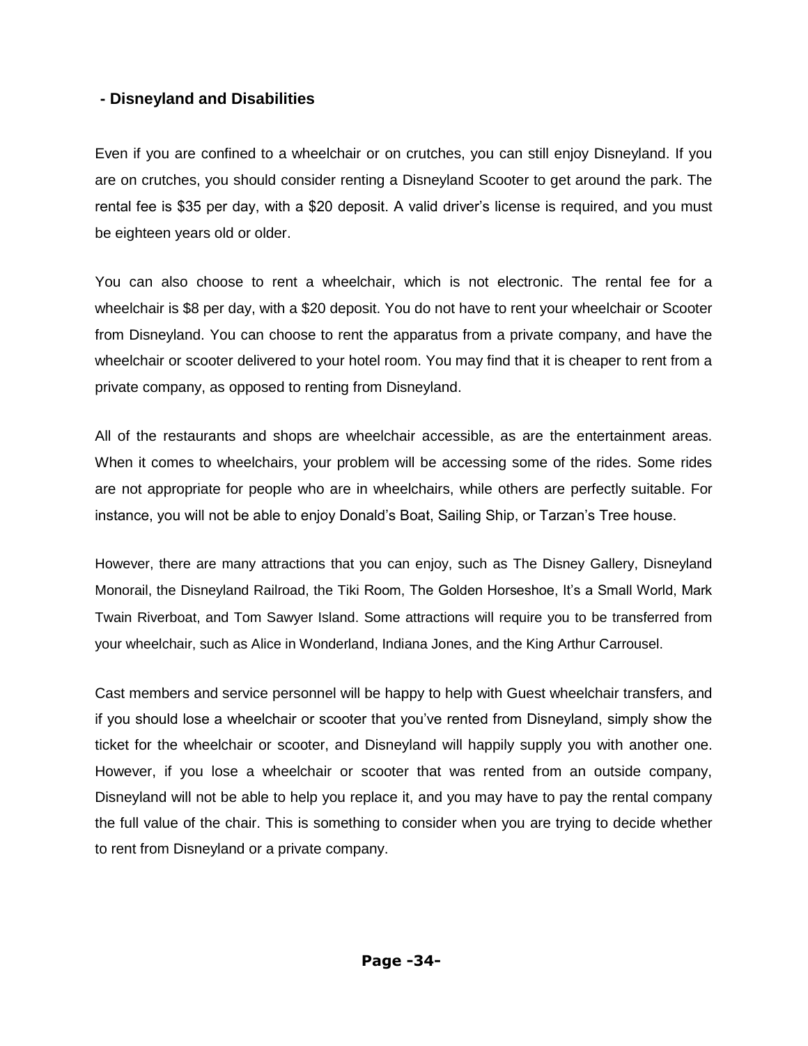## - Disneyland and Disabilities

Even if you are confined to a wheelchair or on crutches, you can still enjoy Disneyland. If you are on crutches, you should consider renting a Disneyland Scooter to get around the park. The rental fee is $35 per day, with a $20 deposit. A valid driver's license is required, and you must be eighteen years old or older.

You can also choose to rent a wheelchair, which is not electronic. The rental fee for a wheelchair is $8 per day, with a $20 deposit. You do not have to rent your wheelchair or Scooter from Disneyland. You can choose to rent the apparatus from a private company, and have the wheelchair or scooter delivered to your hotel room. You may find that it is cheaper to rent from a private company, as opposed to renting from Disneyland.

All of the restaurants and shops are wheelchair accessible, as are the entertainment areas. When it comes to wheelchairs, your problem will be accessing some of the rides. Some rides are not appropriate for people who are in wheelchairs, while others are perfectly suitable. For instance, you will not be able to enjoy Donald's Boat, Sailing Ship, or Tarzan's Tree house.

However, there are many attractions that you can enjoy, such as The Disney Gallery, Disneyland Monorail, the Disneyland Railroad, the Tiki Room, The Golden Horseshoe, It's a Small World, Mark Twain Riverboat, and Tom Sawyer Island. Some attractions will require you to be transferred from your wheelchair, such as Alice in Wonderland, Indiana Jones, and the King Arthur Carrousel.

Cast members and service personnel will be happy to help with Guest wheelchair transfers, and if you should lose a wheelchair or scooter that you've rented from Disneyland, simply show the ticket for the wheelchair or scooter, and Disneyland will happily supply you with another one. However, if you lose a wheelchair or scooter that was rented from an outside company, Disneyland will not be able to help you replace it, and you may have to pay the rental company the full value of the chair. This is something to consider when you are trying to decide whether to rent from Disneyland or a private company.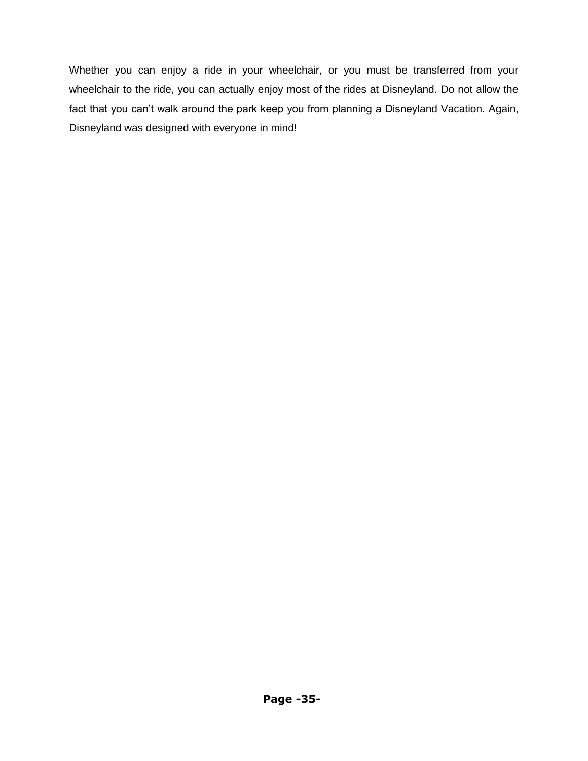Whether you can enjoy a ride in your wheelchair, or you must be transferred from your wheelchair to the ride, you can actually enjoy most of the rides at Disneyland. Do not allow the fact that you can't walk around the park keep you from planning a Disneyland Vacation. Again, Disneyland was designed with everyone in mind!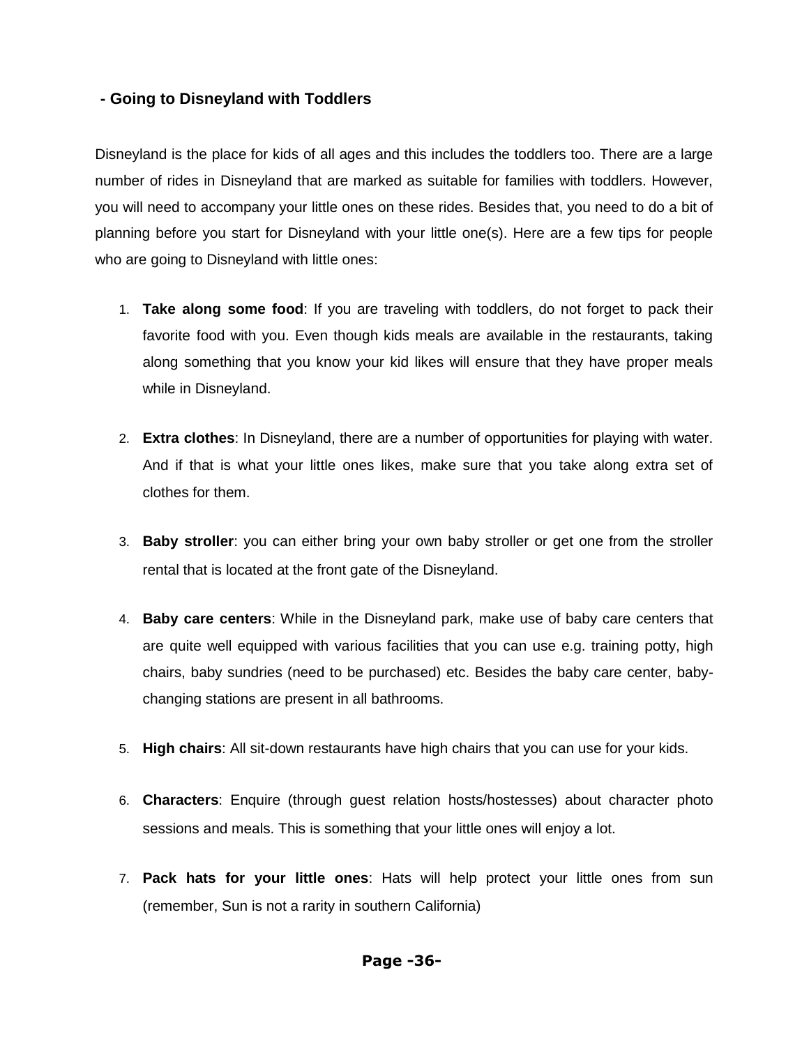## - Going to Disneyland with Toddlers

Disneyland is the place for kids of all ages and this includes the toddlers too. There are a large number of rides in Disneyland that are marked as suitable for families with toddlers. However, you will need to accompany your little ones on these rides. Besides that, you need to do a bit of planning before you start for Disneyland with your little one(s). Here are a few tips for people who are going to Disneyland with little ones:

1. **Take along some food**: If you are traveling with toddlers, do not forget to pack their favorite food with you. Even though kids meals are available in the restaurants, taking along something that you know your kid likes will ensure that they have proper meals while in Disneyland.

2. **Extra clothes**: In Disneyland, there are a number of opportunities for playing with water. And if that is what your little ones likes, make sure that you take along extra set of clothes for them.

3. **Baby stroller**: you can either bring your own baby stroller or get one from the stroller rental that is located at the front gate of the Disneyland.

4. **Baby care centers**: While in the Disneyland park, make use of baby care centers that are quite well equipped with various facilities that you can use e.g. training potty, high chairs, baby sundries (need to be purchased) etc. Besides the baby care center, baby-changing stations are present in all bathrooms.

5. **High chairs**: All sit-down restaurants have high chairs that you can use for your kids.

6. **Characters**: Enquire (through guest relation hosts/hostesses) about character photo sessions and meals. This is something that your little ones will enjoy a lot.

7. **Pack hats for your little ones**: Hats will help protect your little ones from sun (remember, Sun is not a rarity in southern California)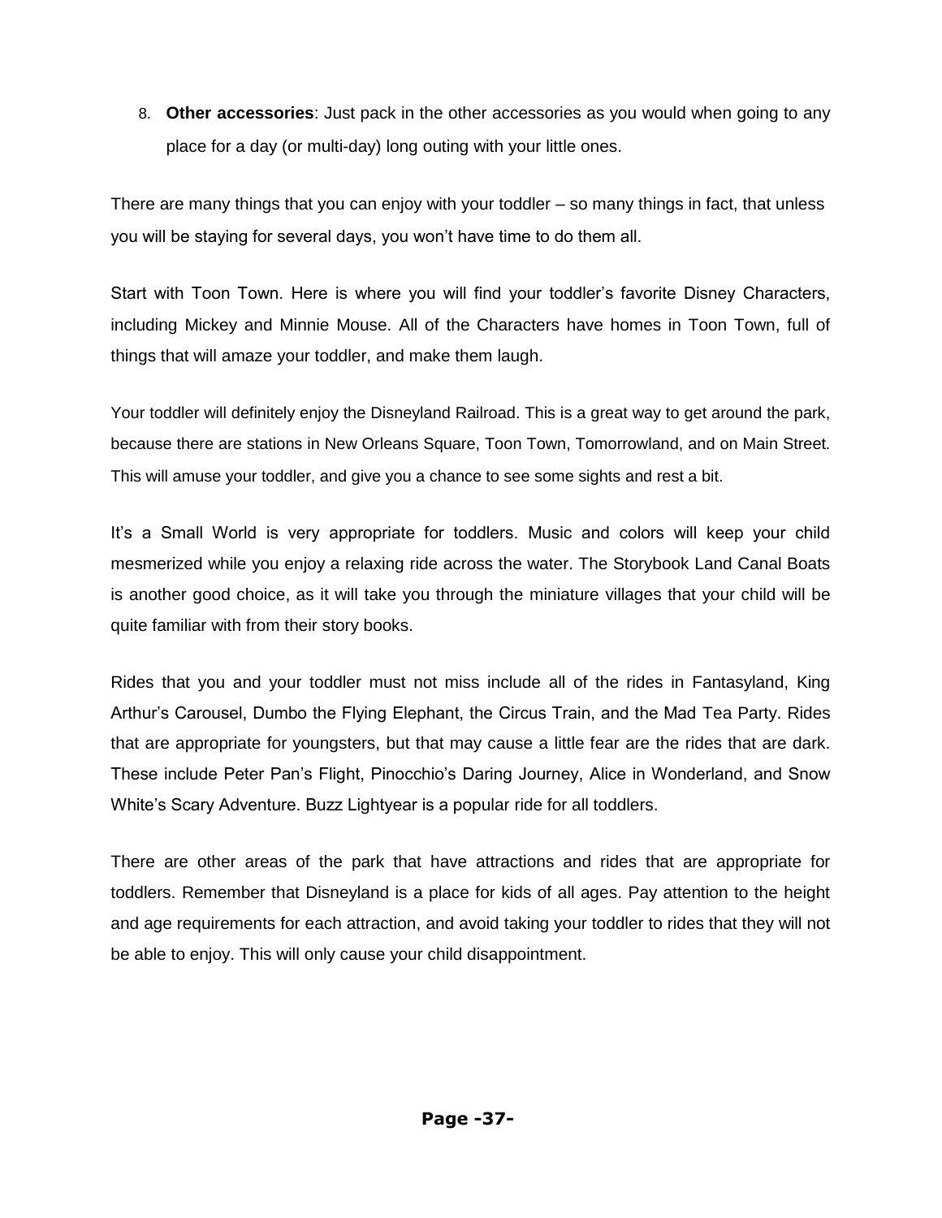8. **Other accessories**: Just pack in the other accessories as you would when going to any place for a day (or multi-day) long outing with your little ones.

There are many things that you can enjoy with your toddler – so many things in fact, that unless you will be staying for several days, you won't have time to do them all.

Start with Toon Town. Here is where you will find your toddler's favorite Disney Characters, including Mickey and Minnie Mouse. All of the Characters have homes in Toon Town, full of things that will amaze your toddler, and make them laugh.

Your toddler will definitely enjoy the Disneyland Railroad. This is a great way to get around the park, because there are stations in New Orleans Square, Toon Town, Tomorrowland, and on Main Street. This will amuse your toddler, and give you a chance to see some sights and rest a bit.

It's a Small World is very appropriate for toddlers. Music and colors will keep your child mesmerized while you enjoy a relaxing ride across the water. The Storybook Land Canal Boats is another good choice, as it will take you through the miniature villages that your child will be quite familiar with from their story books.

Rides that you and your toddler must not miss include all of the rides in Fantasyland, King Arthur's Carousel, Dumbo the Flying Elephant, the Circus Train, and the Mad Tea Party. Rides that are appropriate for youngsters, but that may cause a little fear are the rides that are dark. These include Peter Pan's Flight, Pinocchio's Daring Journey, Alice in Wonderland, and Snow White's Scary Adventure. Buzz Lightyear is a popular ride for all toddlers.

There are other areas of the park that have attractions and rides that are appropriate for toddlers. Remember that Disneyland is a place for kids of all ages. Pay attention to the height and age requirements for each attraction, and avoid taking your toddler to rides that they will not be able to enjoy. This will only cause your child disappointment.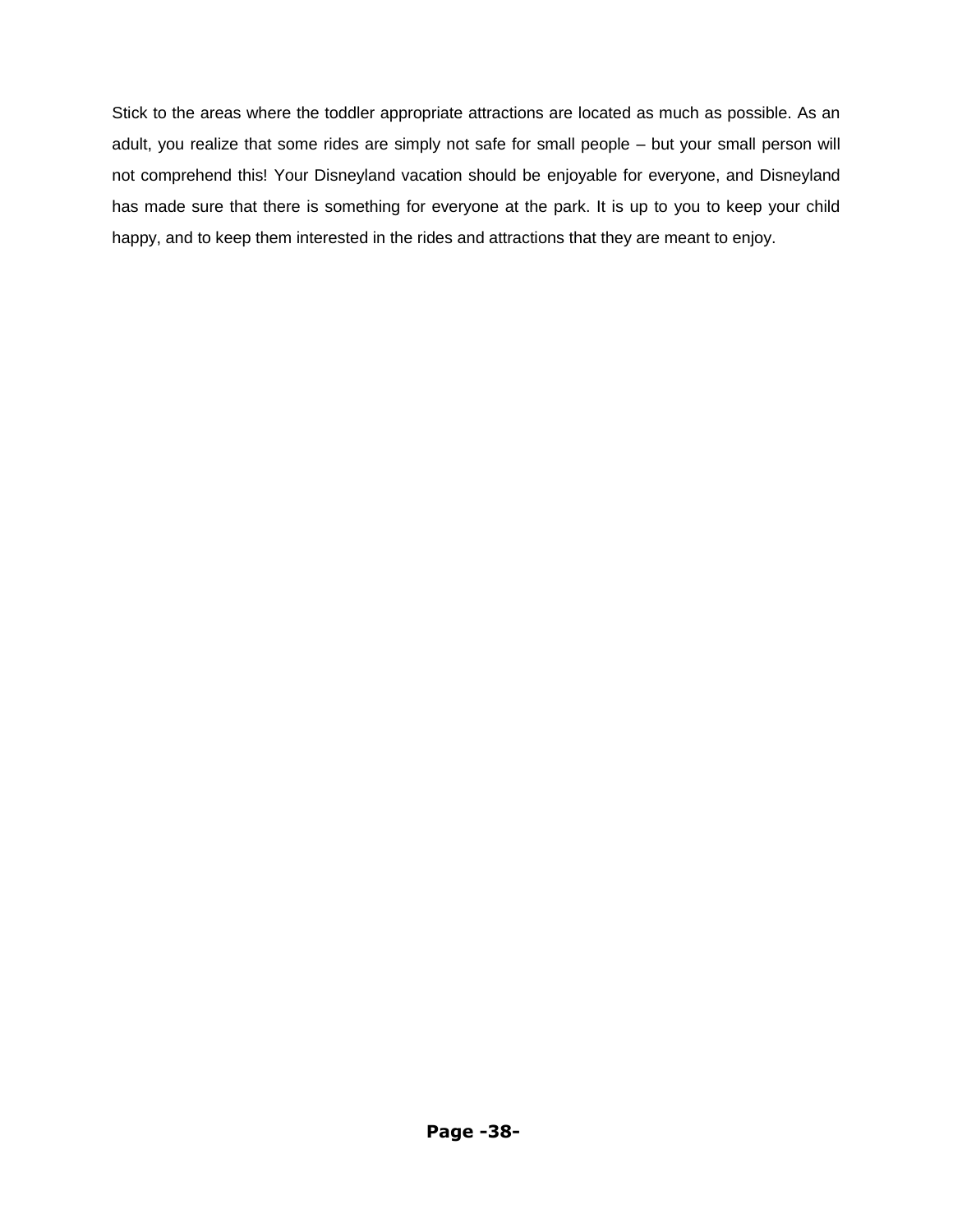Stick to the areas where the toddler appropriate attractions are located as much as possible. As an adult, you realize that some rides are simply not safe for small people – but your small person will not comprehend this! Your Disneyland vacation should be enjoyable for everyone, and Disneyland has made sure that there is something for everyone at the park. It is up to you to keep your child happy, and to keep them interested in the rides and attractions that they are meant to enjoy.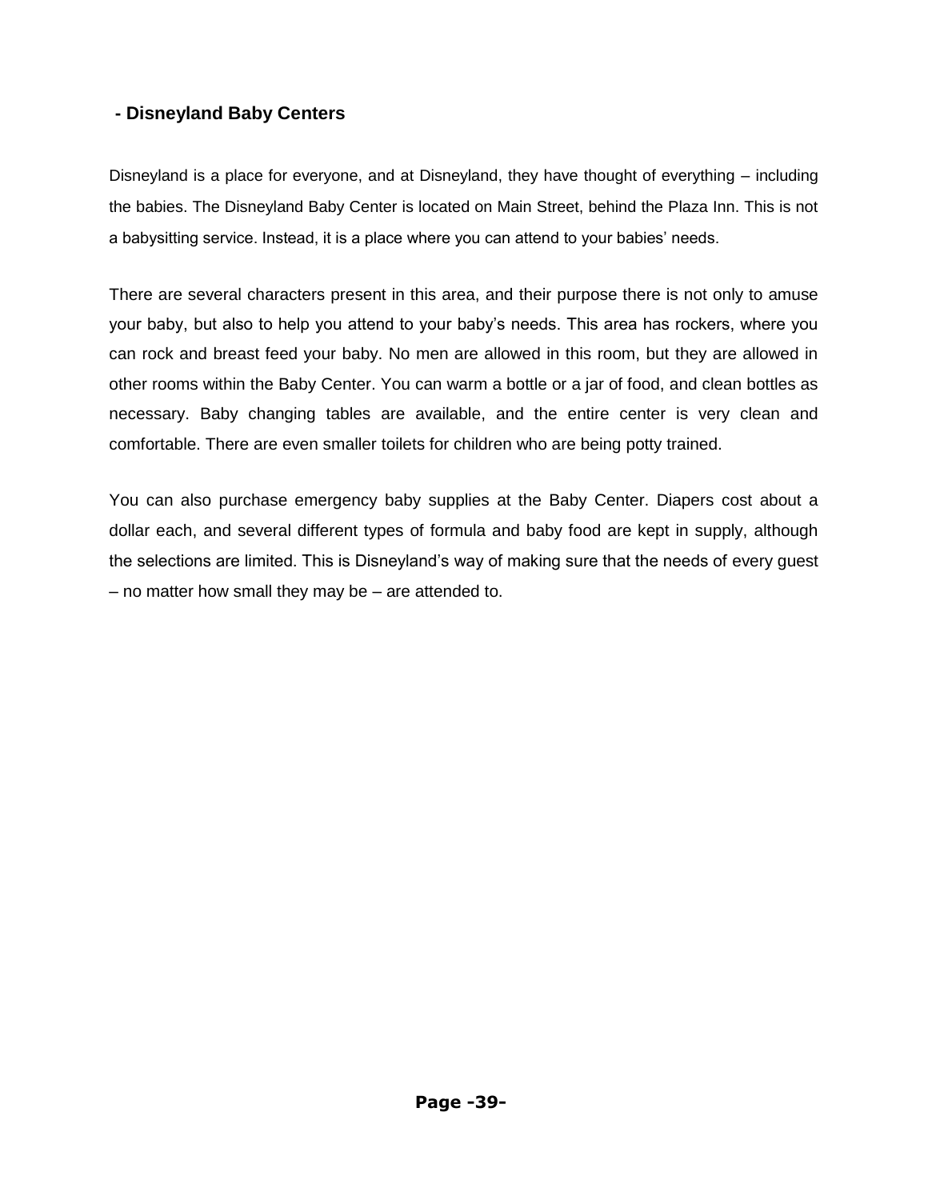## - Disneyland Baby Centers

Disneyland is a place for everyone, and at Disneyland, they have thought of everything – including the babies. The Disneyland Baby Center is located on Main Street, behind the Plaza Inn. This is not a babysitting service. Instead, it is a place where you can attend to your babies' needs.

There are several characters present in this area, and their purpose there is not only to amuse your baby, but also to help you attend to your baby's needs. This area has rockers, where you can rock and breast feed your baby. No men are allowed in this room, but they are allowed in other rooms within the Baby Center. You can warm a bottle or a jar of food, and clean bottles as necessary. Baby changing tables are available, and the entire center is very clean and comfortable. There are even smaller toilets for children who are being potty trained.

You can also purchase emergency baby supplies at the Baby Center. Diapers cost about a dollar each, and several different types of formula and baby food are kept in supply, although the selections are limited. This is Disneyland's way of making sure that the needs of every guest – no matter how small they may be – are attended to.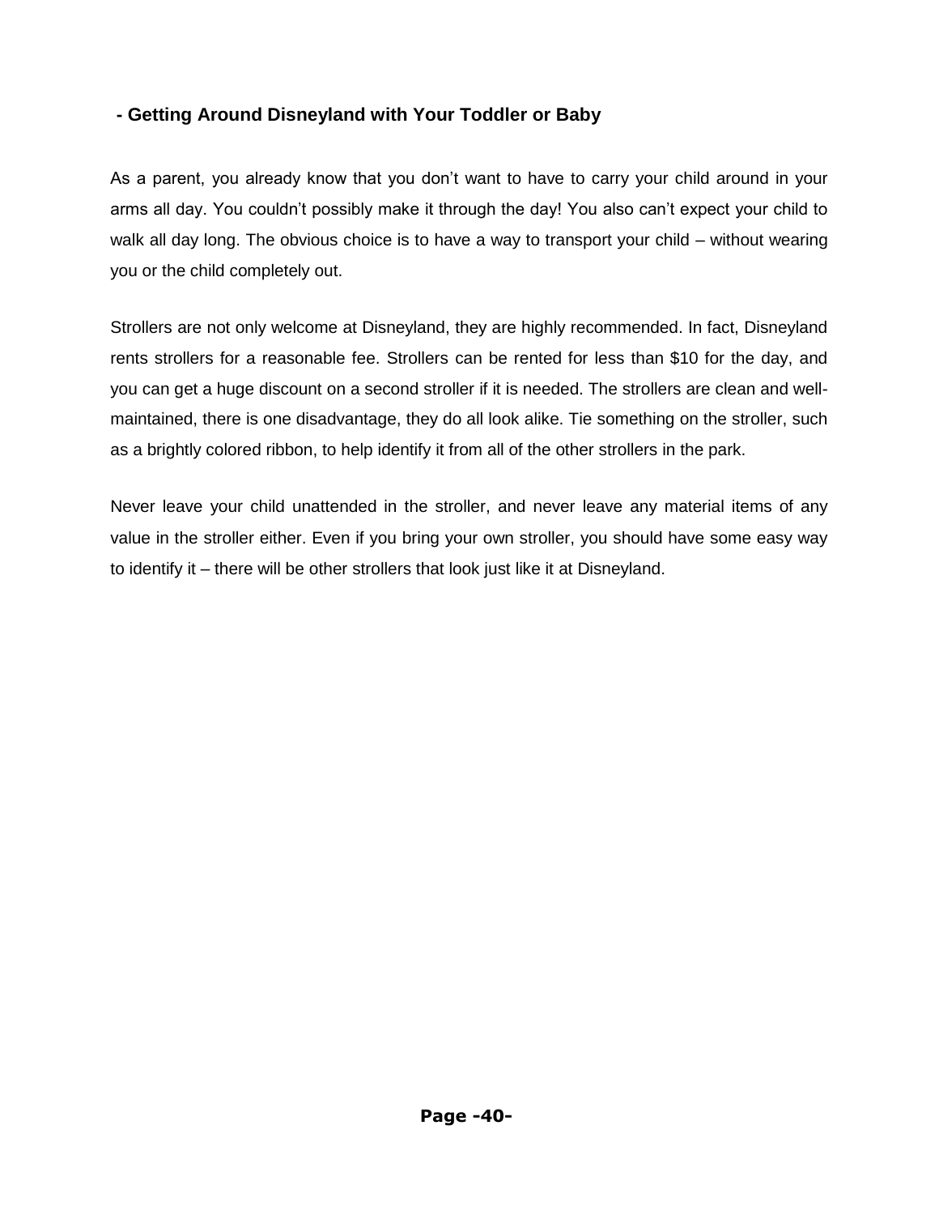## - Getting Around Disneyland with Your Toddler or Baby

As a parent, you already know that you don't want to have to carry your child around in your arms all day. You couldn't possibly make it through the day! You also can't expect your child to walk all day long. The obvious choice is to have a way to transport your child – without wearing you or the child completely out.

Strollers are not only welcome at Disneyland, they are highly recommended. In fact, Disneyland rents strollers for a reasonable fee. Strollers can be rented for less than $10 for the day, and you can get a huge discount on a second stroller if it is needed. The strollers are clean and well-maintained, there is one disadvantage, they do all look alike. Tie something on the stroller, such as a brightly colored ribbon, to help identify it from all of the other strollers in the park.

Never leave your child unattended in the stroller, and never leave any material items of any value in the stroller either. Even if you bring your own stroller, you should have some easy way to identify it – there will be other strollers that look just like it at Disneyland.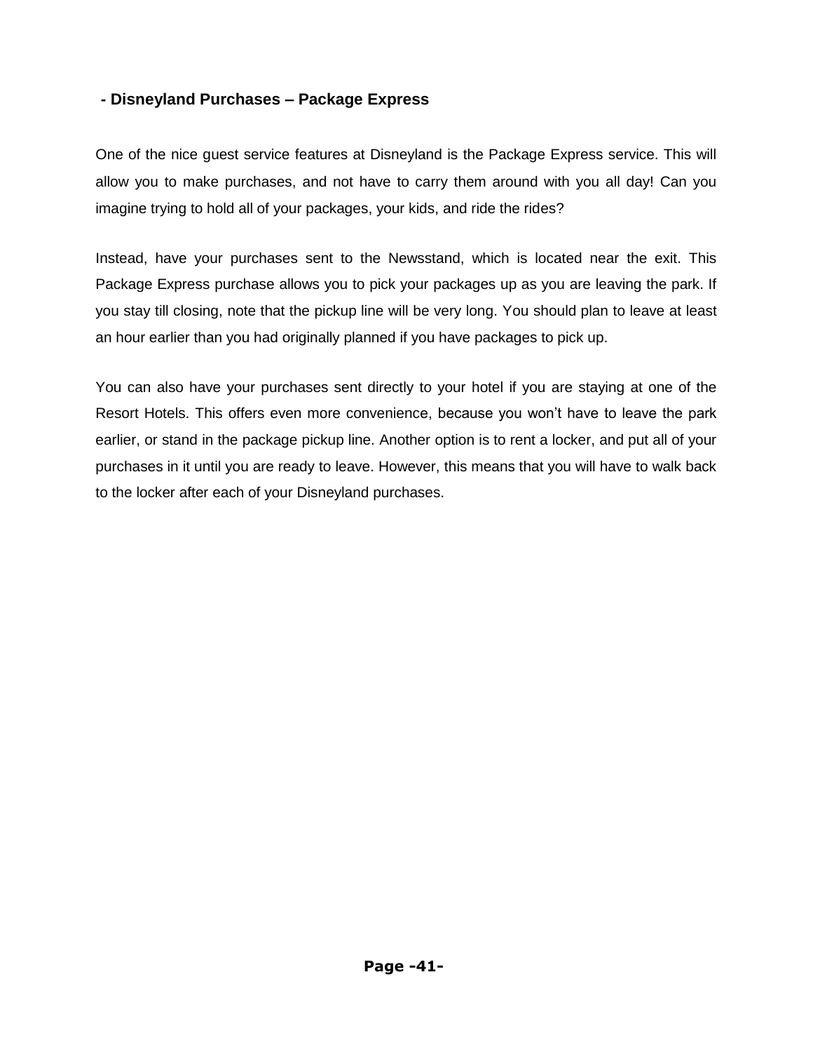## - Disneyland Purchases – Package Express

One of the nice guest service features at Disneyland is the Package Express service. This will allow you to make purchases, and not have to carry them around with you all day! Can you imagine trying to hold all of your packages, your kids, and ride the rides?

Instead, have your purchases sent to the Newsstand, which is located near the exit. This Package Express purchase allows you to pick your packages up as you are leaving the park. If you stay till closing, note that the pickup line will be very long. You should plan to leave at least an hour earlier than you had originally planned if you have packages to pick up.

You can also have your purchases sent directly to your hotel if you are staying at one of the Resort Hotels. This offers even more convenience, because you won't have to leave the park earlier, or stand in the package pickup line. Another option is to rent a locker, and put all of your purchases in it until you are ready to leave. However, this means that you will have to walk back to the locker after each of your Disneyland purchases.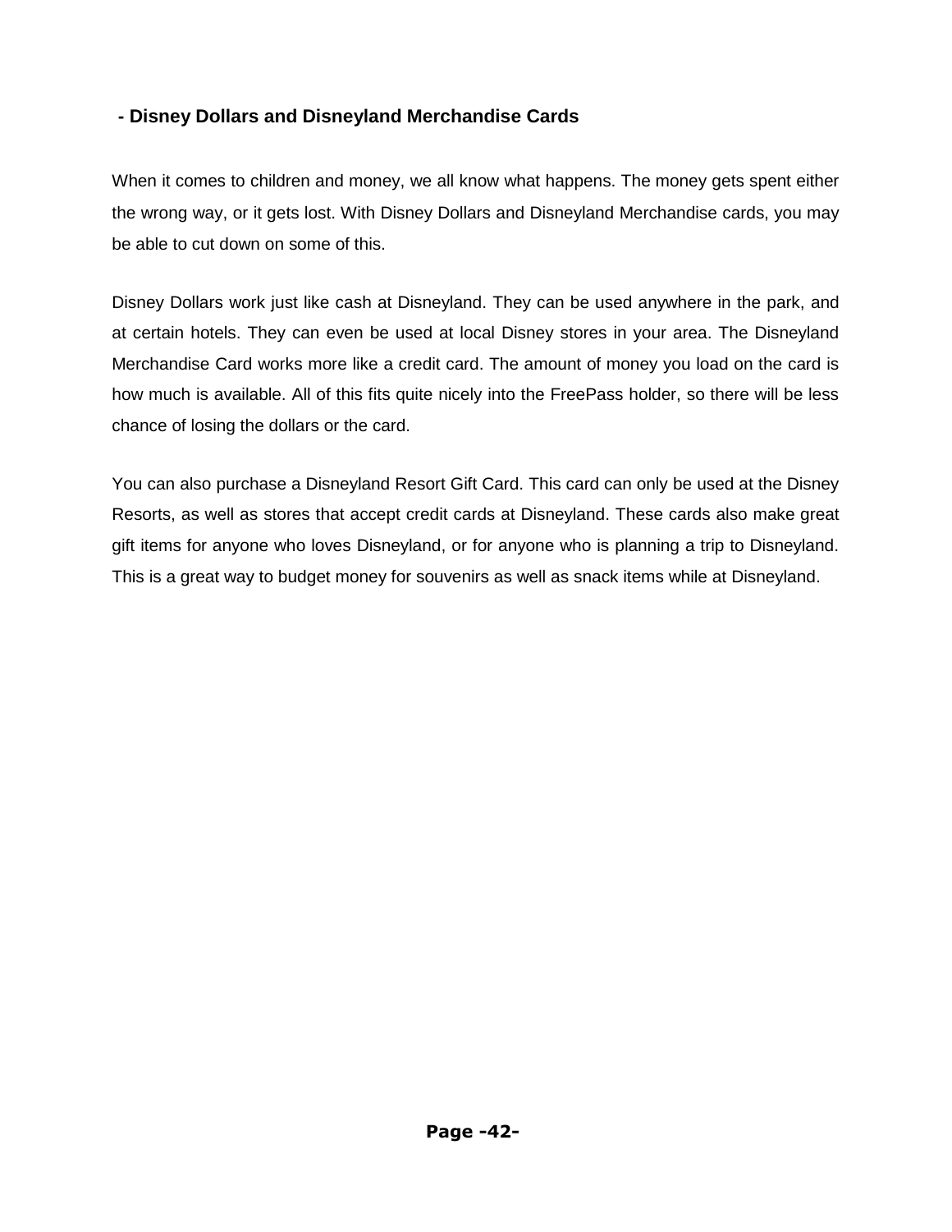### - Disney Dollars and Disneyland Merchandise Cards

When it comes to children and money, we all know what happens. The money gets spent either the wrong way, or it gets lost. With Disney Dollars and Disneyland Merchandise cards, you may be able to cut down on some of this.

Disney Dollars work just like cash at Disneyland. They can be used anywhere in the park, and at certain hotels. They can even be used at local Disney stores in your area. The Disneyland Merchandise Card works more like a credit card. The amount of money you load on the card is how much is available. All of this fits quite nicely into the FreePass holder, so there will be less chance of losing the dollars or the card.

You can also purchase a Disneyland Resort Gift Card. This card can only be used at the Disney Resorts, as well as stores that accept credit cards at Disneyland. These cards also make great gift items for anyone who loves Disneyland, or for anyone who is planning a trip to Disneyland. This is a great way to budget money for souvenirs as well as snack items while at Disneyland.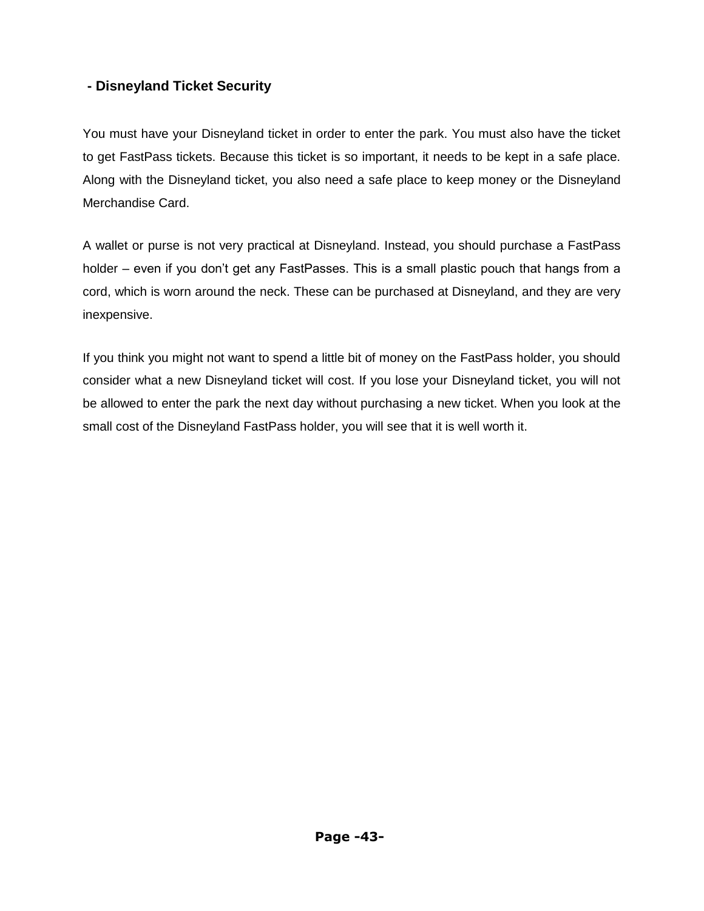## - Disneyland Ticket Security

You must have your Disneyland ticket in order to enter the park. You must also have the ticket to get FastPass tickets. Because this ticket is so important, it needs to be kept in a safe place. Along with the Disneyland ticket, you also need a safe place to keep money or the Disneyland Merchandise Card.

A wallet or purse is not very practical at Disneyland. Instead, you should purchase a FastPass holder – even if you don't get any FastPasses. This is a small plastic pouch that hangs from a cord, which is worn around the neck. These can be purchased at Disneyland, and they are very inexpensive.

If you think you might not want to spend a little bit of money on the FastPass holder, you should consider what a new Disneyland ticket will cost. If you lose your Disneyland ticket, you will not be allowed to enter the park the next day without purchasing a new ticket. When you look at the small cost of the Disneyland FastPass holder, you will see that it is well worth it.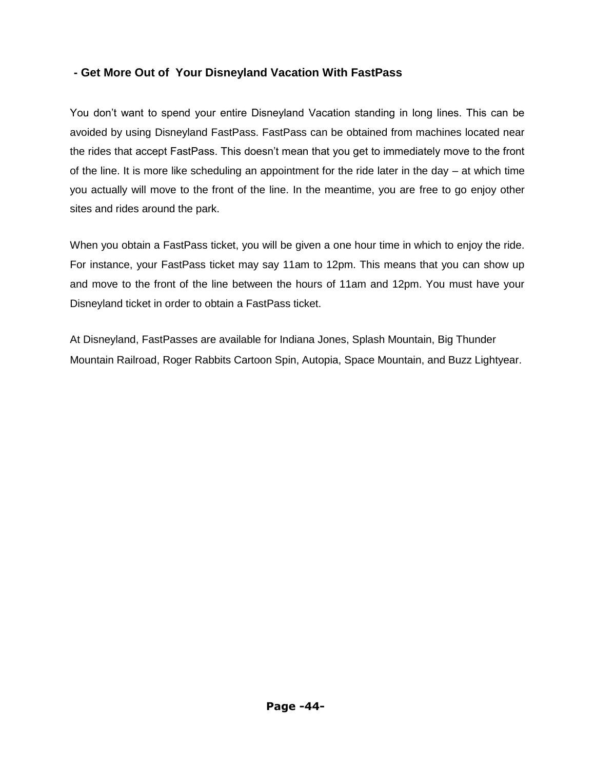## - Get More Out of Your Disneyland Vacation With FastPass

You don't want to spend your entire Disneyland Vacation standing in long lines. This can be avoided by using Disneyland FastPass. FastPass can be obtained from machines located near the rides that accept FastPass. This doesn't mean that you get to immediately move to the front of the line. It is more like scheduling an appointment for the ride later in the day – at which time you actually will move to the front of the line. In the meantime, you are free to go enjoy other sites and rides around the park.

When you obtain a FastPass ticket, you will be given a one hour time in which to enjoy the ride. For instance, your FastPass ticket may say 11am to 12pm. This means that you can show up and move to the front of the line between the hours of 11am and 12pm. You must have your Disneyland ticket in order to obtain a FastPass ticket.

At Disneyland, FastPasses are available for Indiana Jones, Splash Mountain, Big Thunder Mountain Railroad, Roger Rabbits Cartoon Spin, Autopia, Space Mountain, and Buzz Lightyear.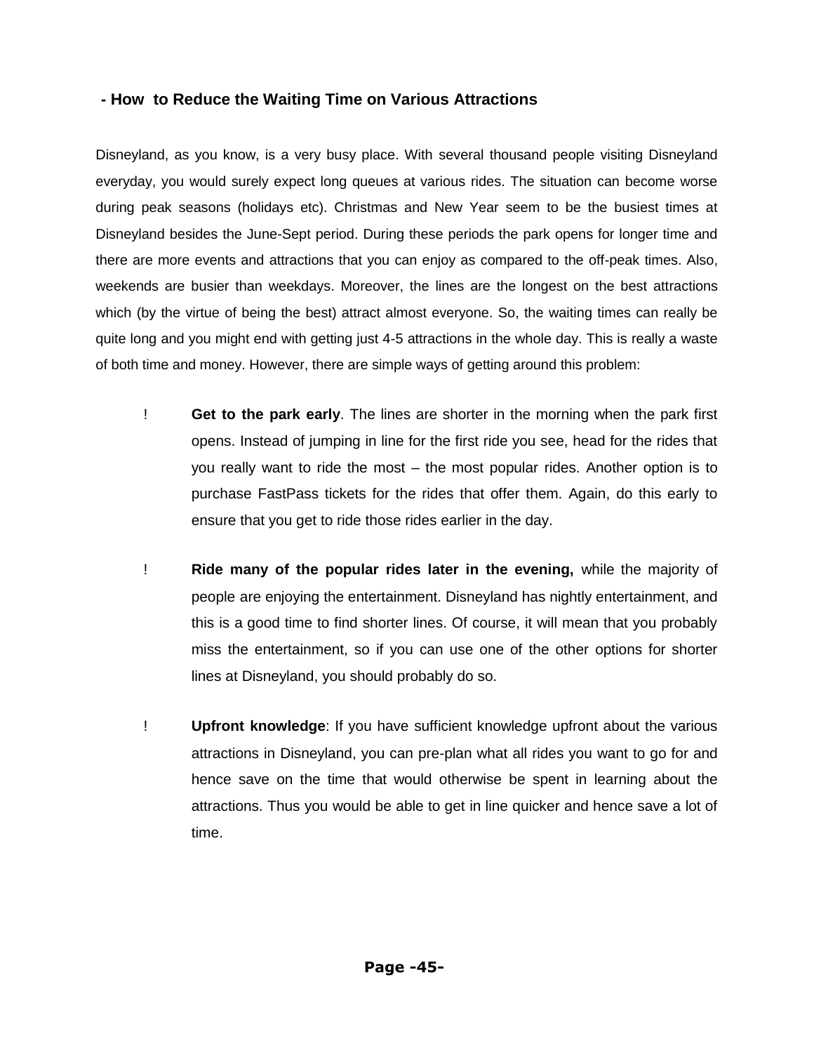## - How to Reduce the Waiting Time on Various Attractions

Disneyland, as you know, is a very busy place. With several thousand people visiting Disneyland everyday, you would surely expect long queues at various rides. The situation can become worse during peak seasons (holidays etc). Christmas and New Year seem to be the busiest times at Disneyland besides the June-Sept period. During these periods the park opens for longer time and there are more events and attractions that you can enjoy as compared to the off-peak times. Also, weekends are busier than weekdays. Moreover, the lines are the longest on the best attractions which (by the virtue of being the best) attract almost everyone. So, the waiting times can really be quite long and you might end with getting just 4-5 attractions in the whole day. This is really a waste of both time and money. However, there are simple ways of getting around this problem:

- **Get to the park early**. The lines are shorter in the morning when the park first opens. Instead of jumping in line for the first ride you see, head for the rides that you really want to ride the most – the most popular rides. Another option is to purchase FastPass tickets for the rides that offer them. Again, do this early to ensure that you get to ride those rides earlier in the day.

- **Ride many of the popular rides later in the evening,** while the majority of people are enjoying the entertainment. Disneyland has nightly entertainment, and this is a good time to find shorter lines. Of course, it will mean that you probably miss the entertainment, so if you can use one of the other options for shorter lines at Disneyland, you should probably do so.

- **Upfront knowledge**: If you have sufficient knowledge upfront about the various attractions in Disneyland, you can pre-plan what all rides you want to go for and hence save on the time that would otherwise be spent in learning about the attractions. Thus you would be able to get in line quicker and hence save a lot of time.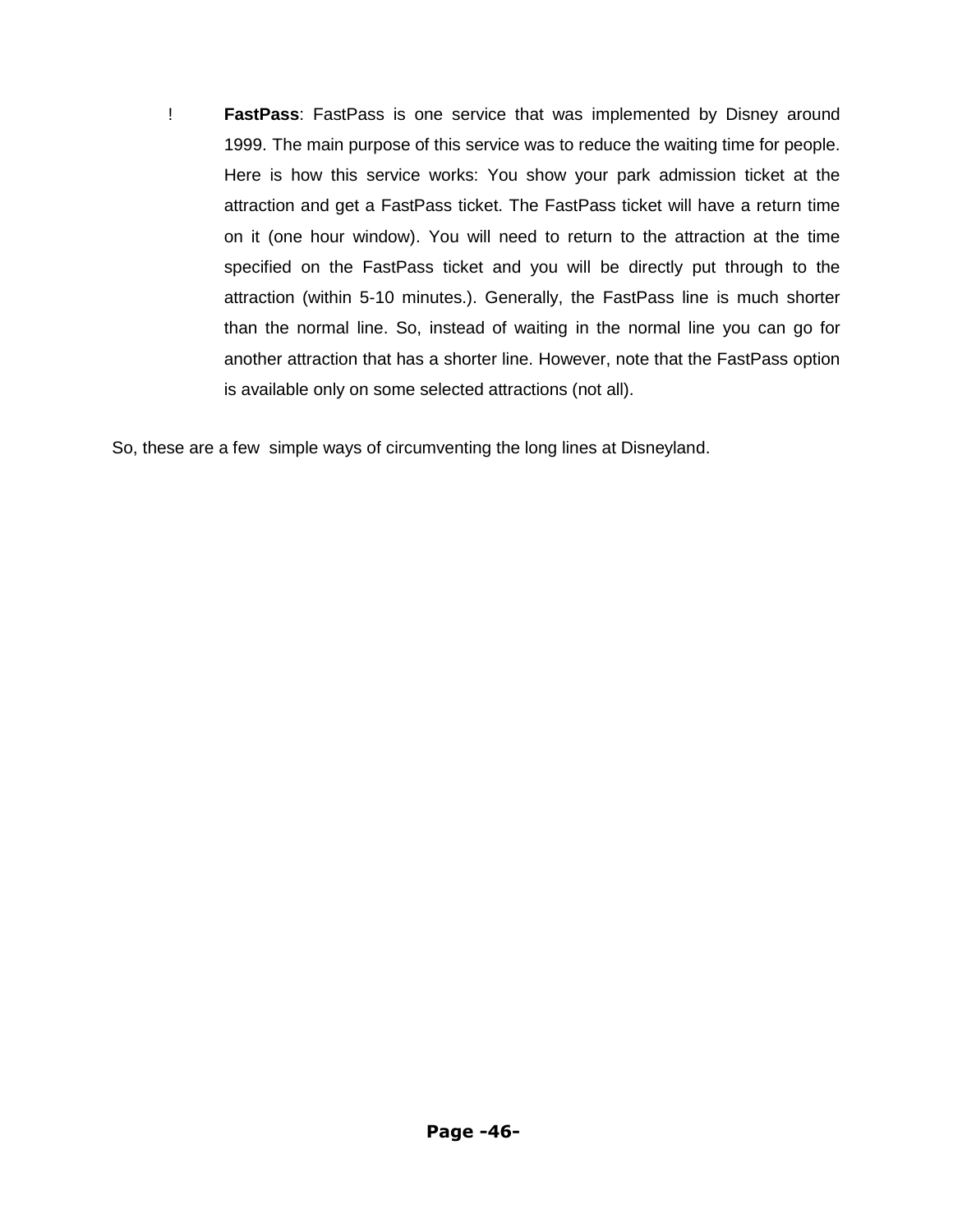- **FastPass**: FastPass is one service that was implemented by Disney around 1999. The main purpose of this service was to reduce the waiting time for people. Here is how this service works: You show your park admission ticket at the attraction and get a FastPass ticket. The FastPass ticket will have a return time on it (one hour window). You will need to return to the attraction at the time specified on the FastPass ticket and you will be directly put through to the attraction (within 5-10 minutes.). Generally, the FastPass line is much shorter than the normal line. So, instead of waiting in the normal line you can go for another attraction that has a shorter line. However, note that the FastPass option is available only on some selected attractions (not all).

So, these are a few simple ways of circumventing the long lines at Disneyland.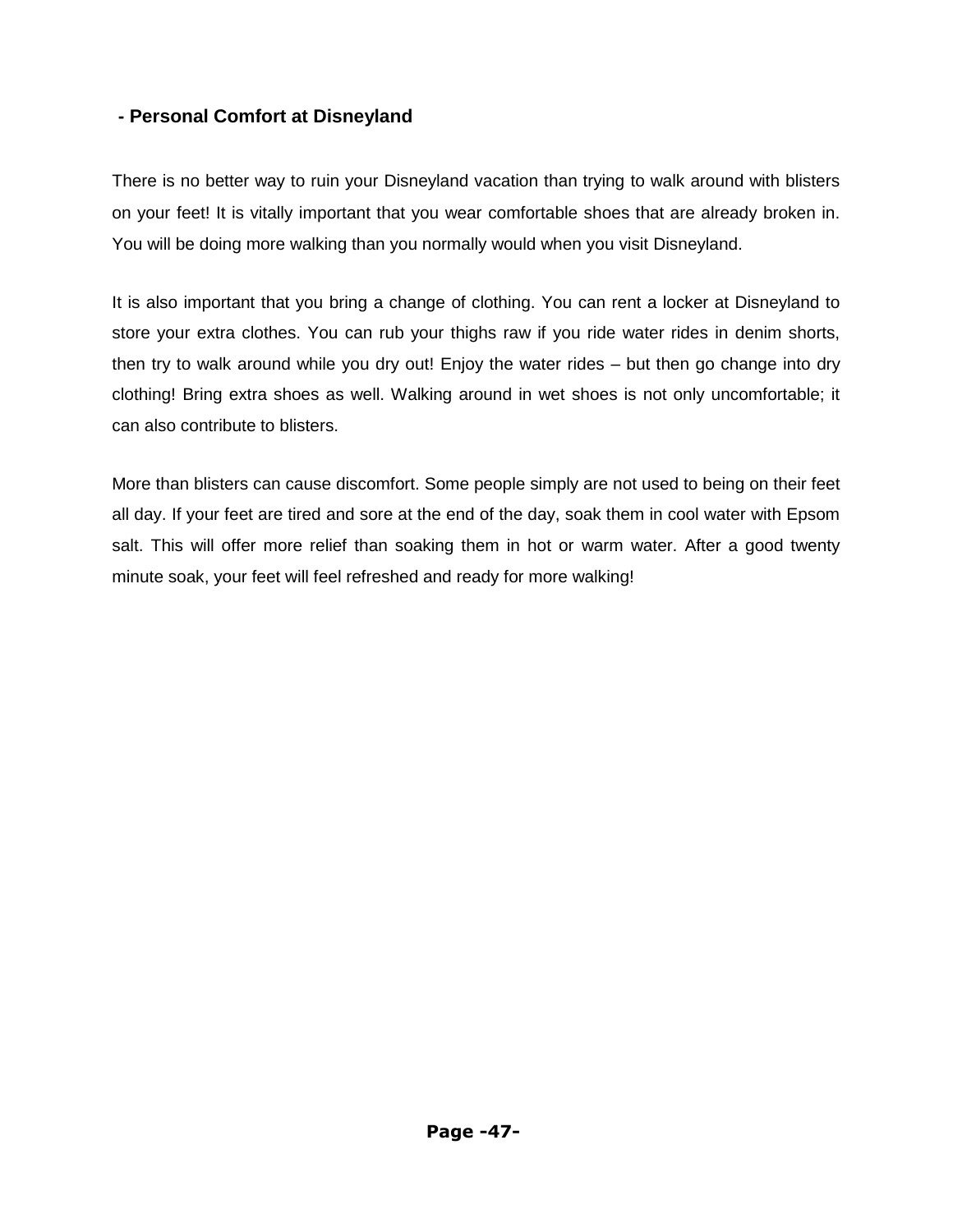## - Personal Comfort at Disneyland

There is no better way to ruin your Disneyland vacation than trying to walk around with blisters on your feet! It is vitally important that you wear comfortable shoes that are already broken in. You will be doing more walking than you normally would when you visit Disneyland.

It is also important that you bring a change of clothing. You can rent a locker at Disneyland to store your extra clothes. You can rub your thighs raw if you ride water rides in denim shorts, then try to walk around while you dry out! Enjoy the water rides – but then go change into dry clothing! Bring extra shoes as well. Walking around in wet shoes is not only uncomfortable; it can also contribute to blisters.

More than blisters can cause discomfort. Some people simply are not used to being on their feet all day. If your feet are tired and sore at the end of the day, soak them in cool water with Epsom salt. This will offer more relief than soaking them in hot or warm water. After a good twenty minute soak, your feet will feel refreshed and ready for more walking!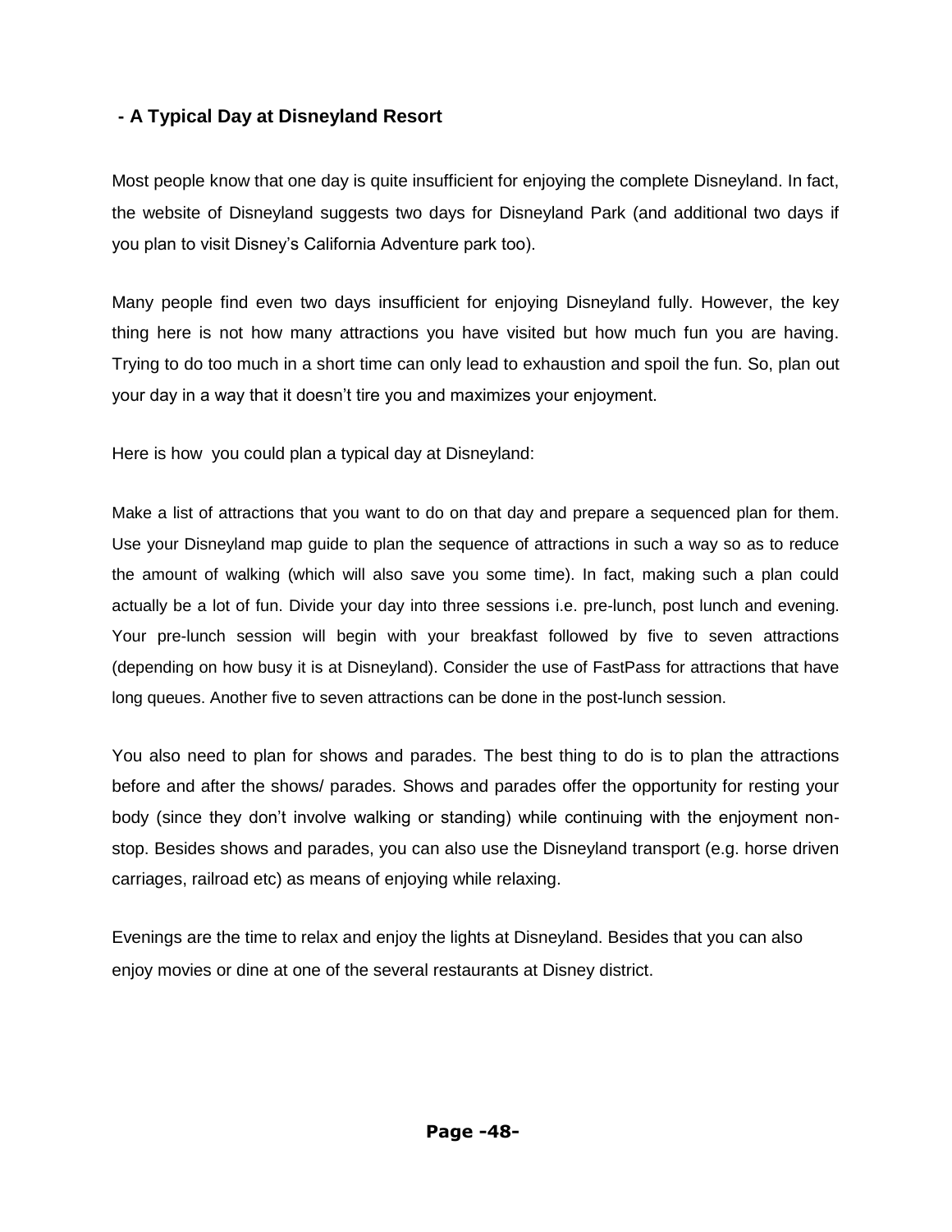## - A Typical Day at Disneyland Resort

Most people know that one day is quite insufficient for enjoying the complete Disneyland. In fact, the website of Disneyland suggests two days for Disneyland Park (and additional two days if you plan to visit Disney's California Adventure park too).

Many people find even two days insufficient for enjoying Disneyland fully. However, the key thing here is not how many attractions you have visited but how much fun you are having. Trying to do too much in a short time can only lead to exhaustion and spoil the fun. So, plan out your day in a way that it doesn't tire you and maximizes your enjoyment.

Here is how you could plan a typical day at Disneyland:

Make a list of attractions that you want to do on that day and prepare a sequenced plan for them. Use your Disneyland map guide to plan the sequence of attractions in such a way so as to reduce the amount of walking (which will also save you some time). In fact, making such a plan could actually be a lot of fun. Divide your day into three sessions i.e. pre-lunch, post lunch and evening. Your pre-lunch session will begin with your breakfast followed by five to seven attractions (depending on how busy it is at Disneyland). Consider the use of FastPass for attractions that have long queues. Another five to seven attractions can be done in the post-lunch session.

You also need to plan for shows and parades. The best thing to do is to plan the attractions before and after the shows/ parades. Shows and parades offer the opportunity for resting your body (since they don't involve walking or standing) while continuing with the enjoyment non-stop. Besides shows and parades, you can also use the Disneyland transport (e.g. horse driven carriages, railroad etc) as means of enjoying while relaxing.

Evenings are the time to relax and enjoy the lights at Disneyland. Besides that you can also enjoy movies or dine at one of the several restaurants at Disney district.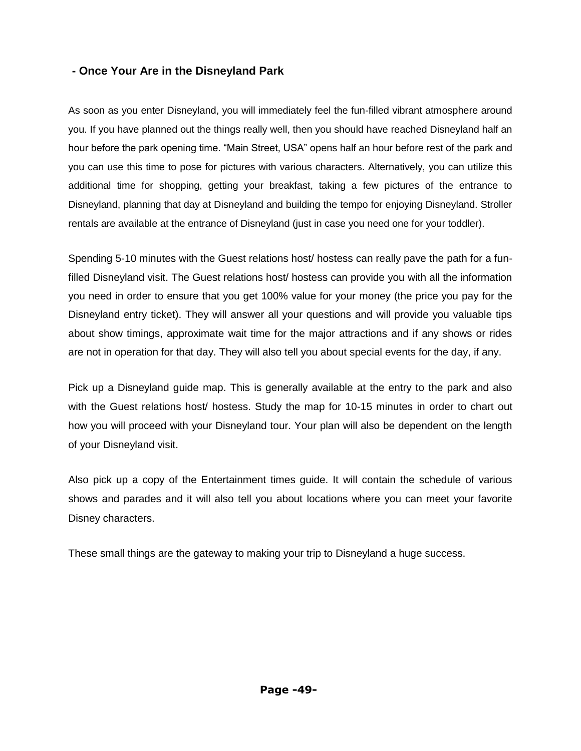## - Once Your Are in the Disneyland Park

As soon as you enter Disneyland, you will immediately feel the fun-filled vibrant atmosphere around you. If you have planned out the things really well, then you should have reached Disneyland half an hour before the park opening time. “Main Street, USA” opens half an hour before rest of the park and you can use this time to pose for pictures with various characters. Alternatively, you can utilize this additional time for shopping, getting your breakfast, taking a few pictures of the entrance to Disneyland, planning that day at Disneyland and building the tempo for enjoying Disneyland. Stroller rentals are available at the entrance of Disneyland (just in case you need one for your toddler).

Spending 5-10 minutes with the Guest relations host/ hostess can really pave the path for a fun-filled Disneyland visit. The Guest relations host/ hostess can provide you with all the information you need in order to ensure that you get 100% value for your money (the price you pay for the Disneyland entry ticket). They will answer all your questions and will provide you valuable tips about show timings, approximate wait time for the major attractions and if any shows or rides are not in operation for that day. They will also tell you about special events for the day, if any.

Pick up a Disneyland guide map. This is generally available at the entry to the park and also with the Guest relations host/ hostess. Study the map for 10-15 minutes in order to chart out how you will proceed with your Disneyland tour. Your plan will also be dependent on the length of your Disneyland visit.

Also pick up a copy of the Entertainment times guide. It will contain the schedule of various shows and parades and it will also tell you about locations where you can meet your favorite Disney characters.

These small things are the gateway to making your trip to Disneyland a huge success.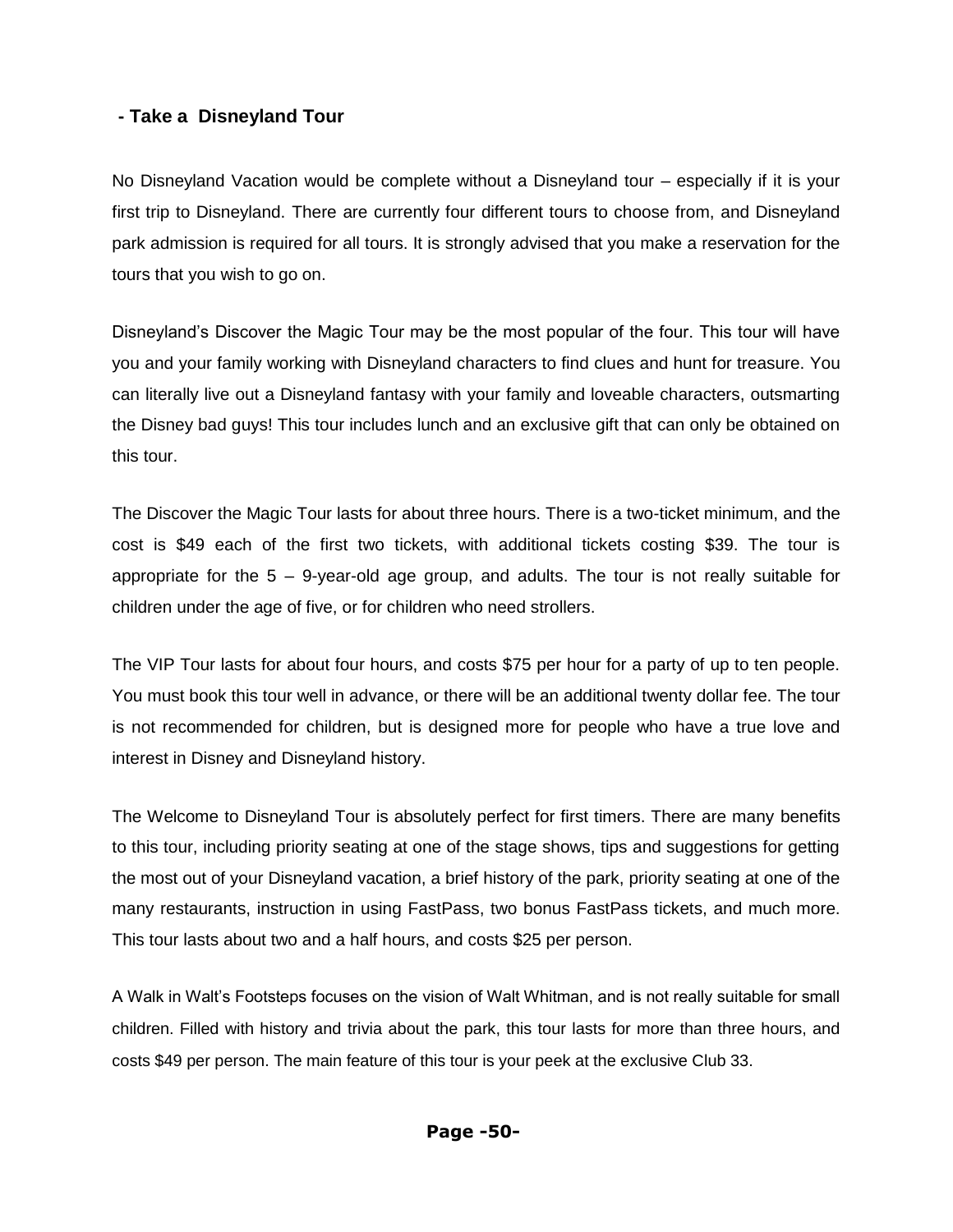## - Take a Disneyland Tour

No Disneyland Vacation would be complete without a Disneyland tour – especially if it is your first trip to Disneyland. There are currently four different tours to choose from, and Disneyland park admission is required for all tours. It is strongly advised that you make a reservation for the tours that you wish to go on.

Disneyland's Discover the Magic Tour may be the most popular of the four. This tour will have you and your family working with Disneyland characters to find clues and hunt for treasure. You can literally live out a Disneyland fantasy with your family and loveable characters, outsmarting the Disney bad guys! This tour includes lunch and an exclusive gift that can only be obtained on this tour.

The Discover the Magic Tour lasts for about three hours. There is a two-ticket minimum, and the cost is $49 each of the first two tickets, with additional tickets costing $39. The tour is appropriate for the 5 – 9-year-old age group, and adults. The tour is not really suitable for children under the age of five, or for children who need strollers.

The VIP Tour lasts for about four hours, and costs $75 per hour for a party of up to ten people. You must book this tour well in advance, or there will be an additional twenty dollar fee. The tour is not recommended for children, but is designed more for people who have a true love and interest in Disney and Disneyland history.

The Welcome to Disneyland Tour is absolutely perfect for first timers. There are many benefits to this tour, including priority seating at one of the stage shows, tips and suggestions for getting the most out of your Disneyland vacation, a brief history of the park, priority seating at one of the many restaurants, instruction in using FastPass, two bonus FastPass tickets, and much more. This tour lasts about two and a half hours, and costs $25 per person.

A Walk in Walt's Footsteps focuses on the vision of Walt Whitman, and is not really suitable for small children. Filled with history and trivia about the park, this tour lasts for more than three hours, and costs $49 per person. The main feature of this tour is your peek at the exclusive Club 33.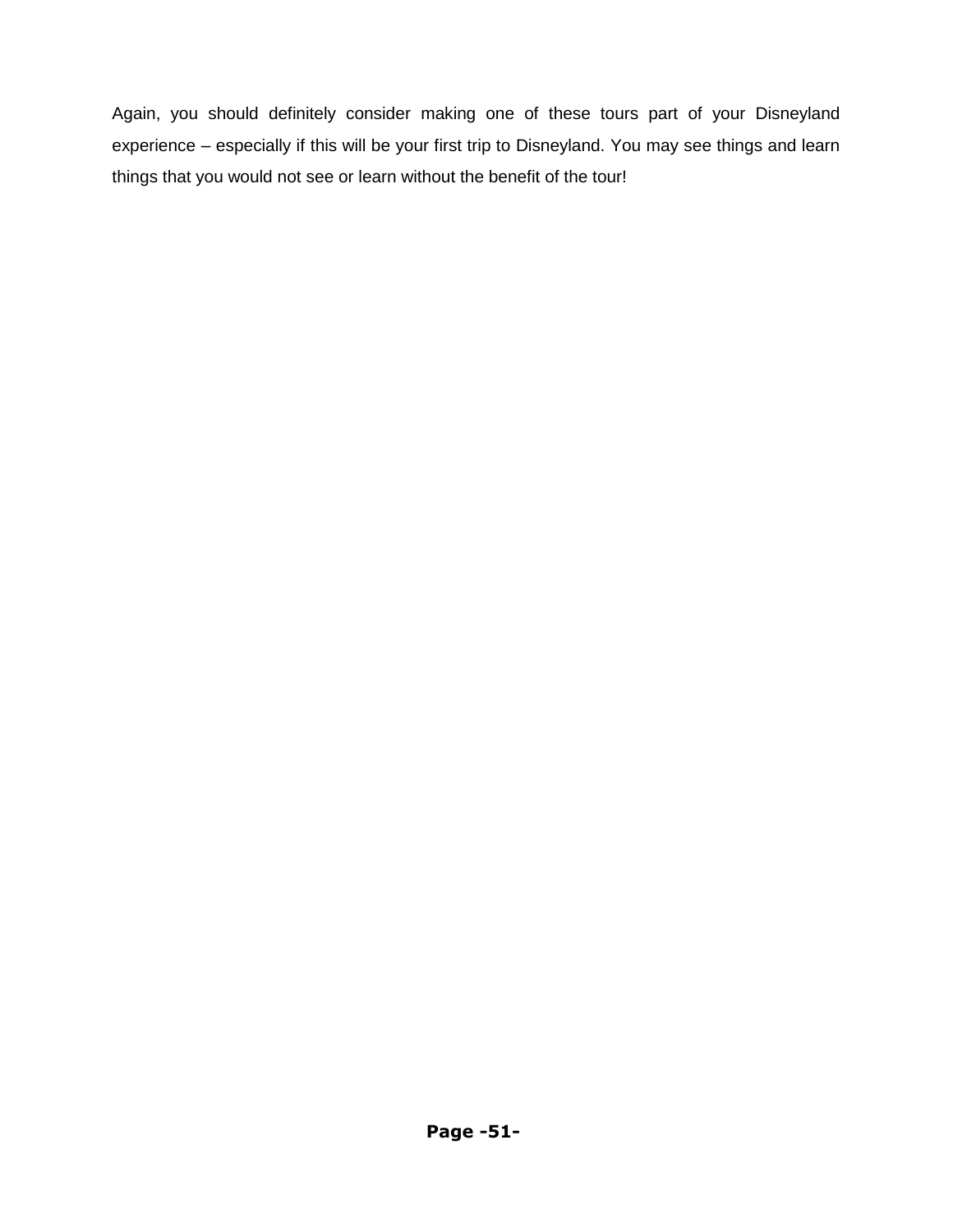Again, you should definitely consider making one of these tours part of your Disneyland experience – especially if this will be your first trip to Disneyland. You may see things and learn things that you would not see or learn without the benefit of the tour!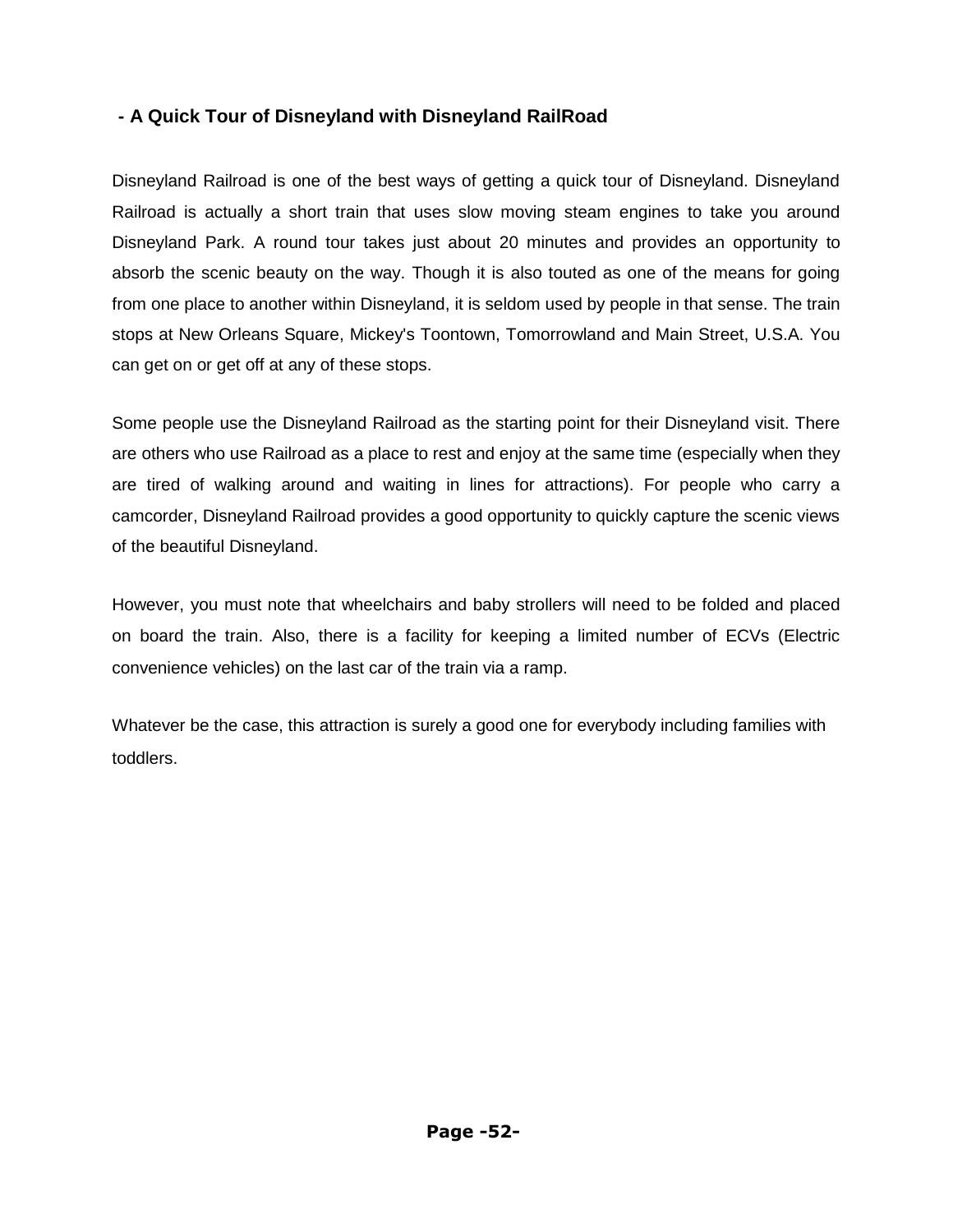## - A Quick Tour of Disneyland with Disneyland RailRoad

Disneyland Railroad is one of the best ways of getting a quick tour of Disneyland. Disneyland Railroad is actually a short train that uses slow moving steam engines to take you around Disneyland Park. A round tour takes just about 20 minutes and provides an opportunity to absorb the scenic beauty on the way. Though it is also touted as one of the means for going from one place to another within Disneyland, it is seldom used by people in that sense. The train stops at New Orleans Square, Mickey's Toontown, Tomorrowland and Main Street, U.S.A. You can get on or get off at any of these stops.

Some people use the Disneyland Railroad as the starting point for their Disneyland visit. There are others who use Railroad as a place to rest and enjoy at the same time (especially when they are tired of walking around and waiting in lines for attractions). For people who carry a camcorder, Disneyland Railroad provides a good opportunity to quickly capture the scenic views of the beautiful Disneyland.

However, you must note that wheelchairs and baby strollers will need to be folded and placed on board the train. Also, there is a facility for keeping a limited number of ECVs (Electric convenience vehicles) on the last car of the train via a ramp.

Whatever be the case, this attraction is surely a good one for everybody including families with toddlers.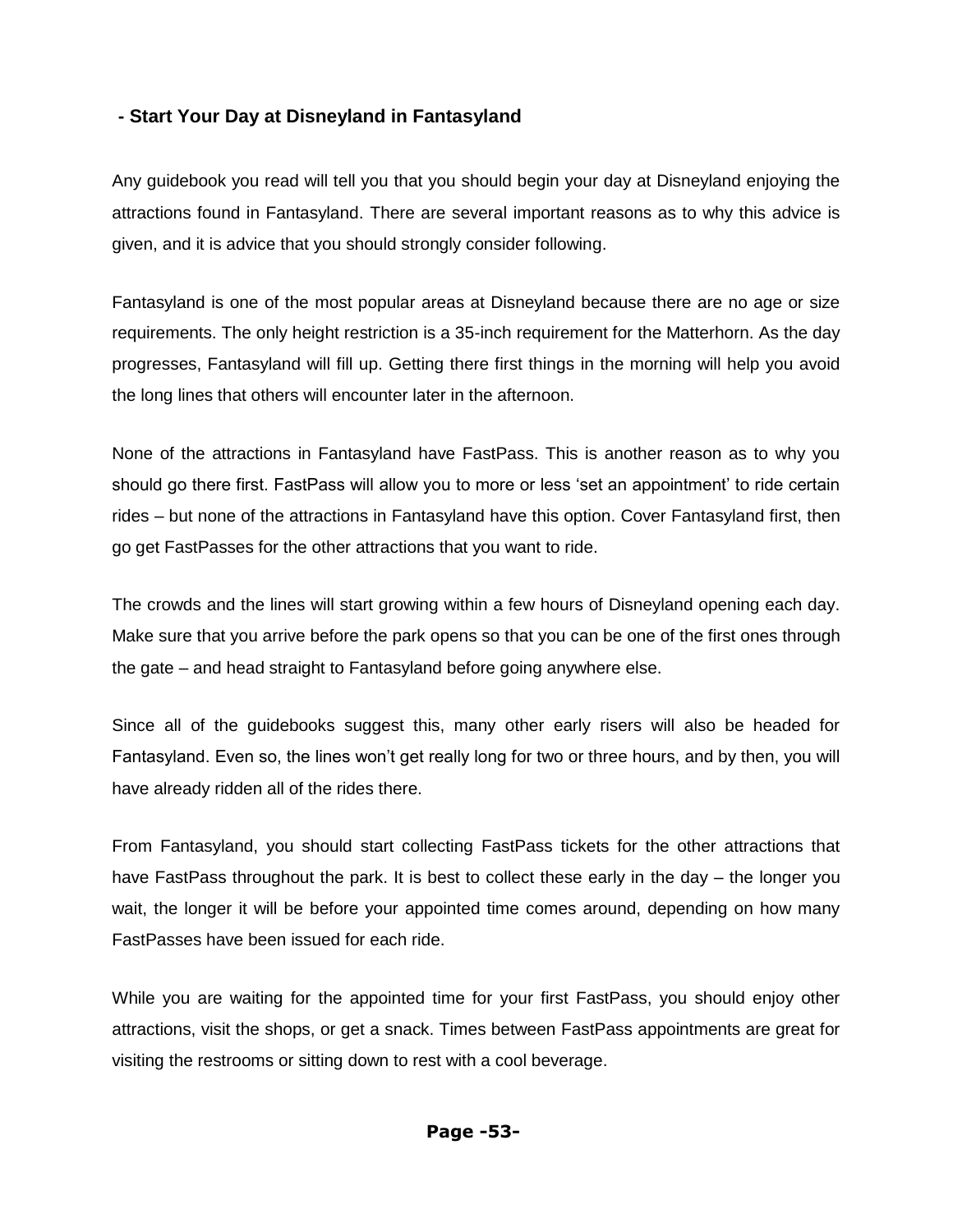### - Start Your Day at Disneyland in Fantasyland

Any guidebook you read will tell you that you should begin your day at Disneyland enjoying the attractions found in Fantasyland. There are several important reasons as to why this advice is given, and it is advice that you should strongly consider following.

Fantasyland is one of the most popular areas at Disneyland because there are no age or size requirements. The only height restriction is a 35-inch requirement for the Matterhorn. As the day progresses, Fantasyland will fill up. Getting there first things in the morning will help you avoid the long lines that others will encounter later in the afternoon.

None of the attractions in Fantasyland have FastPass. This is another reason as to why you should go there first. FastPass will allow you to more or less 'set an appointment' to ride certain rides – but none of the attractions in Fantasyland have this option. Cover Fantasyland first, then go get FastPasses for the other attractions that you want to ride.

The crowds and the lines will start growing within a few hours of Disneyland opening each day. Make sure that you arrive before the park opens so that you can be one of the first ones through the gate – and head straight to Fantasyland before going anywhere else.

Since all of the guidebooks suggest this, many other early risers will also be headed for Fantasyland. Even so, the lines won't get really long for two or three hours, and by then, you will have already ridden all of the rides there.

From Fantasyland, you should start collecting FastPass tickets for the other attractions that have FastPass throughout the park. It is best to collect these early in the day – the longer you wait, the longer it will be before your appointed time comes around, depending on how many FastPasses have been issued for each ride.

While you are waiting for the appointed time for your first FastPass, you should enjoy other attractions, visit the shops, or get a snack. Times between FastPass appointments are great for visiting the restrooms or sitting down to rest with a cool beverage.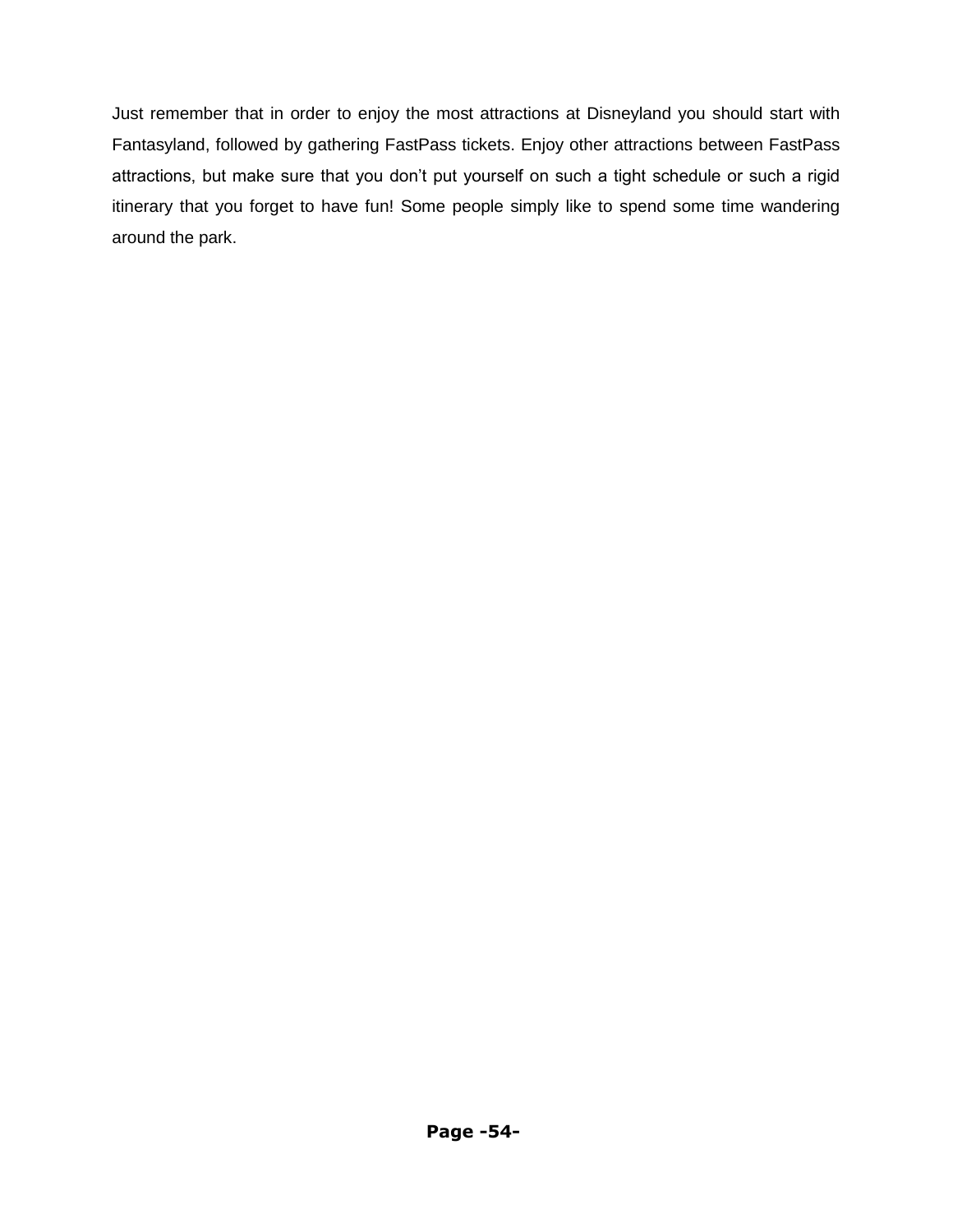Just remember that in order to enjoy the most attractions at Disneyland you should start with Fantasyland, followed by gathering FastPass tickets. Enjoy other attractions between FastPass attractions, but make sure that you don't put yourself on such a tight schedule or such a rigid itinerary that you forget to have fun! Some people simply like to spend some time wandering around the park.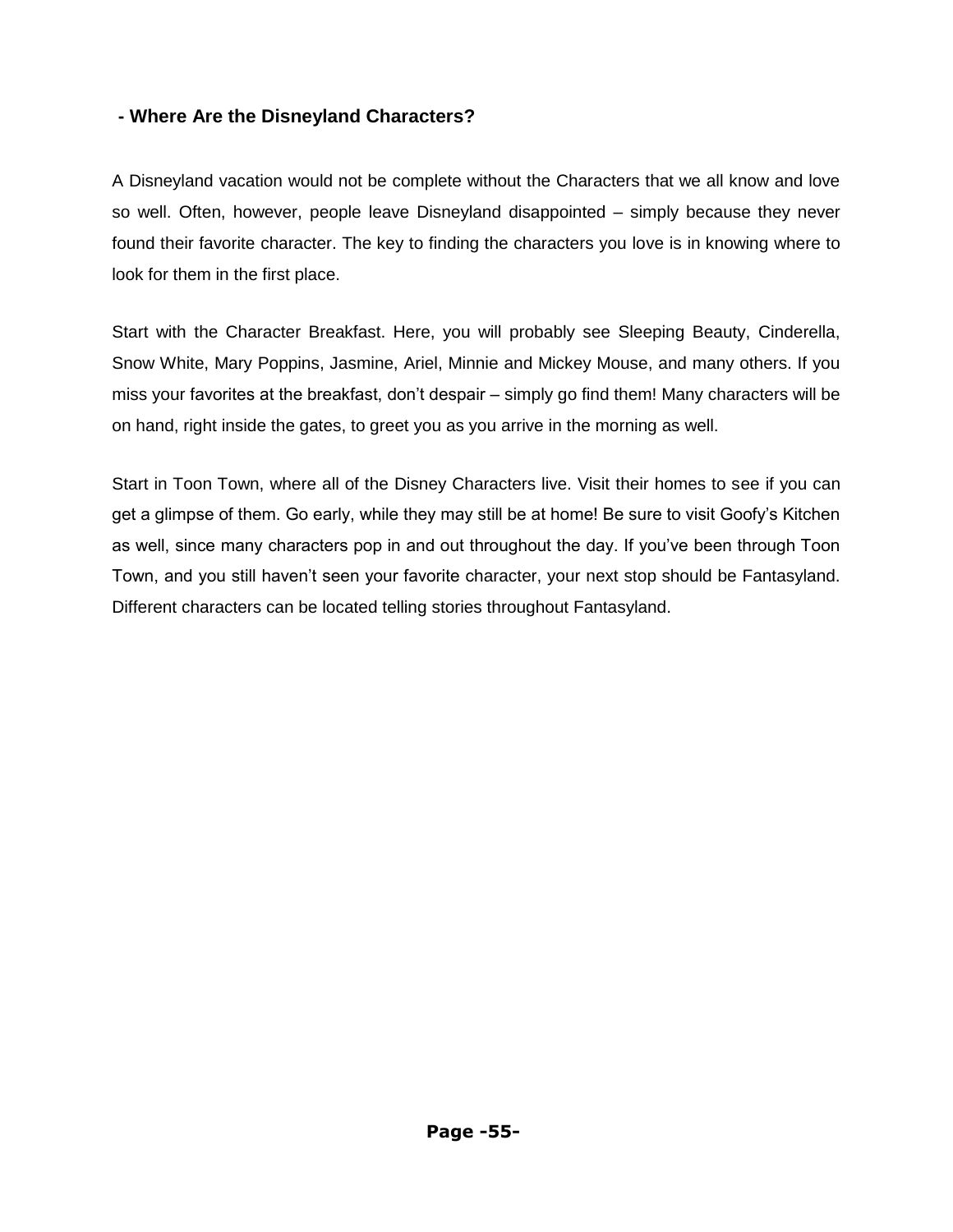### - Where Are the Disneyland Characters?

A Disneyland vacation would not be complete without the Characters that we all know and love so well. Often, however, people leave Disneyland disappointed – simply because they never found their favorite character. The key to finding the characters you love is in knowing where to look for them in the first place.

Start with the Character Breakfast. Here, you will probably see Sleeping Beauty, Cinderella, Snow White, Mary Poppins, Jasmine, Ariel, Minnie and Mickey Mouse, and many others. If you miss your favorites at the breakfast, don't despair – simply go find them! Many characters will be on hand, right inside the gates, to greet you as you arrive in the morning as well.

Start in Toon Town, where all of the Disney Characters live. Visit their homes to see if you can get a glimpse of them. Go early, while they may still be at home! Be sure to visit Goofy's Kitchen as well, since many characters pop in and out throughout the day. If you've been through Toon Town, and you still haven't seen your favorite character, your next stop should be Fantasyland. Different characters can be located telling stories throughout Fantasyland.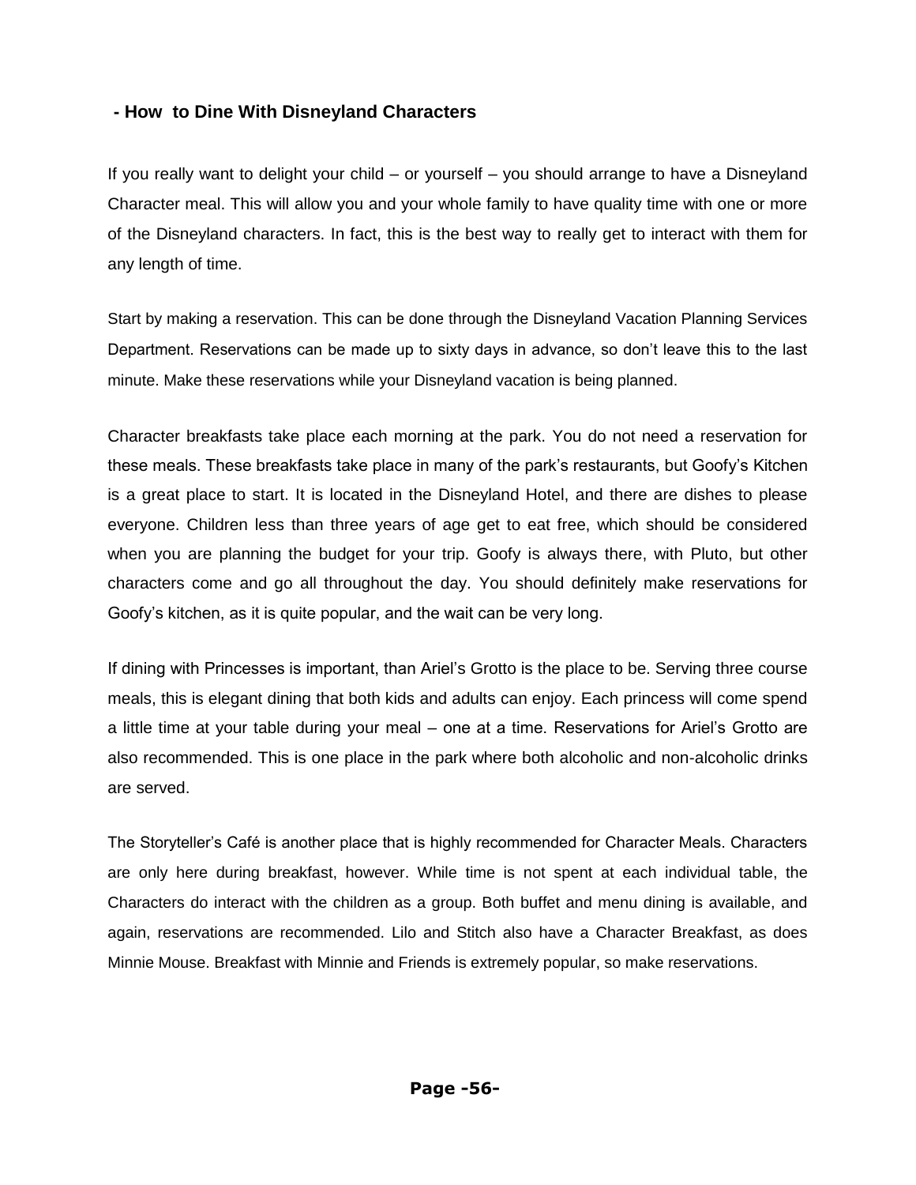## - How to Dine With Disneyland Characters

If you really want to delight your child – or yourself – you should arrange to have a Disneyland Character meal. This will allow you and your whole family to have quality time with one or more of the Disneyland characters. In fact, this is the best way to really get to interact with them for any length of time.

Start by making a reservation. This can be done through the Disneyland Vacation Planning Services Department. Reservations can be made up to sixty days in advance, so don't leave this to the last minute. Make these reservations while your Disneyland vacation is being planned.

Character breakfasts take place each morning at the park. You do not need a reservation for these meals. These breakfasts take place in many of the park's restaurants, but Goofy's Kitchen is a great place to start. It is located in the Disneyland Hotel, and there are dishes to please everyone. Children less than three years of age get to eat free, which should be considered when you are planning the budget for your trip. Goofy is always there, with Pluto, but other characters come and go all throughout the day. You should definitely make reservations for Goofy's kitchen, as it is quite popular, and the wait can be very long.

If dining with Princesses is important, than Ariel's Grotto is the place to be. Serving three course meals, this is elegant dining that both kids and adults can enjoy. Each princess will come spend a little time at your table during your meal – one at a time. Reservations for Ariel's Grotto are also recommended. This is one place in the park where both alcoholic and non-alcoholic drinks are served.

The Storyteller's Café is another place that is highly recommended for Character Meals. Characters are only here during breakfast, however. While time is not spent at each individual table, the Characters do interact with the children as a group. Both buffet and menu dining is available, and again, reservations are recommended. Lilo and Stitch also have a Character Breakfast, as does Minnie Mouse. Breakfast with Minnie and Friends is extremely popular, so make reservations.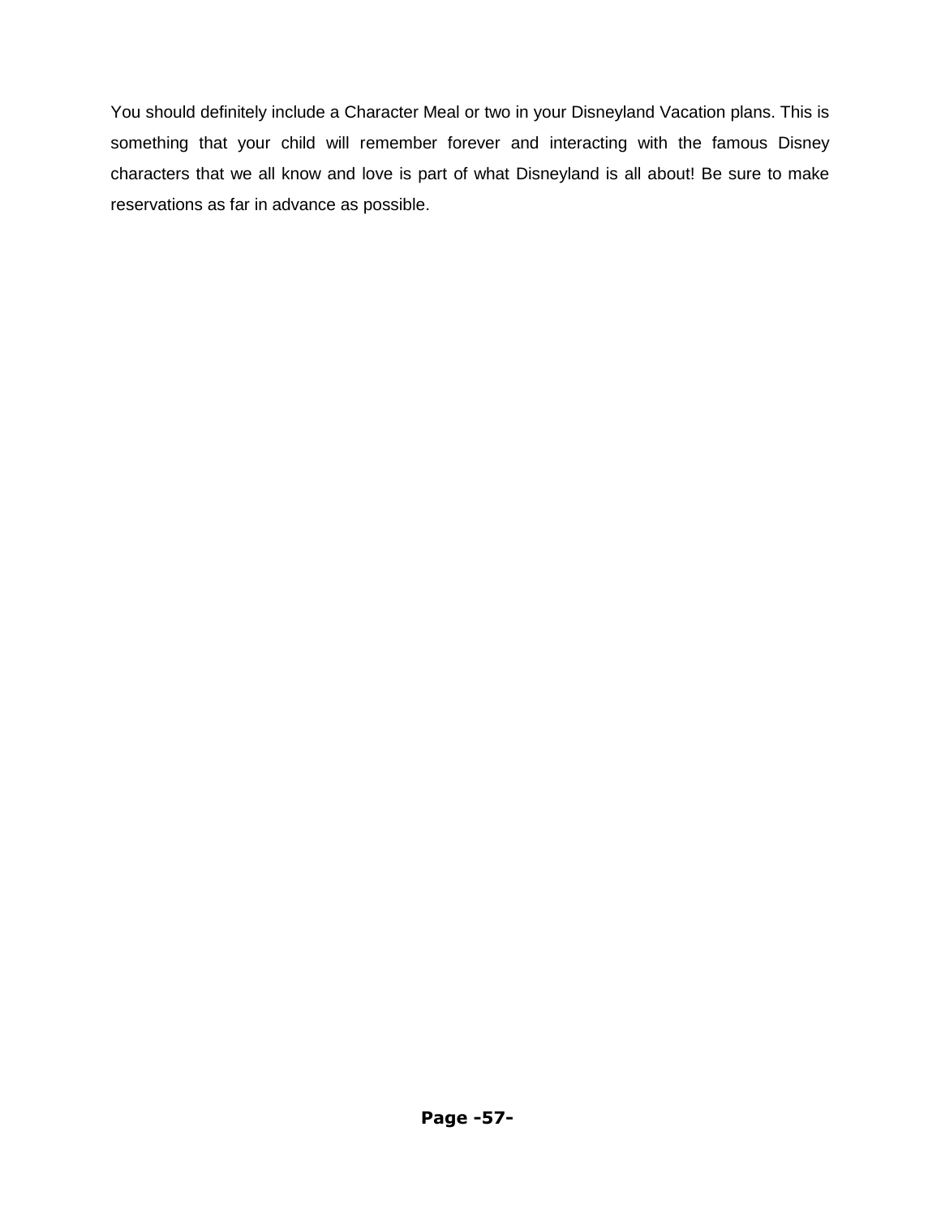You should definitely include a Character Meal or two in your Disneyland Vacation plans. This is something that your child will remember forever and interacting with the famous Disney characters that we all know and love is part of what Disneyland is all about! Be sure to make reservations as far in advance as possible.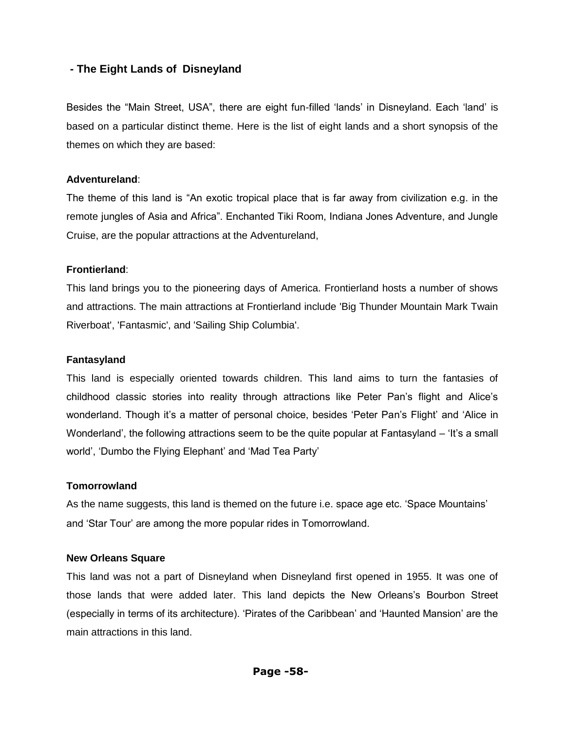## - The Eight Lands of Disneyland

Besides the “Main Street, USA”, there are eight fun-filled ‘lands’ in Disneyland. Each ‘land’ is based on a particular distinct theme. Here is the list of eight lands and a short synopsis of the themes on which they are based:

**Adventureland**:

The theme of this land is “An exotic tropical place that is far away from civilization e.g. in the remote jungles of Asia and Africa”. Enchanted Tiki Room, Indiana Jones Adventure, and Jungle Cruise, are the popular attractions at the Adventureland,

**Frontierland**:

This land brings you to the pioneering days of America. Frontierland hosts a number of shows and attractions. The main attractions at Frontierland include 'Big Thunder Mountain Mark Twain Riverboat', 'Fantasmic', and 'Sailing Ship Columbia'.

**Fantasyland**

This land is especially oriented towards children. This land aims to turn the fantasies of childhood classic stories into reality through attractions like Peter Pan’s flight and Alice’s wonderland. Though it’s a matter of personal choice, besides ‘Peter Pan’s Flight’ and ‘Alice in Wonderland’, the following attractions seem to be the quite popular at Fantasyland – ‘It’s a small world’, ‘Dumbo the Flying Elephant’ and ‘Mad Tea Party’

**Tomorrowland**

As the name suggests, this land is themed on the future i.e. space age etc. ‘Space Mountains’ and ‘Star Tour’ are among the more popular rides in Tomorrowland.

**New Orleans Square**

This land was not a part of Disneyland when Disneyland first opened in 1955. It was one of those lands that were added later. This land depicts the New Orleans’s Bourbon Street (especially in terms of its architecture). ‘Pirates of the Caribbean’ and ‘Haunted Mansion’ are the main attractions in this land.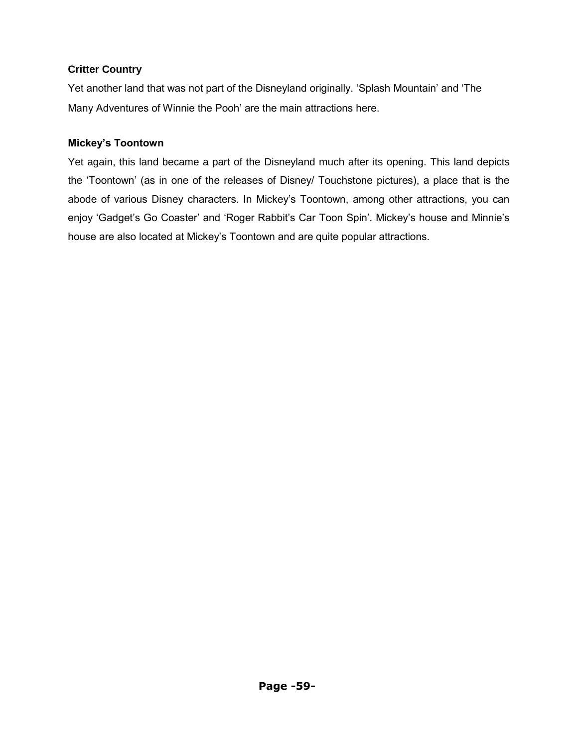### Critter Country

Yet another land that was not part of the Disneyland originally. 'Splash Mountain' and 'The Many Adventures of Winnie the Pooh' are the main attractions here.

### Mickey's Toontown

Yet again, this land became a part of the Disneyland much after its opening. This land depicts the 'Toontown' (as in one of the releases of Disney/ Touchstone pictures), a place that is the abode of various Disney characters. In Mickey's Toontown, among other attractions, you can enjoy 'Gadget's Go Coaster' and 'Roger Rabbit's Car Toon Spin'. Mickey's house and Minnie's house are also located at Mickey's Toontown and are quite popular attractions.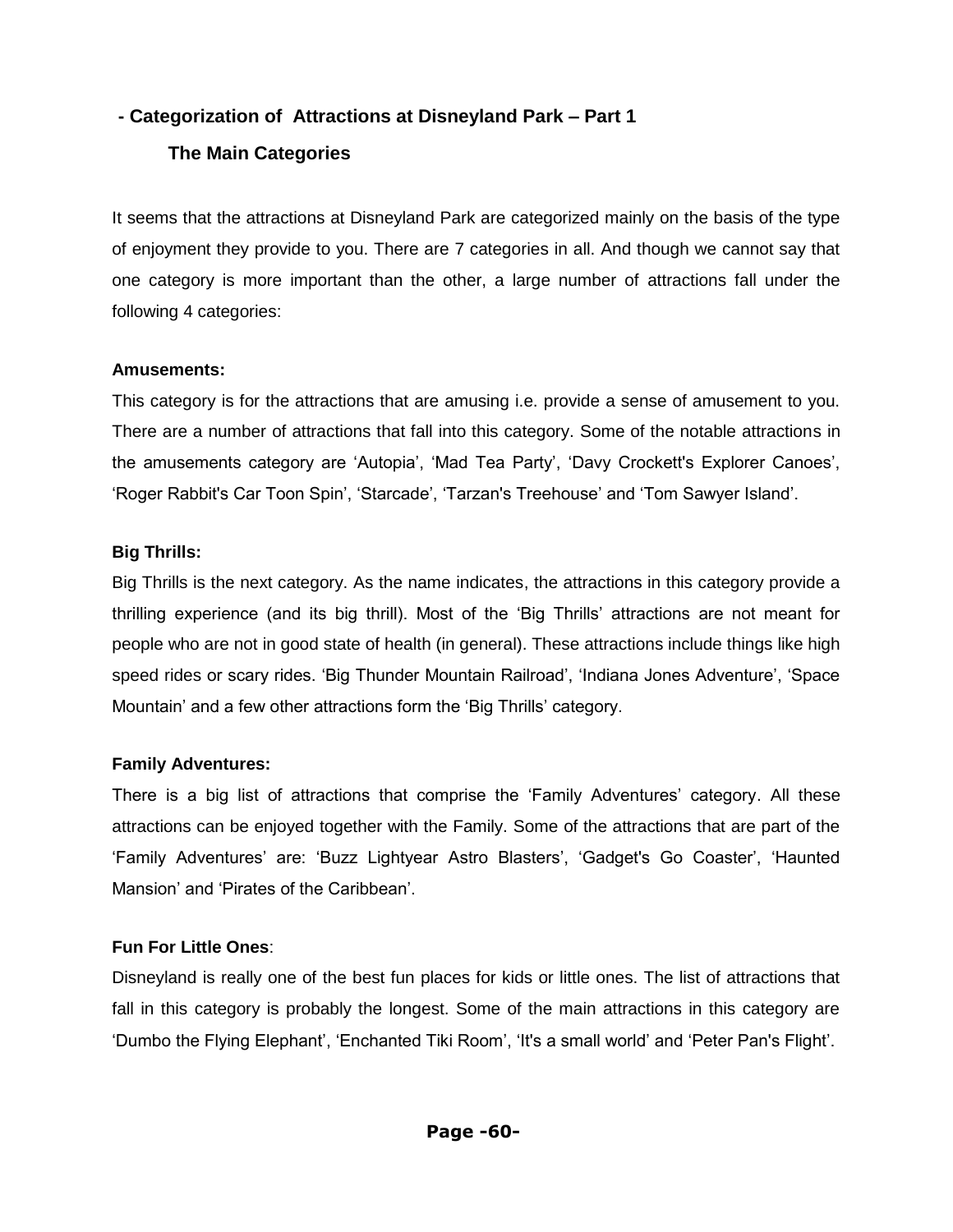## - Categorization of Attractions at Disneyland Park – Part 1

### The Main Categories

It seems that the attractions at Disneyland Park are categorized mainly on the basis of the type of enjoyment they provide to you. There are 7 categories in all. And though we cannot say that one category is more important than the other, a large number of attractions fall under the following 4 categories:

**Amusements:**

This category is for the attractions that are amusing i.e. provide a sense of amusement to you. There are a number of attractions that fall into this category. Some of the notable attractions in the amusements category are 'Autopia', 'Mad Tea Party', 'Davy Crockett's Explorer Canoes', 'Roger Rabbit's Car Toon Spin', 'Starcade', 'Tarzan's Treehouse' and 'Tom Sawyer Island'.

**Big Thrills:**

Big Thrills is the next category. As the name indicates, the attractions in this category provide a thrilling experience (and its big thrill). Most of the 'Big Thrills' attractions are not meant for people who are not in good state of health (in general). These attractions include things like high speed rides or scary rides. 'Big Thunder Mountain Railroad', 'Indiana Jones Adventure', 'Space Mountain' and a few other attractions form the 'Big Thrills' category.

**Family Adventures:**

There is a big list of attractions that comprise the 'Family Adventures' category. All these attractions can be enjoyed together with the Family. Some of the attractions that are part of the 'Family Adventures' are: 'Buzz Lightyear Astro Blasters', 'Gadget's Go Coaster', 'Haunted Mansion' and 'Pirates of the Caribbean'.

**Fun For Little Ones**:

Disneyland is really one of the best fun places for kids or little ones. The list of attractions that fall in this category is probably the longest. Some of the main attractions in this category are 'Dumbo the Flying Elephant', 'Enchanted Tiki Room', 'It's a small world' and 'Peter Pan's Flight'.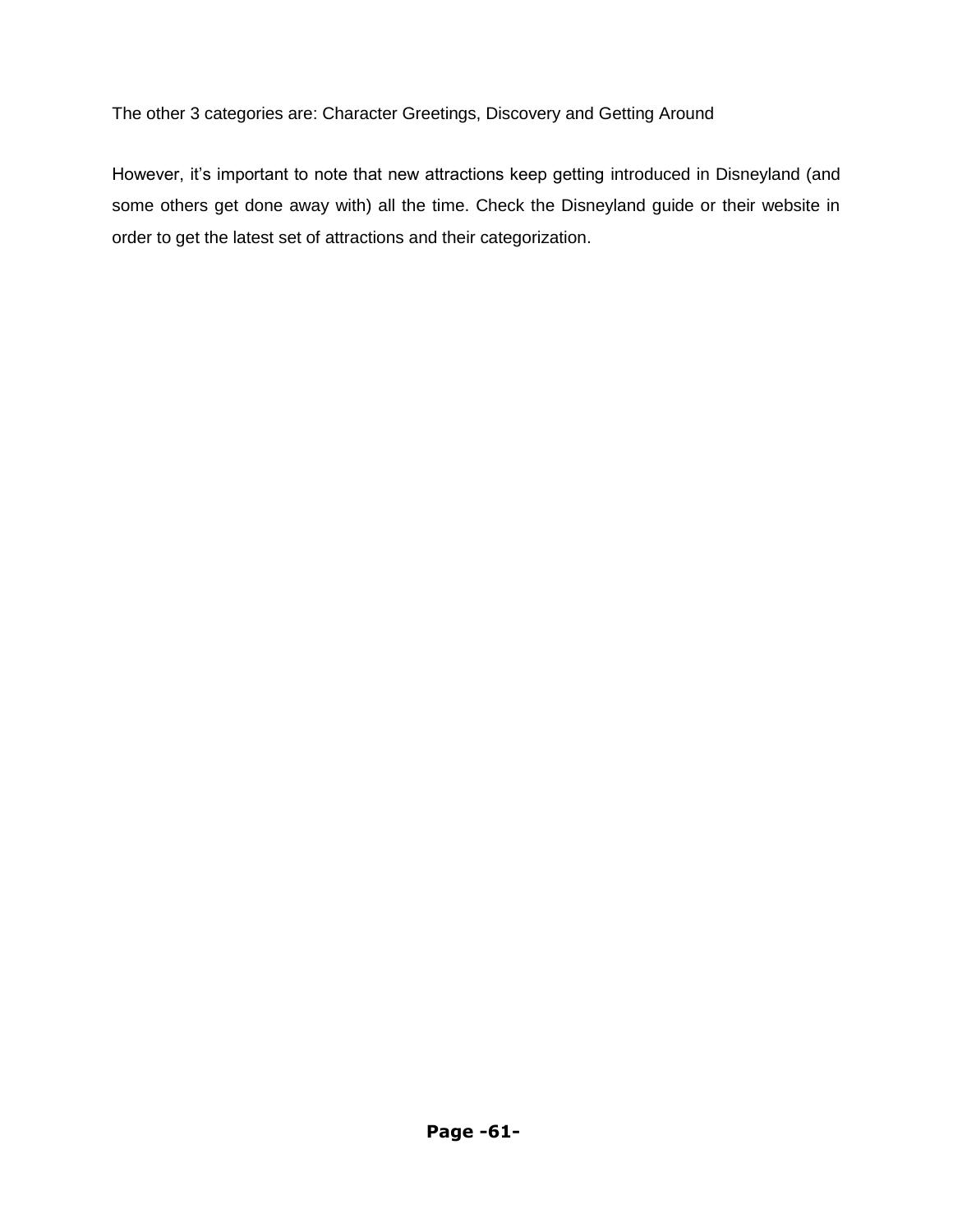The other 3 categories are: Character Greetings, Discovery and Getting Around

However, it's important to note that new attractions keep getting introduced in Disneyland (and some others get done away with) all the time. Check the Disneyland guide or their website in order to get the latest set of attractions and their categorization.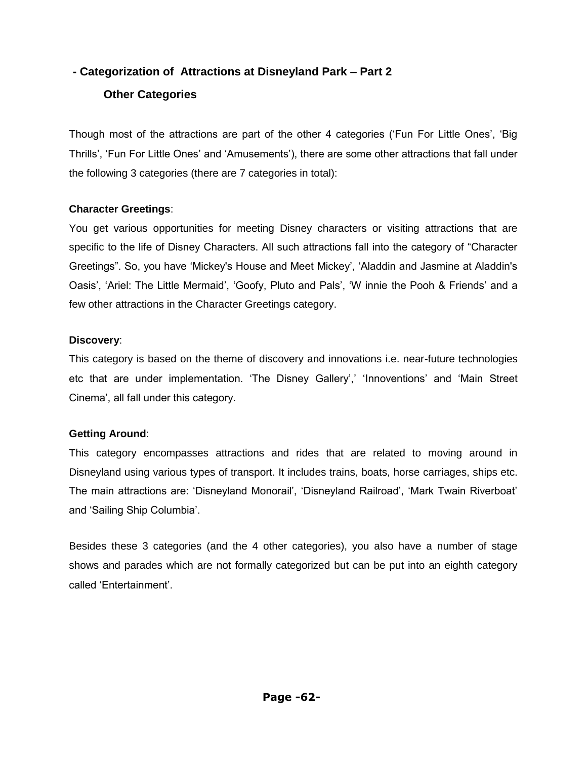## - Categorization of Attractions at Disneyland Park – Part 2

### Other Categories

Though most of the attractions are part of the other 4 categories ('Fun For Little Ones', 'Big Thrills', 'Fun For Little Ones' and 'Amusements'), there are some other attractions that fall under the following 3 categories (there are 7 categories in total):

**Character Greetings**:
You get various opportunities for meeting Disney characters or visiting attractions that are specific to the life of Disney Characters. All such attractions fall into the category of "Character Greetings". So, you have 'Mickey's House and Meet Mickey', 'Aladdin and Jasmine at Aladdin's Oasis', 'Ariel: The Little Mermaid', 'Goofy, Pluto and Pals', 'W innie the Pooh & Friends' and a few other attractions in the Character Greetings category.

**Discovery**:
This category is based on the theme of discovery and innovations i.e. near-future technologies etc that are under implementation. 'The Disney Gallery',' 'Innoventions' and 'Main Street Cinema', all fall under this category.

**Getting Around**:
This category encompasses attractions and rides that are related to moving around in Disneyland using various types of transport. It includes trains, boats, horse carriages, ships etc. The main attractions are: 'Disneyland Monorail', 'Disneyland Railroad', 'Mark Twain Riverboat' and 'Sailing Ship Columbia'.

Besides these 3 categories (and the 4 other categories), you also have a number of stage shows and parades which are not formally categorized but can be put into an eighth category called 'Entertainment'.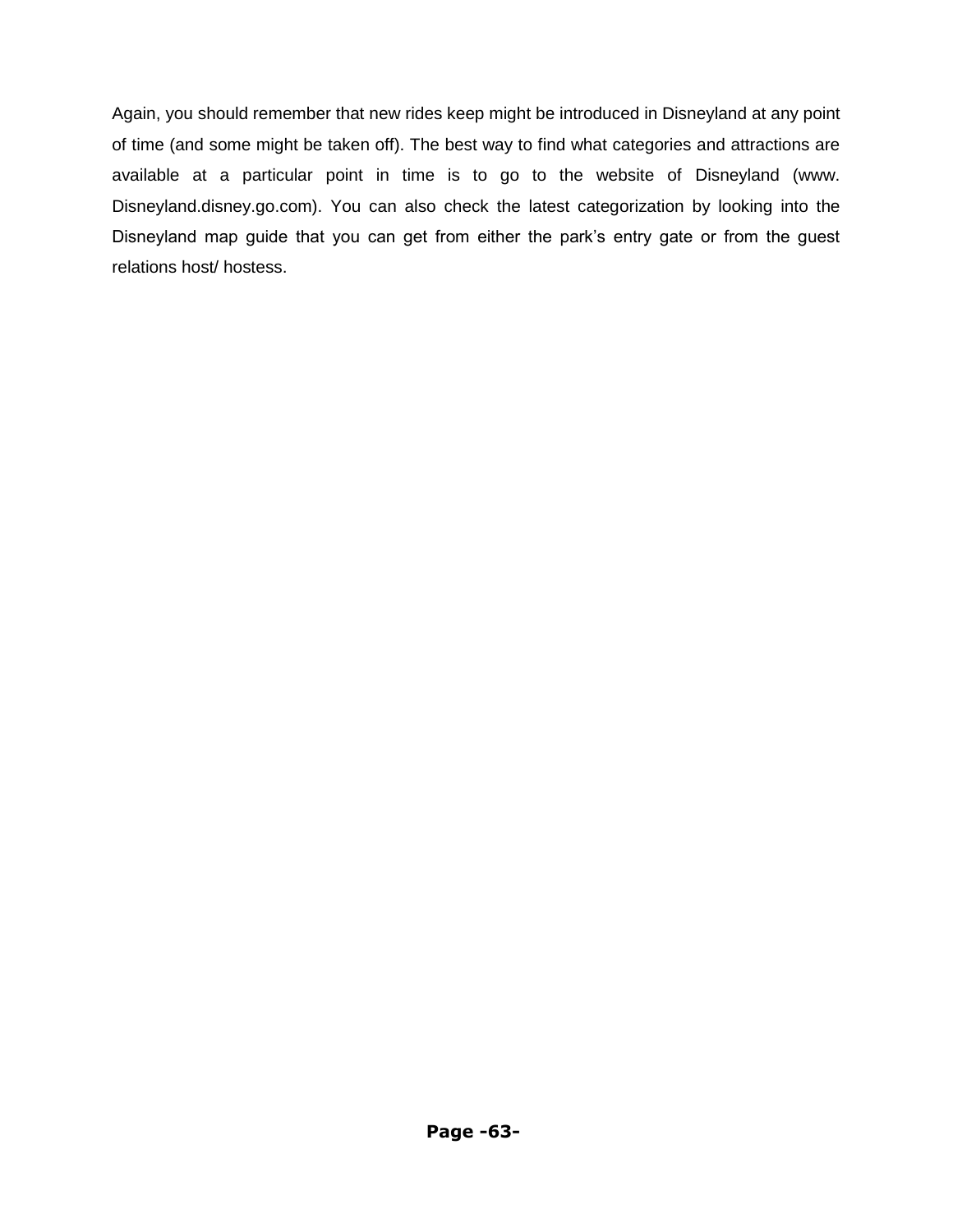Again, you should remember that new rides keep might be introduced in Disneyland at any point of time (and some might be taken off). The best way to find what categories and attractions are available at a particular point in time is to go to the website of Disneyland (www. Disneyland.disney.go.com). You can also check the latest categorization by looking into the Disneyland map guide that you can get from either the park's entry gate or from the guest relations host/ hostess.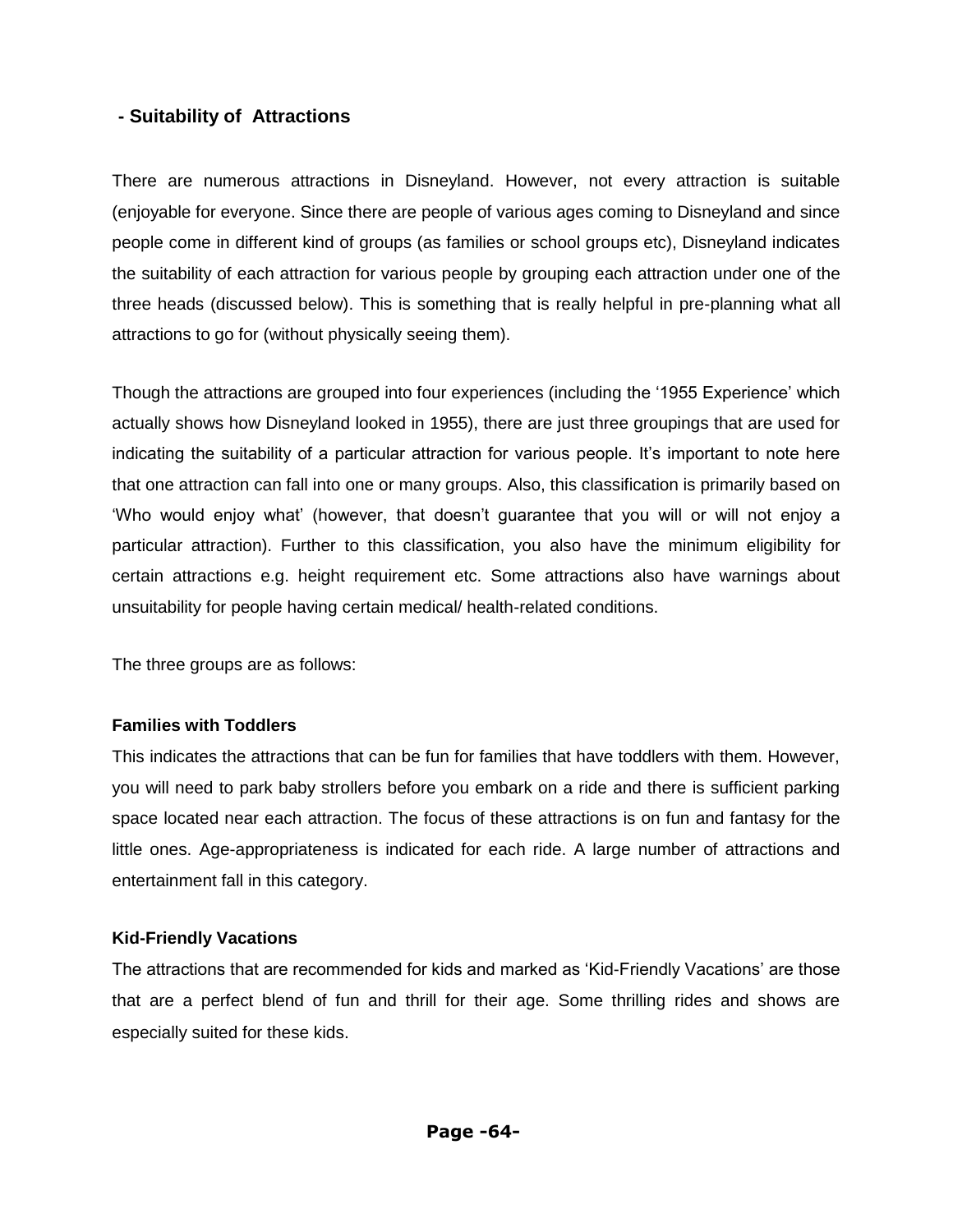## - Suitability of Attractions

There are numerous attractions in Disneyland. However, not every attraction is suitable (enjoyable for everyone. Since there are people of various ages coming to Disneyland and since people come in different kind of groups (as families or school groups etc), Disneyland indicates the suitability of each attraction for various people by grouping each attraction under one of the three heads (discussed below). This is something that is really helpful in pre-planning what all attractions to go for (without physically seeing them).

Though the attractions are grouped into four experiences (including the '1955 Experience' which actually shows how Disneyland looked in 1955), there are just three groupings that are used for indicating the suitability of a particular attraction for various people. It's important to note here that one attraction can fall into one or many groups. Also, this classification is primarily based on 'Who would enjoy what' (however, that doesn't guarantee that you will or will not enjoy a particular attraction). Further to this classification, you also have the minimum eligibility for certain attractions e.g. height requirement etc. Some attractions also have warnings about unsuitability for people having certain medical/ health-related conditions.

The three groups are as follows:

**Families with Toddlers**

This indicates the attractions that can be fun for families that have toddlers with them. However, you will need to park baby strollers before you embark on a ride and there is sufficient parking space located near each attraction. The focus of these attractions is on fun and fantasy for the little ones. Age-appropriateness is indicated for each ride. A large number of attractions and entertainment fall in this category.

**Kid-Friendly Vacations**

The attractions that are recommended for kids and marked as 'Kid-Friendly Vacations' are those that are a perfect blend of fun and thrill for their age. Some thrilling rides and shows are especially suited for these kids.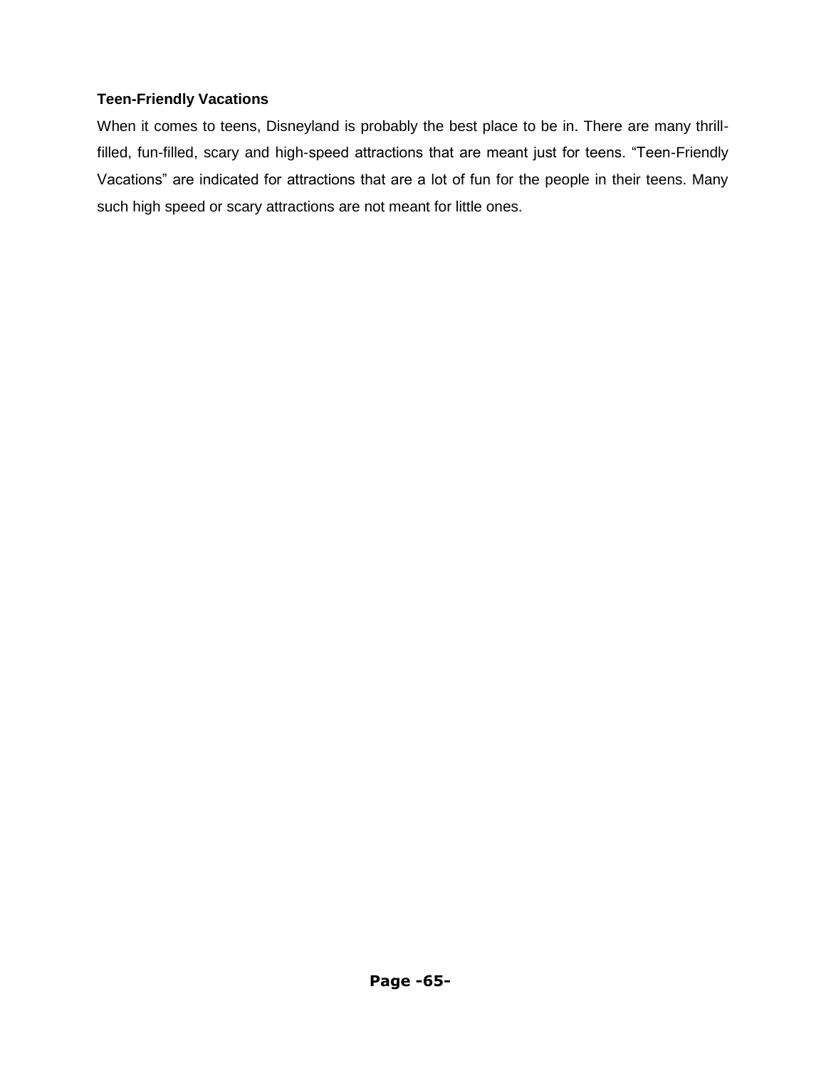**Teen-Friendly Vacations**

When it comes to teens, Disneyland is probably the best place to be in. There are many thrill-filled, fun-filled, scary and high-speed attractions that are meant just for teens. "Teen-Friendly Vacations" are indicated for attractions that are a lot of fun for the people in their teens. Many such high speed or scary attractions are not meant for little ones.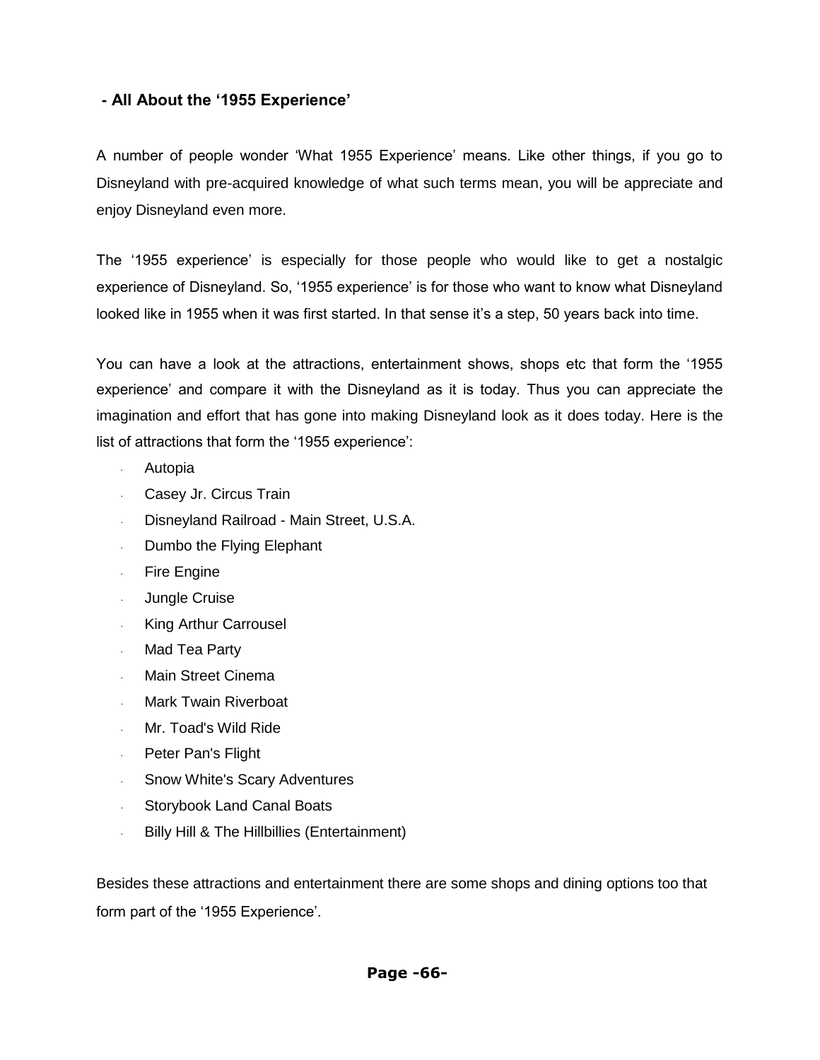## - All About the '1955 Experience'

A number of people wonder 'What 1955 Experience' means. Like other things, if you go to Disneyland with pre-acquired knowledge of what such terms mean, you will be appreciate and enjoy Disneyland even more.

The '1955 experience' is especially for those people who would like to get a nostalgic experience of Disneyland. So, '1955 experience' is for those who want to know what Disneyland looked like in 1955 when it was first started. In that sense it's a step, 50 years back into time.

You can have a look at the attractions, entertainment shows, shops etc that form the '1955 experience' and compare it with the Disneyland as it is today. Thus you can appreciate the imagination and effort that has gone into making Disneyland look as it does today. Here is the list of attractions that form the '1955 experience':

- Autopia
- Casey Jr. Circus Train
- Disneyland Railroad - Main Street, U.S.A.
- Dumbo the Flying Elephant
- Fire Engine
- Jungle Cruise
- King Arthur Carrousel
- Mad Tea Party
- Main Street Cinema
- Mark Twain Riverboat
- Mr. Toad's Wild Ride
- Peter Pan's Flight
- Snow White's Scary Adventures
- Storybook Land Canal Boats
- Billy Hill & The Hillbillies (Entertainment)

Besides these attractions and entertainment there are some shops and dining options too that form part of the '1955 Experience'.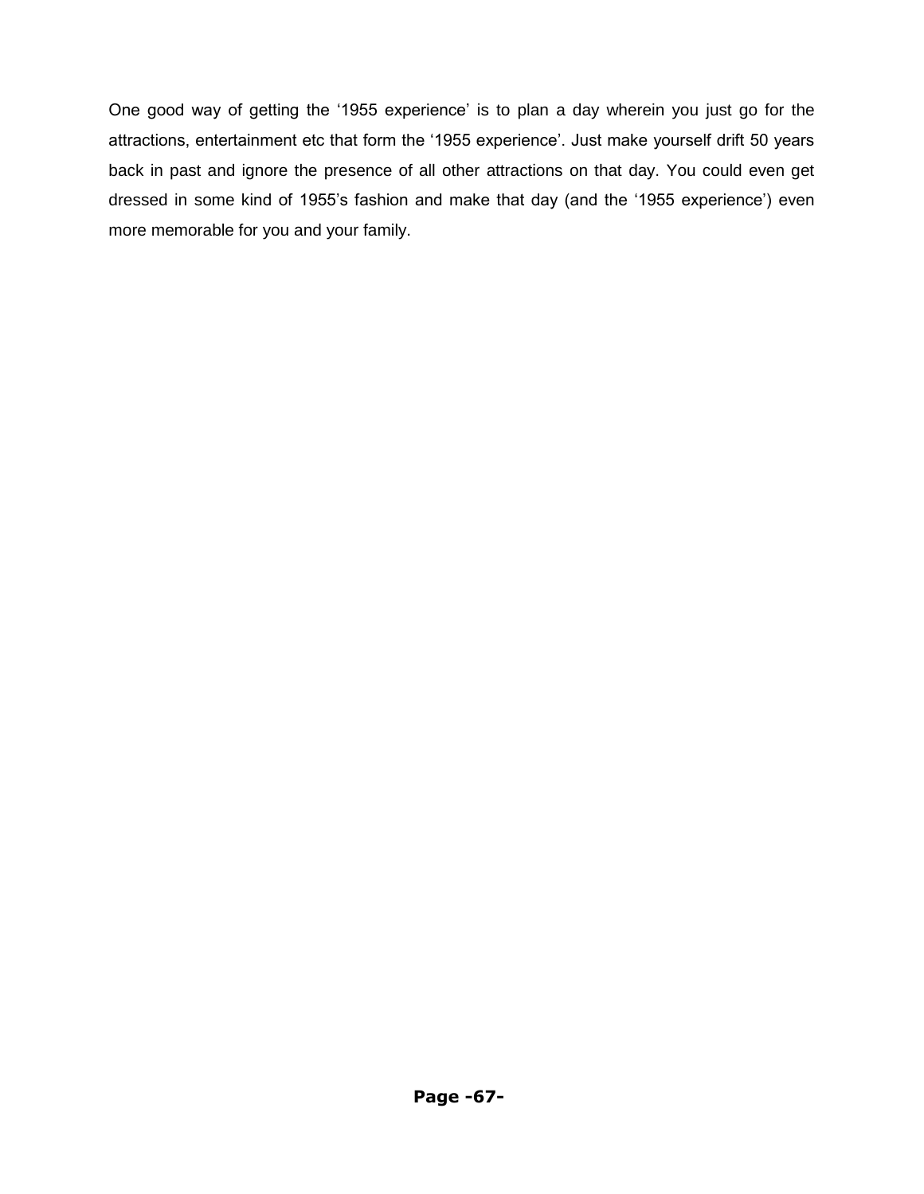One good way of getting the '1955 experience' is to plan a day wherein you just go for the attractions, entertainment etc that form the '1955 experience'. Just make yourself drift 50 years back in past and ignore the presence of all other attractions on that day. You could even get dressed in some kind of 1955's fashion and make that day (and the '1955 experience') even more memorable for you and your family.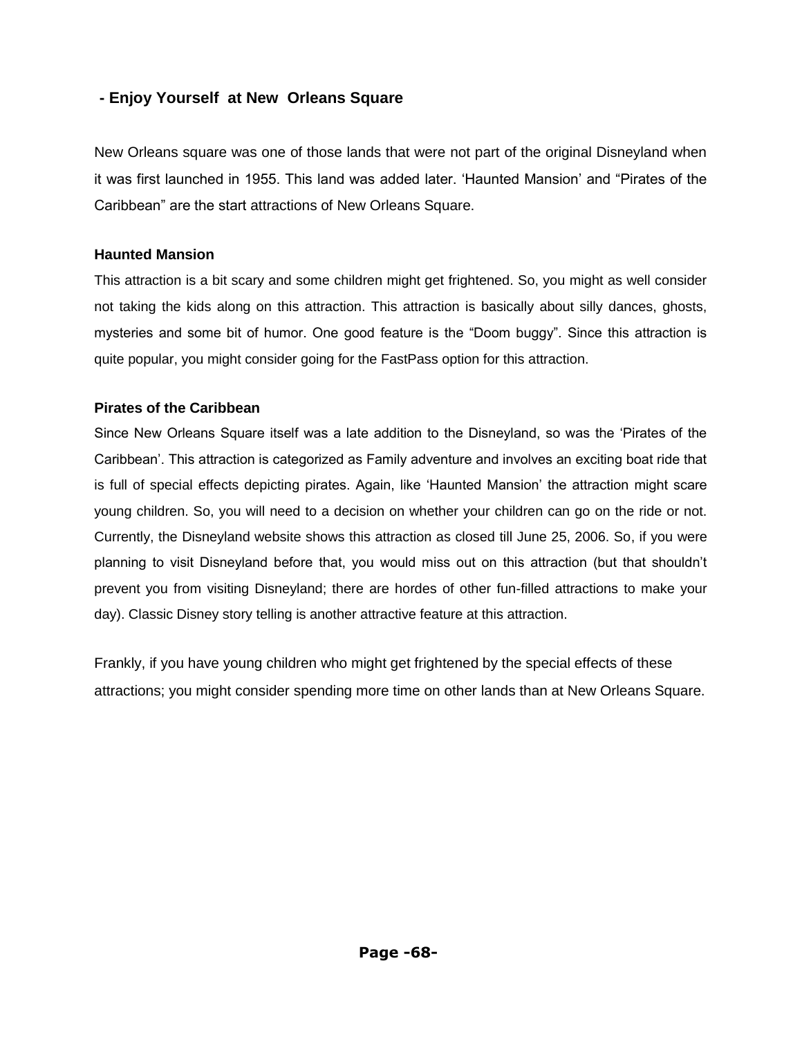## - Enjoy Yourself at New Orleans Square

New Orleans square was one of those lands that were not part of the original Disneyland when it was first launched in 1955. This land was added later. 'Haunted Mansion' and "Pirates of the Caribbean" are the start attractions of New Orleans Square.

### Haunted Mansion

This attraction is a bit scary and some children might get frightened. So, you might as well consider not taking the kids along on this attraction. This attraction is basically about silly dances, ghosts, mysteries and some bit of humor. One good feature is the "Doom buggy". Since this attraction is quite popular, you might consider going for the FastPass option for this attraction.

### Pirates of the Caribbean

Since New Orleans Square itself was a late addition to the Disneyland, so was the 'Pirates of the Caribbean'. This attraction is categorized as Family adventure and involves an exciting boat ride that is full of special effects depicting pirates. Again, like 'Haunted Mansion' the attraction might scare young children. So, you will need to a decision on whether your children can go on the ride or not. Currently, the Disneyland website shows this attraction as closed till June 25, 2006. So, if you were planning to visit Disneyland before that, you would miss out on this attraction (but that shouldn't prevent you from visiting Disneyland; there are hordes of other fun-filled attractions to make your day). Classic Disney story telling is another attractive feature at this attraction.

Frankly, if you have young children who might get frightened by the special effects of these attractions; you might consider spending more time on other lands than at New Orleans Square.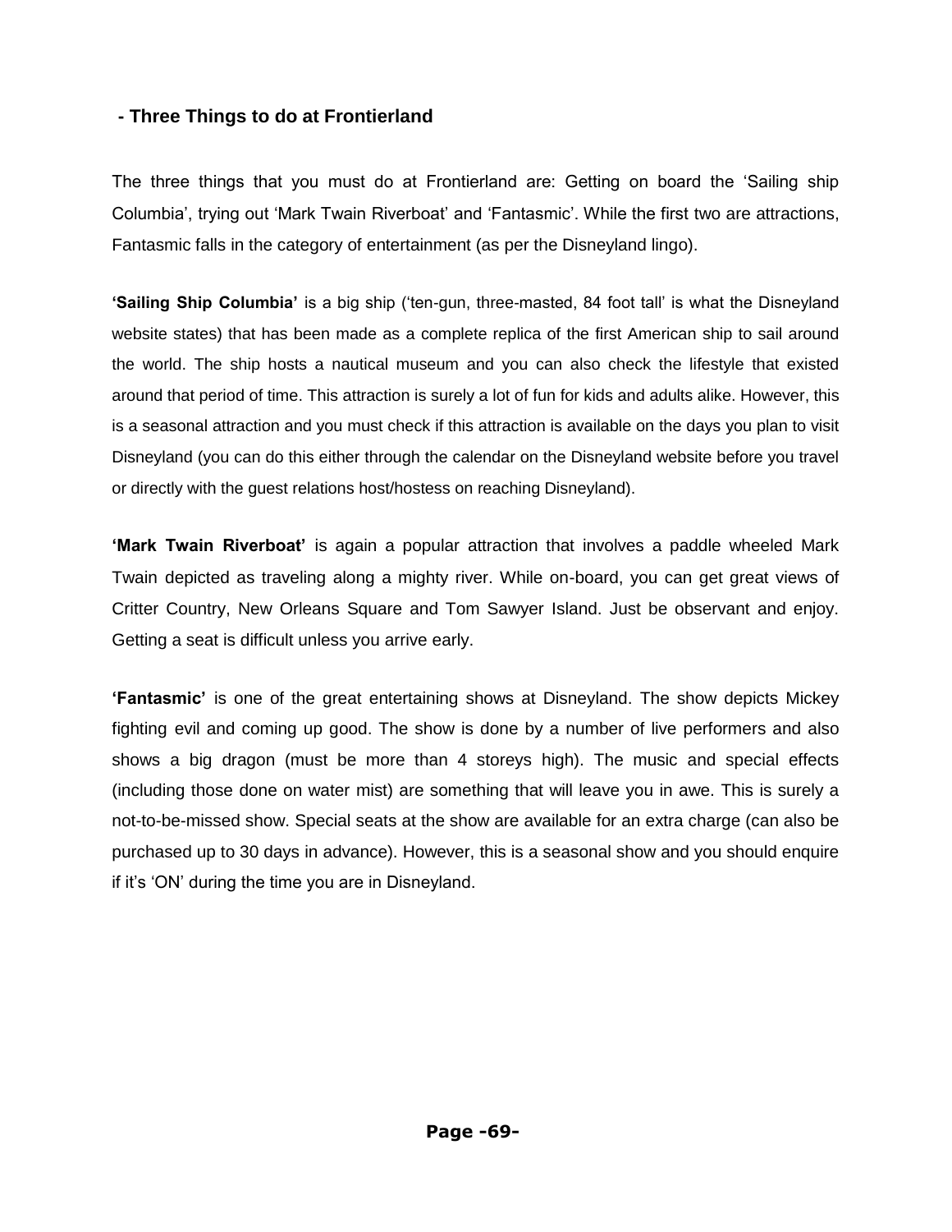### - Three Things to do at Frontierland

The three things that you must do at Frontierland are: Getting on board the 'Sailing ship Columbia', trying out 'Mark Twain Riverboat' and 'Fantasmic'. While the first two are attractions, Fantasmic falls in the category of entertainment (as per the Disneyland lingo).

**'Sailing Ship Columbia'** is a big ship ('ten-gun, three-masted, 84 foot tall' is what the Disneyland website states) that has been made as a complete replica of the first American ship to sail around the world. The ship hosts a nautical museum and you can also check the lifestyle that existed around that period of time. This attraction is surely a lot of fun for kids and adults alike. However, this is a seasonal attraction and you must check if this attraction is available on the days you plan to visit Disneyland (you can do this either through the calendar on the Disneyland website before you travel or directly with the guest relations host/hostess on reaching Disneyland).

**'Mark Twain Riverboat'** is again a popular attraction that involves a paddle wheeled Mark Twain depicted as traveling along a mighty river. While on-board, you can get great views of Critter Country, New Orleans Square and Tom Sawyer Island. Just be observant and enjoy. Getting a seat is difficult unless you arrive early.

**'Fantasmic'** is one of the great entertaining shows at Disneyland. The show depicts Mickey fighting evil and coming up good. The show is done by a number of live performers and also shows a big dragon (must be more than 4 storeys high). The music and special effects (including those done on water mist) are something that will leave you in awe. This is surely a not-to-be-missed show. Special seats at the show are available for an extra charge (can also be purchased up to 30 days in advance). However, this is a seasonal show and you should enquire if it's 'ON' during the time you are in Disneyland.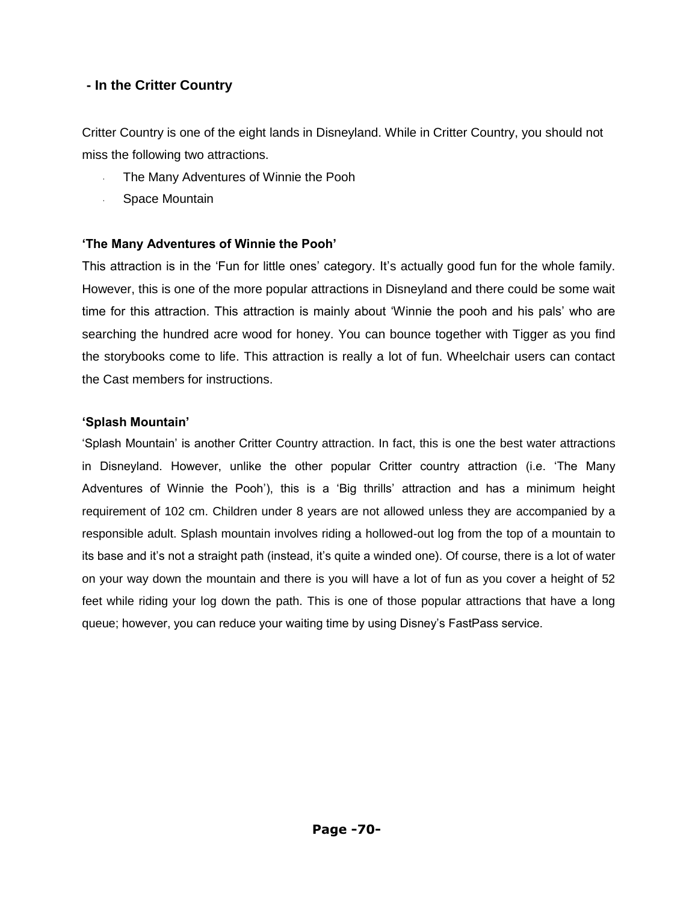## - In the Critter Country

Critter Country is one of the eight lands in Disneyland. While in Critter Country, you should not miss the following two attractions.

- The Many Adventures of Winnie the Pooh
- Space Mountain

**'The Many Adventures of Winnie the Pooh'**

This attraction is in the 'Fun for little ones' category. It's actually good fun for the whole family. However, this is one of the more popular attractions in Disneyland and there could be some wait time for this attraction. This attraction is mainly about 'Winnie the pooh and his pals' who are searching the hundred acre wood for honey. You can bounce together with Tigger as you find the storybooks come to life. This attraction is really a lot of fun. Wheelchair users can contact the Cast members for instructions.

**'Splash Mountain'**

'Splash Mountain' is another Critter Country attraction. In fact, this is one the best water attractions in Disneyland. However, unlike the other popular Critter country attraction (i.e. 'The Many Adventures of Winnie the Pooh'), this is a 'Big thrills' attraction and has a minimum height requirement of 102 cm. Children under 8 years are not allowed unless they are accompanied by a responsible adult. Splash mountain involves riding a hollowed-out log from the top of a mountain to its base and it's not a straight path (instead, it's quite a winded one). Of course, there is a lot of water on your way down the mountain and there is you will have a lot of fun as you cover a height of 52 feet while riding your log down the path. This is one of those popular attractions that have a long queue; however, you can reduce your waiting time by using Disney's FastPass service.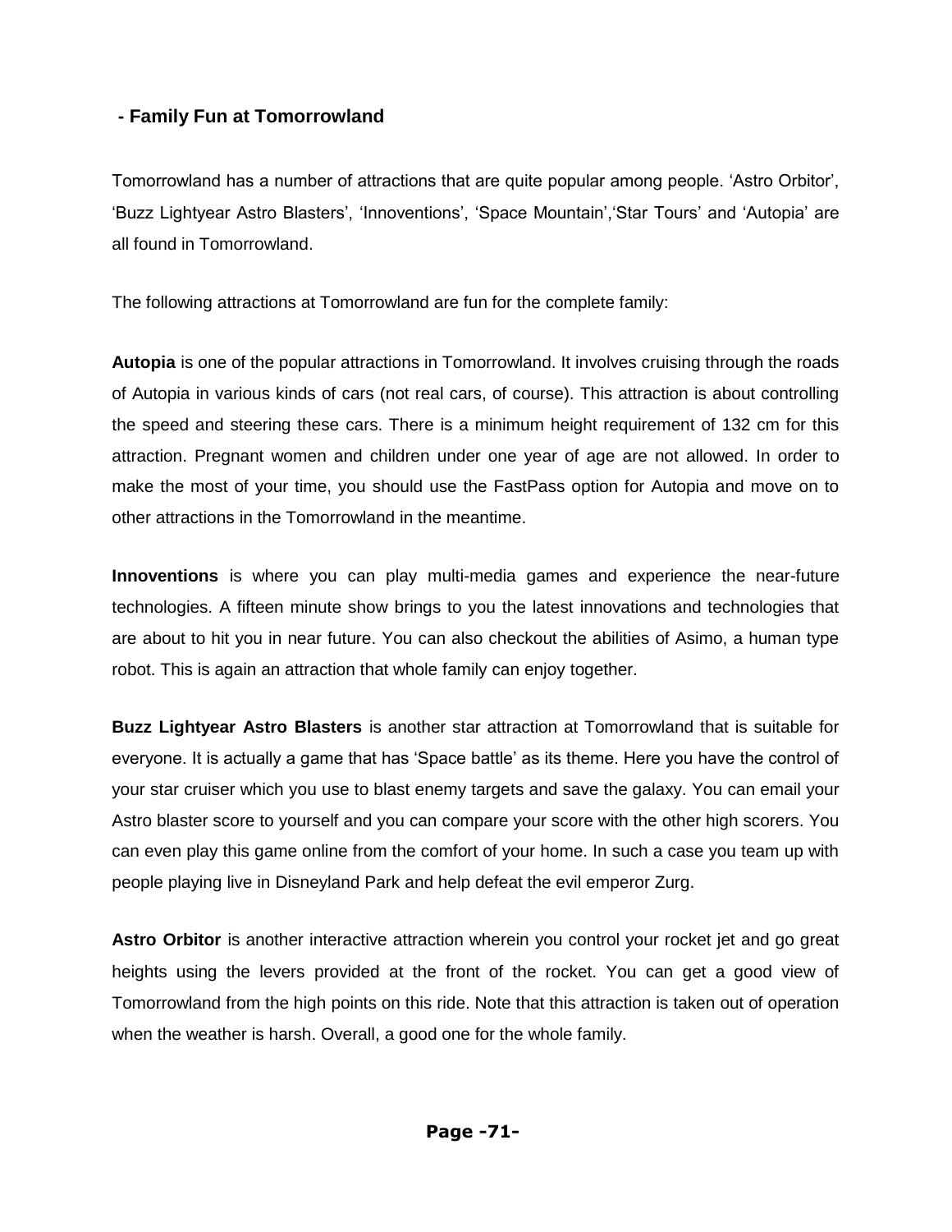## - Family Fun at Tomorrowland

Tomorrowland has a number of attractions that are quite popular among people. 'Astro Orbitor', 'Buzz Lightyear Astro Blasters', 'Innoventions', 'Space Mountain','Star Tours' and 'Autopia' are all found in Tomorrowland.

The following attractions at Tomorrowland are fun for the complete family:

**Autopia** is one of the popular attractions in Tomorrowland. It involves cruising through the roads of Autopia in various kinds of cars (not real cars, of course). This attraction is about controlling the speed and steering these cars. There is a minimum height requirement of 132 cm for this attraction. Pregnant women and children under one year of age are not allowed. In order to make the most of your time, you should use the FastPass option for Autopia and move on to other attractions in the Tomorrowland in the meantime.

**Innoventions** is where you can play multi-media games and experience the near-future technologies. A fifteen minute show brings to you the latest innovations and technologies that are about to hit you in near future. You can also checkout the abilities of Asimo, a human type robot. This is again an attraction that whole family can enjoy together.

**Buzz Lightyear Astro Blasters** is another star attraction at Tomorrowland that is suitable for everyone. It is actually a game that has 'Space battle' as its theme. Here you have the control of your star cruiser which you use to blast enemy targets and save the galaxy. You can email your Astro blaster score to yourself and you can compare your score with the other high scorers. You can even play this game online from the comfort of your home. In such a case you team up with people playing live in Disneyland Park and help defeat the evil emperor Zurg.

**Astro Orbitor** is another interactive attraction wherein you control your rocket jet and go great heights using the levers provided at the front of the rocket. You can get a good view of Tomorrowland from the high points on this ride. Note that this attraction is taken out of operation when the weather is harsh. Overall, a good one for the whole family.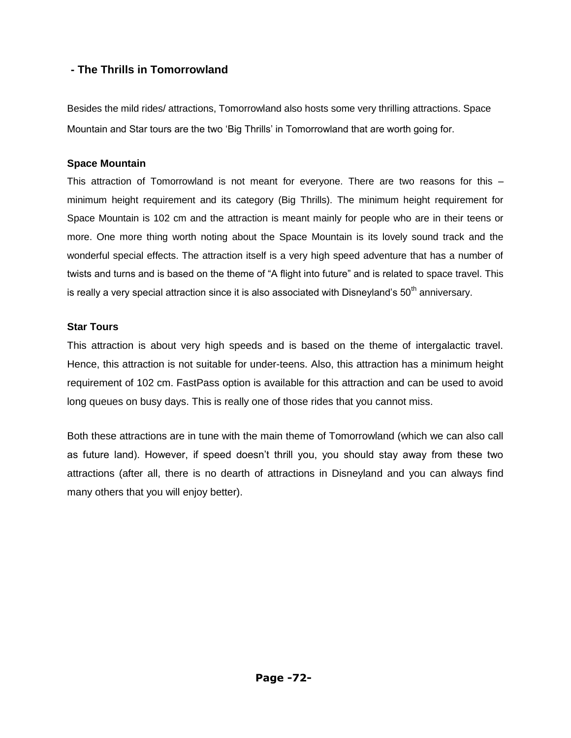## - The Thrills in Tomorrowland

Besides the mild rides/ attractions, Tomorrowland also hosts some very thrilling attractions. Space Mountain and Star tours are the two 'Big Thrills' in Tomorrowland that are worth going for.

### Space Mountain

This attraction of Tomorrowland is not meant for everyone. There are two reasons for this – minimum height requirement and its category (Big Thrills). The minimum height requirement for Space Mountain is 102 cm and the attraction is meant mainly for people who are in their teens or more. One more thing worth noting about the Space Mountain is its lovely sound track and the wonderful special effects. The attraction itself is a very high speed adventure that has a number of twists and turns and is based on the theme of "A flight into future" and is related to space travel. This is really a very special attraction since it is also associated with Disneyland's 50th anniversary.

### Star Tours

This attraction is about very high speeds and is based on the theme of intergalactic travel. Hence, this attraction is not suitable for under-teens. Also, this attraction has a minimum height requirement of 102 cm. FastPass option is available for this attraction and can be used to avoid long queues on busy days. This is really one of those rides that you cannot miss.

Both these attractions are in tune with the main theme of Tomorrowland (which we can also call as future land). However, if speed doesn't thrill you, you should stay away from these two attractions (after all, there is no dearth of attractions in Disneyland and you can always find many others that you will enjoy better).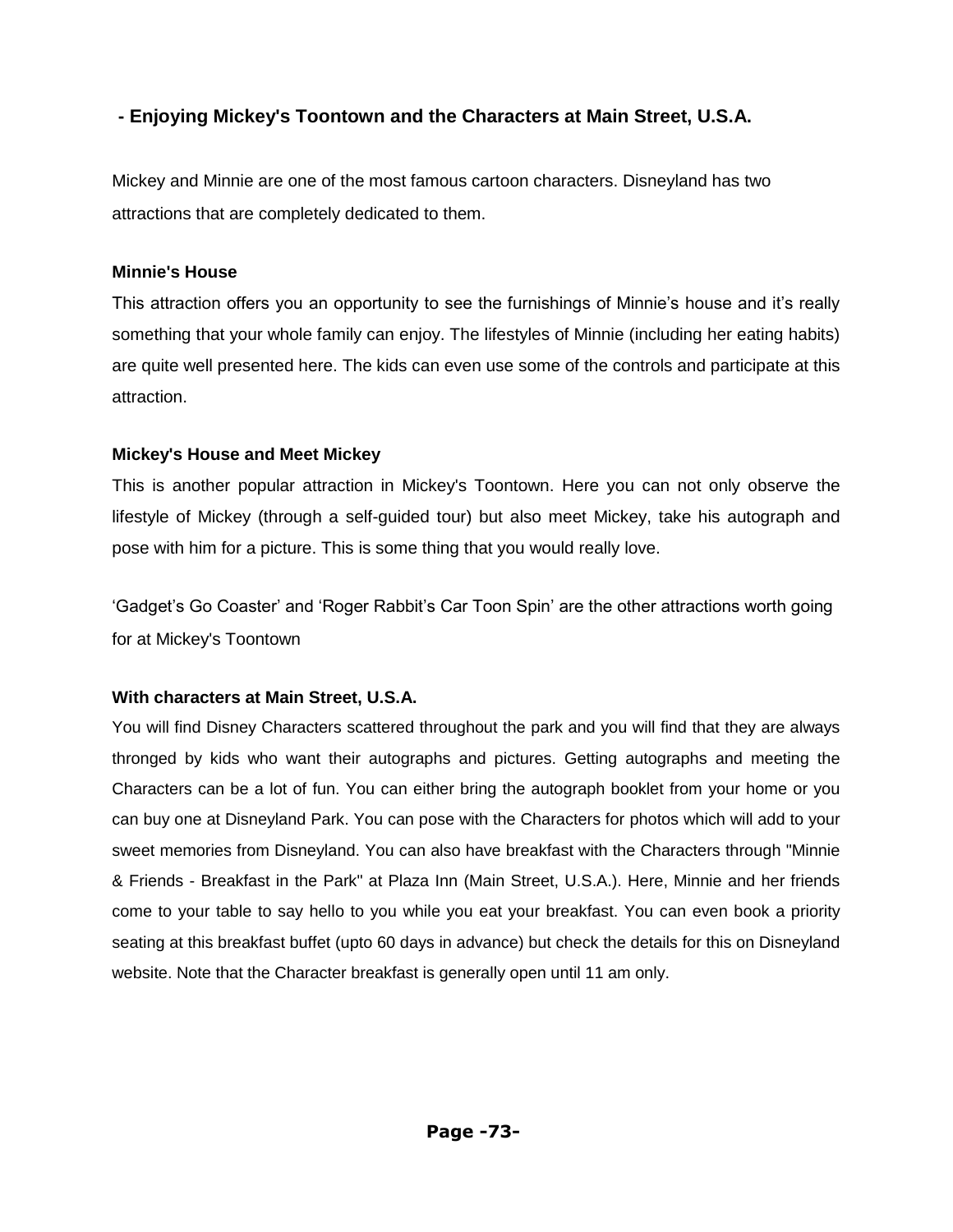## - Enjoying Mickey's Toontown and the Characters at Main Street, U.S.A.

Mickey and Minnie are one of the most famous cartoon characters. Disneyland has two attractions that are completely dedicated to them.

**Minnie's House**

This attraction offers you an opportunity to see the furnishings of Minnie's house and it's really something that your whole family can enjoy. The lifestyles of Minnie (including her eating habits) are quite well presented here. The kids can even use some of the controls and participate at this attraction.

**Mickey's House and Meet Mickey**

This is another popular attraction in Mickey's Toontown. Here you can not only observe the lifestyle of Mickey (through a self-guided tour) but also meet Mickey, take his autograph and pose with him for a picture. This is some thing that you would really love.

'Gadget's Go Coaster' and 'Roger Rabbit's Car Toon Spin' are the other attractions worth going for at Mickey's Toontown

**With characters at Main Street, U.S.A.**

You will find Disney Characters scattered throughout the park and you will find that they are always thronged by kids who want their autographs and pictures. Getting autographs and meeting the Characters can be a lot of fun. You can either bring the autograph booklet from your home or you can buy one at Disneyland Park. You can pose with the Characters for photos which will add to your sweet memories from Disneyland. You can also have breakfast with the Characters through "Minnie & Friends - Breakfast in the Park" at Plaza Inn (Main Street, U.S.A.). Here, Minnie and her friends come to your table to say hello to you while you eat your breakfast. You can even book a priority seating at this breakfast buffet (upto 60 days in advance) but check the details for this on Disneyland website. Note that the Character breakfast is generally open until 11 am only.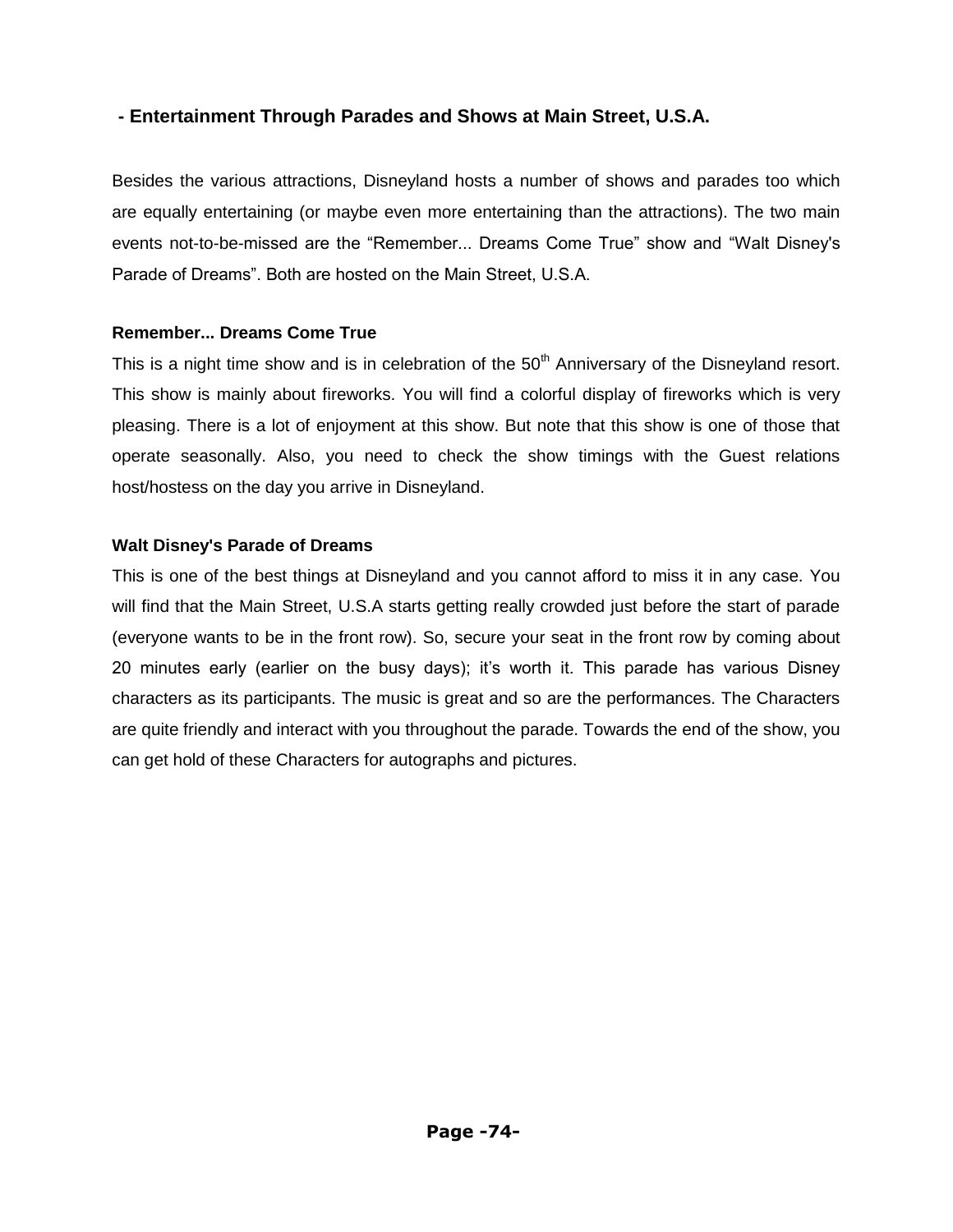### - Entertainment Through Parades and Shows at Main Street, U.S.A.

Besides the various attractions, Disneyland hosts a number of shows and parades too which are equally entertaining (or maybe even more entertaining than the attractions). The two main events not-to-be-missed are the “Remember... Dreams Come True” show and “Walt Disney's Parade of Dreams”. Both are hosted on the Main Street, U.S.A.

**Remember... Dreams Come True**

This is a night time show and is in celebration of the 50th Anniversary of the Disneyland resort. This show is mainly about fireworks. You will find a colorful display of fireworks which is very pleasing. There is a lot of enjoyment at this show. But note that this show is one of those that operate seasonally. Also, you need to check the show timings with the Guest relations host/hostess on the day you arrive in Disneyland.

**Walt Disney's Parade of Dreams**

This is one of the best things at Disneyland and you cannot afford to miss it in any case. You will find that the Main Street, U.S.A starts getting really crowded just before the start of parade (everyone wants to be in the front row). So, secure your seat in the front row by coming about 20 minutes early (earlier on the busy days); it’s worth it. This parade has various Disney characters as its participants. The music is great and so are the performances. The Characters are quite friendly and interact with you throughout the parade. Towards the end of the show, you can get hold of these Characters for autographs and pictures.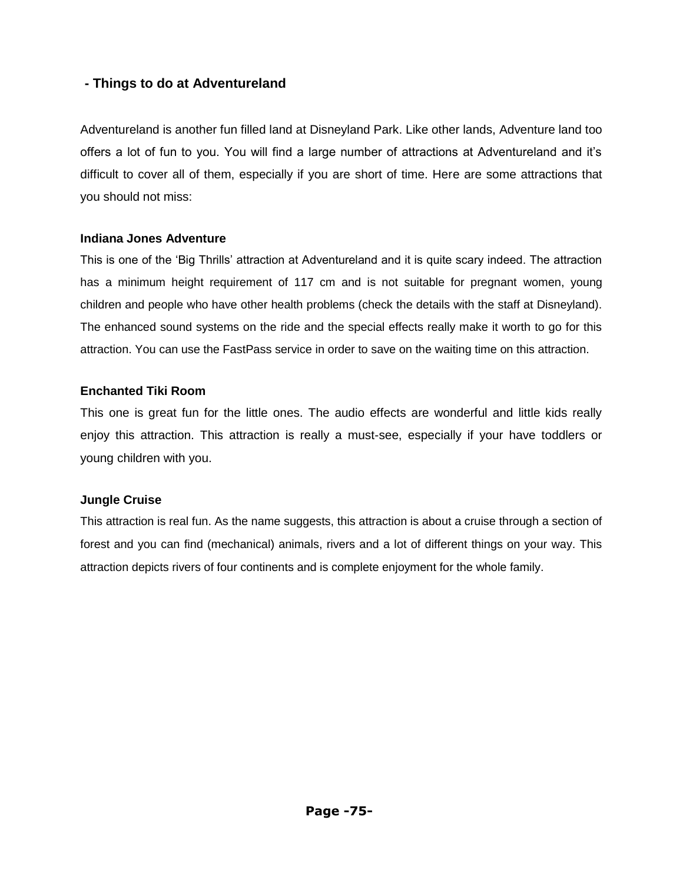## - Things to do at Adventureland

Adventureland is another fun filled land at Disneyland Park. Like other lands, Adventure land too offers a lot of fun to you. You will find a large number of attractions at Adventureland and it's difficult to cover all of them, especially if you are short of time. Here are some attractions that you should not miss:

### Indiana Jones Adventure

This is one of the 'Big Thrills' attraction at Adventureland and it is quite scary indeed. The attraction has a minimum height requirement of 117 cm and is not suitable for pregnant women, young children and people who have other health problems (check the details with the staff at Disneyland). The enhanced sound systems on the ride and the special effects really make it worth to go for this attraction. You can use the FastPass service in order to save on the waiting time on this attraction.

### Enchanted Tiki Room

This one is great fun for the little ones. The audio effects are wonderful and little kids really enjoy this attraction. This attraction is really a must-see, especially if your have toddlers or young children with you.

### Jungle Cruise

This attraction is real fun. As the name suggests, this attraction is about a cruise through a section of forest and you can find (mechanical) animals, rivers and a lot of different things on your way. This attraction depicts rivers of four continents and is complete enjoyment for the whole family.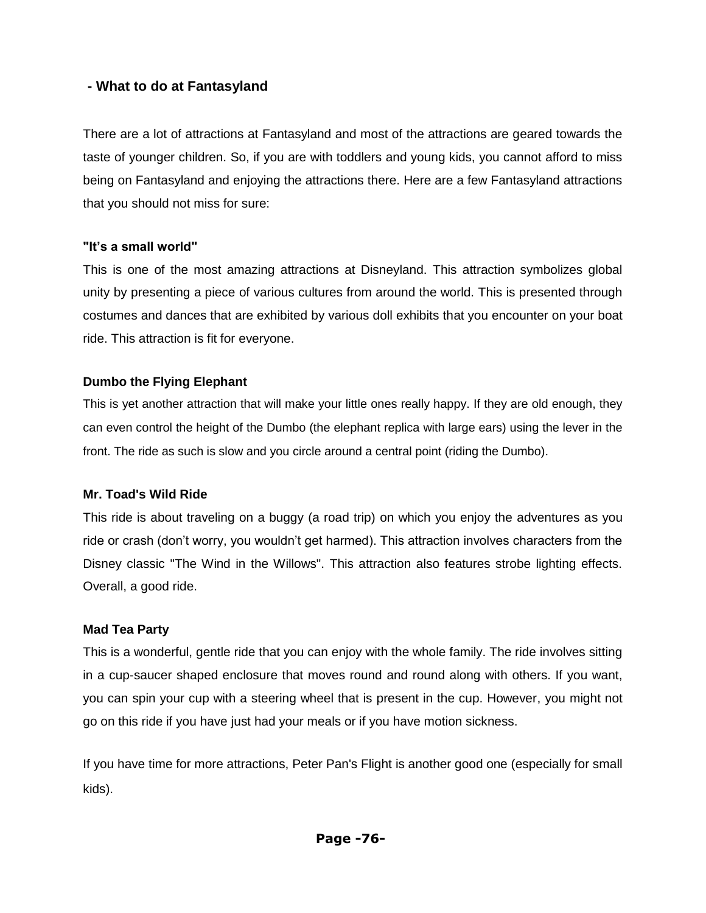### - What to do at Fantasyland

There are a lot of attractions at Fantasyland and most of the attractions are geared towards the taste of younger children. So, if you are with toddlers and young kids, you cannot afford to miss being on Fantasyland and enjoying the attractions there. Here are a few Fantasyland attractions that you should not miss for sure:

**"It's a small world"**

This is one of the most amazing attractions at Disneyland. This attraction symbolizes global unity by presenting a piece of various cultures from around the world. This is presented through costumes and dances that are exhibited by various doll exhibits that you encounter on your boat ride. This attraction is fit for everyone.

**Dumbo the Flying Elephant**

This is yet another attraction that will make your little ones really happy. If they are old enough, they can even control the height of the Dumbo (the elephant replica with large ears) using the lever in the front. The ride as such is slow and you circle around a central point (riding the Dumbo).

**Mr. Toad's Wild Ride**

This ride is about traveling on a buggy (a road trip) on which you enjoy the adventures as you ride or crash (don't worry, you wouldn't get harmed). This attraction involves characters from the Disney classic "The Wind in the Willows". This attraction also features strobe lighting effects. Overall, a good ride.

**Mad Tea Party**

This is a wonderful, gentle ride that you can enjoy with the whole family. The ride involves sitting in a cup-saucer shaped enclosure that moves round and round along with others. If you want, you can spin your cup with a steering wheel that is present in the cup. However, you might not go on this ride if you have just had your meals or if you have motion sickness.

If you have time for more attractions, Peter Pan's Flight is another good one (especially for small kids).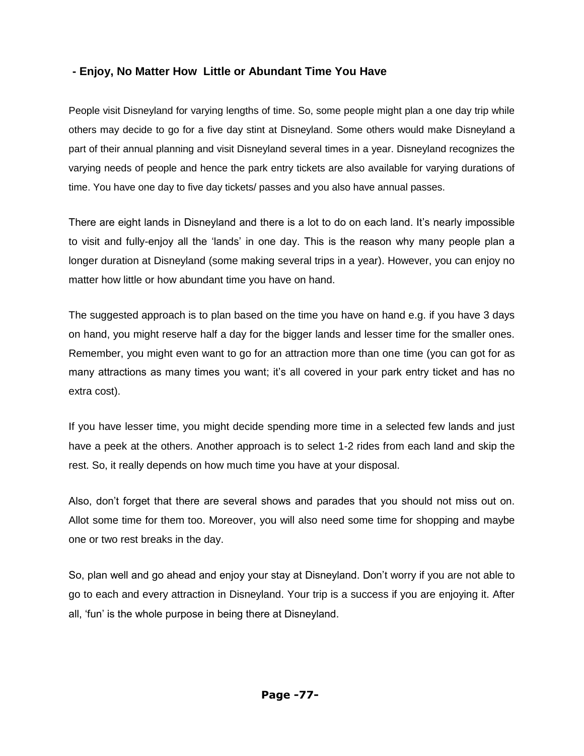## - Enjoy, No Matter How Little or Abundant Time You Have

People visit Disneyland for varying lengths of time. So, some people might plan a one day trip while others may decide to go for a five day stint at Disneyland. Some others would make Disneyland a part of their annual planning and visit Disneyland several times in a year. Disneyland recognizes the varying needs of people and hence the park entry tickets are also available for varying durations of time. You have one day to five day tickets/ passes and you also have annual passes.

There are eight lands in Disneyland and there is a lot to do on each land. It's nearly impossible to visit and fully-enjoy all the 'lands' in one day. This is the reason why many people plan a longer duration at Disneyland (some making several trips in a year). However, you can enjoy no matter how little or how abundant time you have on hand.

The suggested approach is to plan based on the time you have on hand e.g. if you have 3 days on hand, you might reserve half a day for the bigger lands and lesser time for the smaller ones. Remember, you might even want to go for an attraction more than one time (you can got for as many attractions as many times you want; it's all covered in your park entry ticket and has no extra cost).

If you have lesser time, you might decide spending more time in a selected few lands and just have a peek at the others. Another approach is to select 1-2 rides from each land and skip the rest. So, it really depends on how much time you have at your disposal.

Also, don't forget that there are several shows and parades that you should not miss out on. Allot some time for them too. Moreover, you will also need some time for shopping and maybe one or two rest breaks in the day.

So, plan well and go ahead and enjoy your stay at Disneyland. Don't worry if you are not able to go to each and every attraction in Disneyland. Your trip is a success if you are enjoying it. After all, 'fun' is the whole purpose in being there at Disneyland.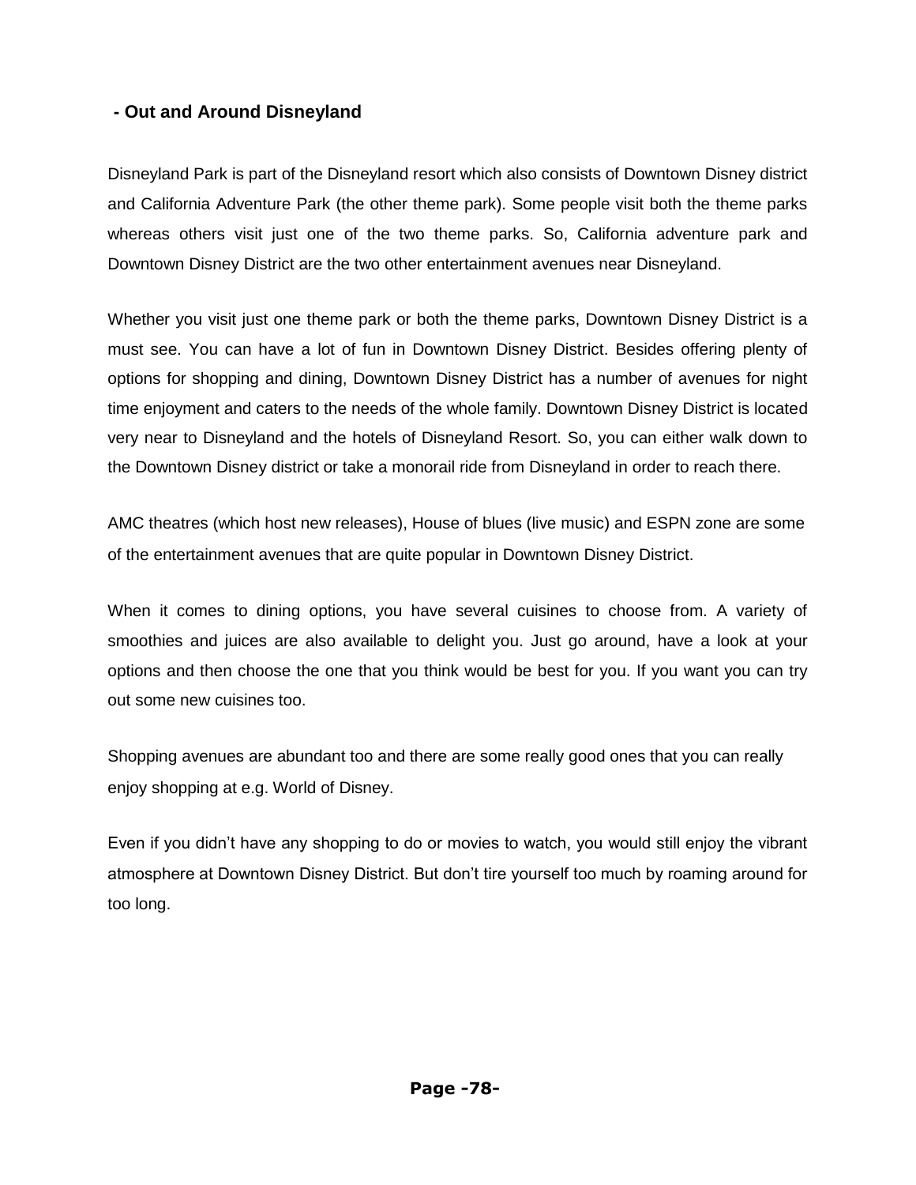## - Out and Around Disneyland

Disneyland Park is part of the Disneyland resort which also consists of Downtown Disney district and California Adventure Park (the other theme park). Some people visit both the theme parks whereas others visit just one of the two theme parks. So, California adventure park and Downtown Disney District are the two other entertainment avenues near Disneyland.

Whether you visit just one theme park or both the theme parks, Downtown Disney District is a must see. You can have a lot of fun in Downtown Disney District. Besides offering plenty of options for shopping and dining, Downtown Disney District has a number of avenues for night time enjoyment and caters to the needs of the whole family. Downtown Disney District is located very near to Disneyland and the hotels of Disneyland Resort. So, you can either walk down to the Downtown Disney district or take a monorail ride from Disneyland in order to reach there.

AMC theatres (which host new releases), House of blues (live music) and ESPN zone are some of the entertainment avenues that are quite popular in Downtown Disney District.

When it comes to dining options, you have several cuisines to choose from. A variety of smoothies and juices are also available to delight you. Just go around, have a look at your options and then choose the one that you think would be best for you. If you want you can try out some new cuisines too.

Shopping avenues are abundant too and there are some really good ones that you can really enjoy shopping at e.g. World of Disney.

Even if you didn't have any shopping to do or movies to watch, you would still enjoy the vibrant atmosphere at Downtown Disney District. But don't tire yourself too much by roaming around for too long.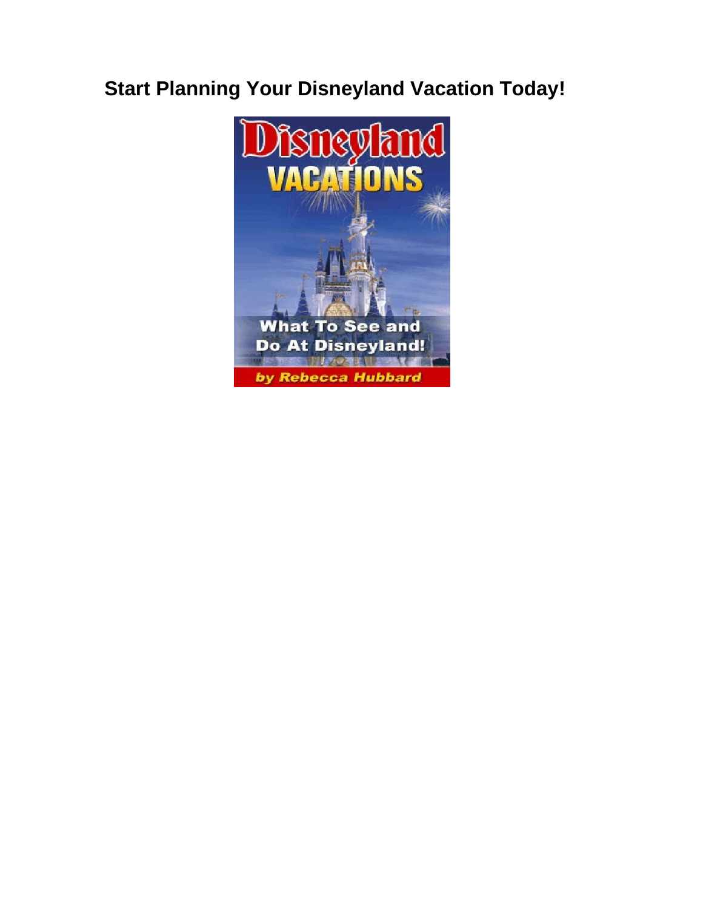**Start Planning Your Disneyland Vacation Today!**